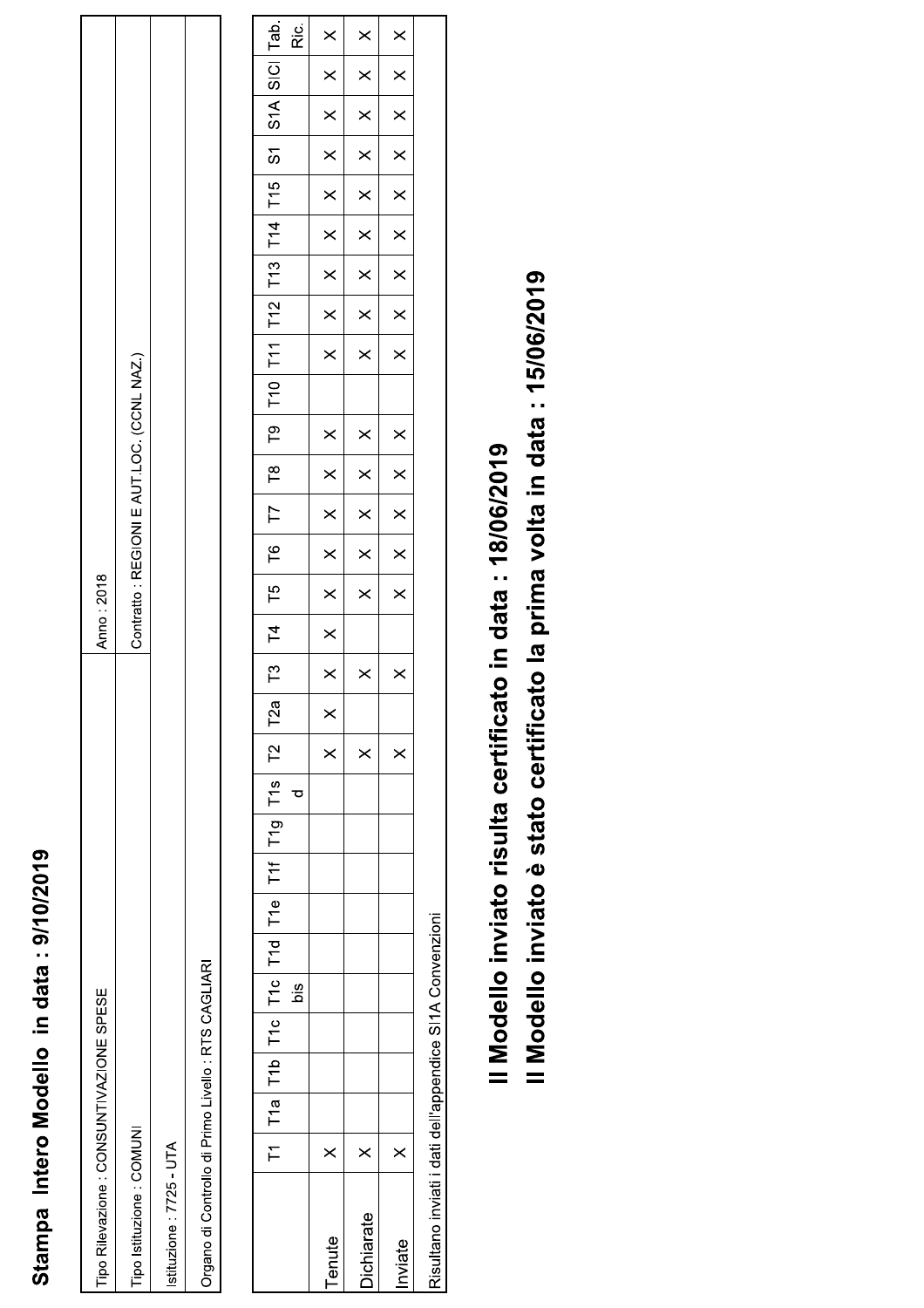# Stampa Intero Modello in data : 9/10/2019

| | |
|---|---|
| Tipo Rilevazione : CONSUNTIVAZIONE SPESE | Anno : 2018 |
| Tipo Istituzione : COMUNI | Contratto : REGIONI E AUT.LOC. (CCNL NAZ.) |
| Istituzione : 7725 - UTA | |
| Organo di Controllo di Primo Livello : RTS CAGLIARI | |

| | T1 | T1a | T1b | T1c | T1c bis | T1d | T1e | T1f | T1g | T1sd | T2 | T2a | T3 | T4 | T5 | T6 | T7 | T8 | T9 | T10 | T11 | T12 | T13 | T14 | T15 | S1 | S1A | SICI | Tab. Ric. |
|---|---|---|---|---|---|---|---|---|---|---|---|---|---|---|---|---|---|---|---|---|---|---|---|---|---|---|---|---|---|
| Tenute | X | | | | | | | | | | X | X | X | X | X | X | X | X | X | | X | X | X | X | X | X | X | X | X |
| Dichiarate | X | | | | | | | | | | X | | X | | X | X | X | X | X | | X | X | X | X | X | X | X | X | X |
| Inviate | X | | | | | | | | | | X | | X | | X | X | X | X | X | | X | X | X | X | X | X | X | X | X |

Risultano inviati i dati dell'appendice SI1A Convenzioni

## Il Modello inviato risulta certificato in data : 18/06/2019

## Il Modello inviato è stato certificato la prima volta in data : 15/06/2019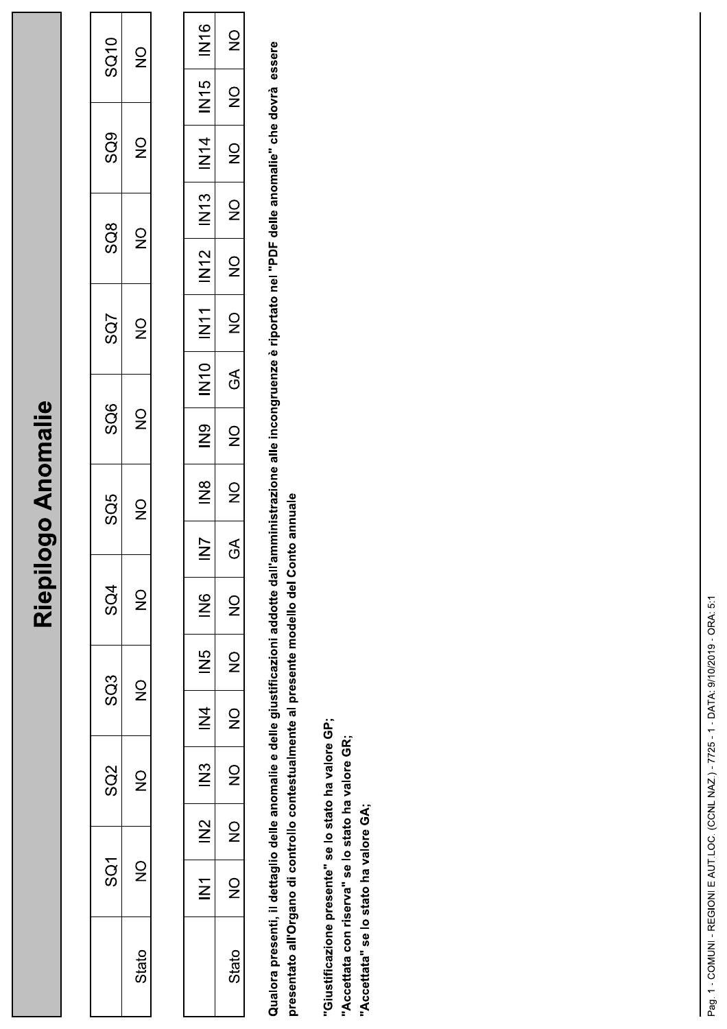# Riepilogo Anomalie

| | SQ1 | SQ2 | SQ3 | SQ4 | SQ5 | SQ6 | SQ7 | SQ8 | SQ9 | SQ10 |
|---|---|---|---|---|---|---|---|---|---|---|
| Stato | NO | NO | NO | NO | NO | NO | NO | NO | NO | NO |

| | IN1 | IN2 | IN3 | IN4 | IN5 | IN6 | IN7 | IN8 | IN9 | IN10 | IN11 | IN12 | IN13 | IN14 | IN15 | IN16 |
|---|---|---|---|---|---|---|---|---|---|---|---|---|---|---|---|---|
| Stato | NO | NO | NO | NO | NO | NO | GA | NO | NO | GA | NO | NO | NO | NO | NO | NO |

**Qualora presenti, il dettaglio delle anomalie e delle giustificazioni addotte dall'amministrazione alle incongruenze è riportato nel "PDF delle anomalie" che dovrà essere presentato all'Organo di controllo contestualmente al presente modello del Conto annuale**

**"Giustificazione presente" se lo stato ha valore GP;**
**"Accettata con riserva" se lo stato ha valore GR;**
**"Accettata" se lo stato ha valore GA;**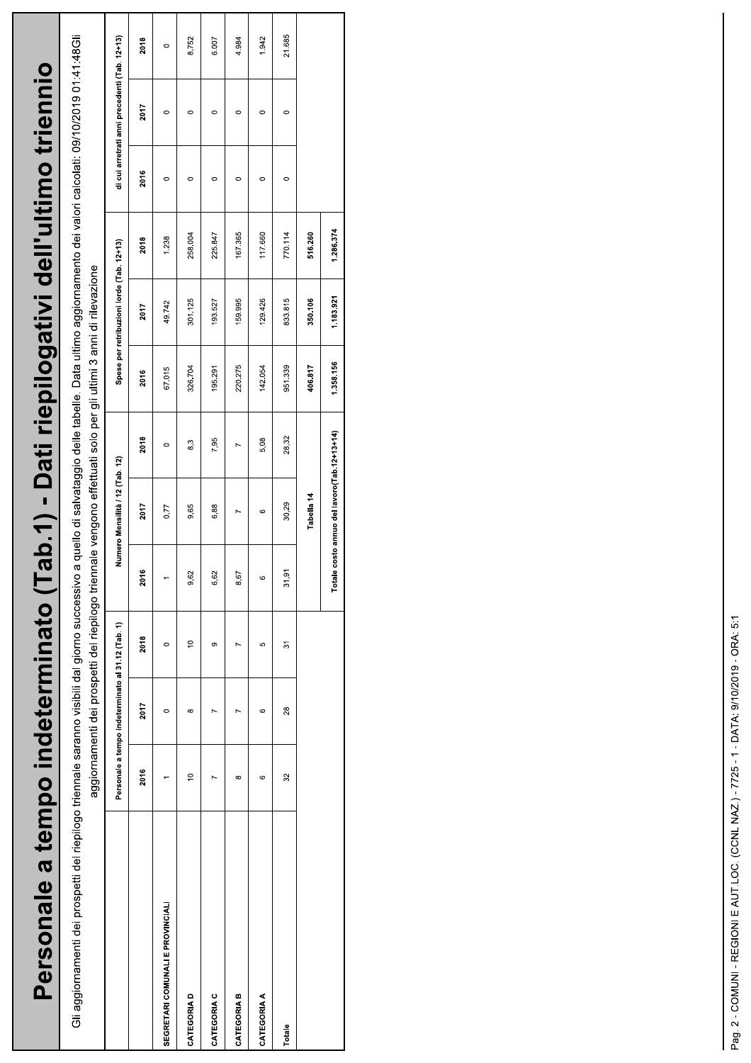# Personale a tempo indeterminato (Tab.1) - Dati riepilogativi dell'ultimo triennio

Gli aggiornamenti dei prospetti del riepilogo triennale saranno visibili dal giorno successivo a quello di salvataggio delle tabelle. Data ultimo aggiornamento dei valori calcolati: 09/10/2019 01:41:48Gli aggiornamenti dei prospetti del riepilogo triennale vengono effettuati solo per gli ultimi 3 anni di rilevazione

| | Personale a tempo indeterminato al 31.12 (Tab. 1) | | | Numero Mensilità / 12 (Tab. 12) | | | Spese per retribuzioni lorde (Tab. 12+13) | | | di cui arretrati anni precedenti (Tab. 12+13) | | |
|---|---|---|---|---|---|---|---|---|---|---|---|---|
| | 2016 | 2017 | 2018 | 2016 | 2017 | 2018 | 2016 | 2017 | 2018 | 2016 | 2017 | 2018 |
| SEGRETARI COMUNALI E PROVINCIALI | 1 | 0 | 0 | 1 | 0,77 | 0 | 67.015 | 49.742 | 1.238 | 0 | 0 | 0 |
| CATEGORIA D | 10 | 8 | 10 | 9,62 | 9,65 | 8,3 | 326.704 | 301.125 | 258.004 | 0 | 0 | 8.752 |
| CATEGORIA C | 7 | 7 | 9 | 6,62 | 6,88 | 7,95 | 195.291 | 193.527 | 225.847 | 0 | 0 | 6.007 |
| CATEGORIA B | 8 | 7 | 7 | 8,67 | 7 | 7 | 220.275 | 159.995 | 167.365 | 0 | 0 | 4.984 |
| CATEGORIA A | 6 | 6 | 5 | 6 | 6 | 5,08 | 142.054 | 129.426 | 117.660 | 0 | 0 | 1.942 |
| Totale | 32 | 28 | 31 | 31,91 | 30,29 | 28,32 | 951.339 | 833.815 | 770.114 | 0 | 0 | 21.685 |
| | | | | Tabella 14 | | | 406.817 | 350.106 | 516.260 | | | |
| | | | | Totale costo annuo del lavoro(Tab.12+13+14) | | | 1.358.156 | 1.183.921 | 1.286.374 | | | |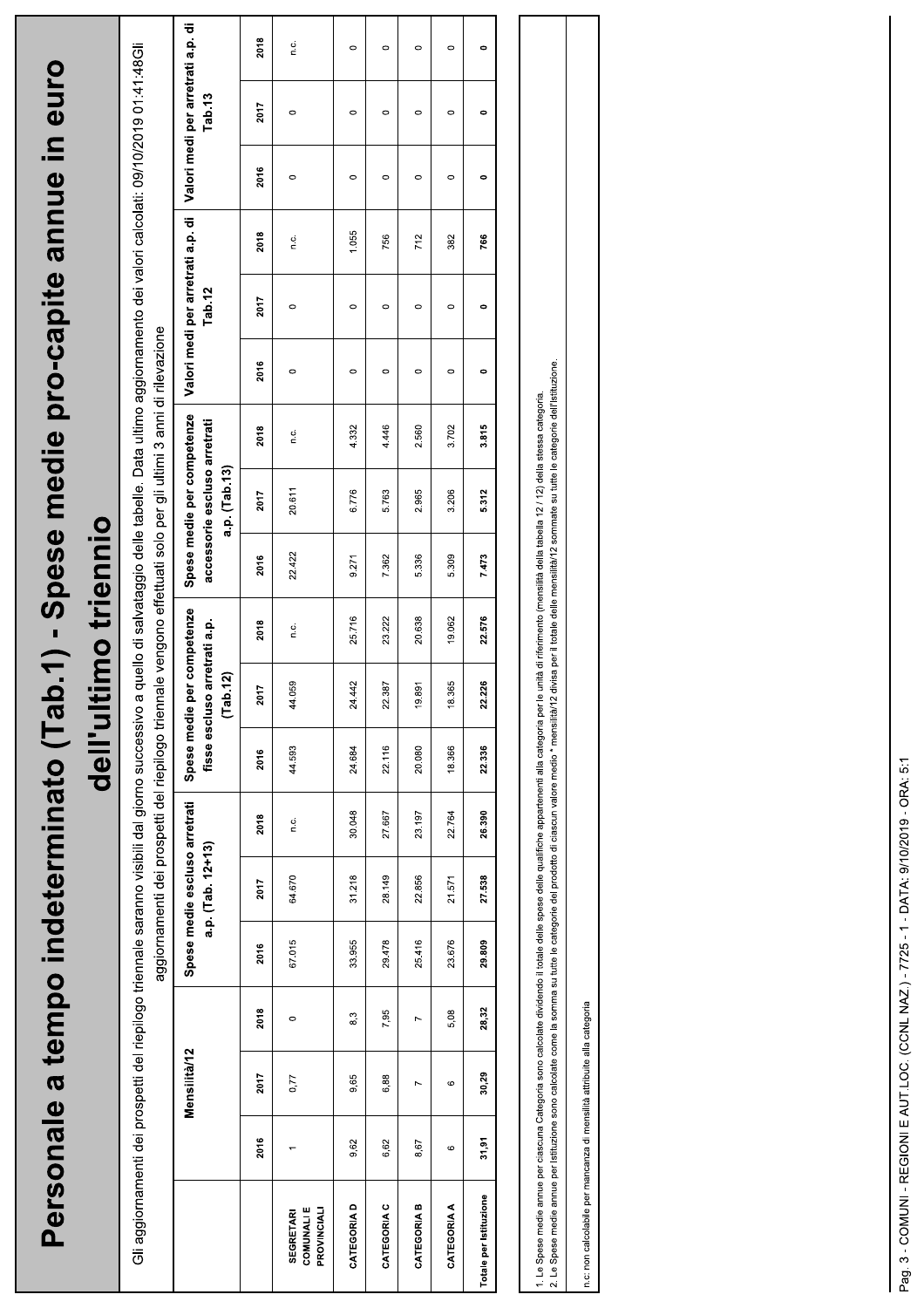# Personale a tempo indeterminato (Tab.1) - Spese medie pro-capite annue in euro dell'ultimo triennio

Gli aggiornamenti dei prospetti del riepilogo triennale saranno visibili dal giorno successivo a quello di salvataggio delle tabelle. Data ultimo aggiornamento dei valori calcolati: 09/10/2019 01:41:48Gli aggiornamenti dei prospetti del riepilogo triennale vengono effettuati solo per gli ultimi 3 anni di rilevazione

| | Mensilità/12 | | | Spese medie escluso arretrati a.p. (Tab. 12+13) | | | Spese medie per competenze fisse escluso arretrati a.p. (Tab.12) | | | Spese medie per competenze accessorie escluso arretrati a.p. (Tab.13) | | | Valori medi per arretrati a.p. di Tab.12 | | | Valori medi per arretrati a.p. di Tab.13 | | |
|---|---|---|---|---|---|---|---|---|---|---|---|---|---|---|---|---|---|---|
| | 2016 | 2017 | 2018 | 2016 | 2017 | 2018 | 2016 | 2017 | 2018 | 2016 | 2017 | 2018 | 2016 | 2017 | 2018 | 2016 | 2017 | 2018 |
| SEGRETARI COMUNALI E PROVINCIALI | 1 | 0,77 | 0 | 67.015 | 64.670 | n.c. | 44.593 | 44.059 | n.c. | 22.422 | 20.611 | n.c. | 0 | 0 | n.c. | 0 | 0 | n.c. |
| CATEGORIA D | 9,62 | 9,65 | 8,3 | 33.955 | 31.218 | 30.048 | 24.684 | 24.442 | 25.716 | 9.271 | 6.776 | 4.332 | 0 | 0 | 1.055 | 0 | 0 | 0 |
| CATEGORIA C | 6,62 | 6,88 | 7,95 | 29.478 | 28.149 | 27.667 | 22.116 | 22.387 | 23.222 | 7.362 | 5.763 | 4.446 | 0 | 0 | 756 | 0 | 0 | 0 |
| CATEGORIA B | 8,67 | 7 | 7 | 25.416 | 22.856 | 23.197 | 20.080 | 19.891 | 20.638 | 5.336 | 2.965 | 2.560 | 0 | 0 | 712 | 0 | 0 | 0 |
| CATEGORIA A | 6 | 6 | 5,08 | 23.676 | 21.571 | 22.764 | 18.366 | 18.365 | 19.062 | 5.309 | 3.206 | 3.702 | 0 | 0 | 382 | 0 | 0 | 0 |
| **Totale per Istituzione** | **31,91** | **30,29** | **28,32** | **29.809** | **27.538** | **26.390** | **22.336** | **22.226** | **22.576** | **7.473** | **5.312** | **3.815** | **0** | **0** | **766** | **0** | **0** | **0** |

1. Le Spese medie annue per ciascuna Categoria sono calcolate dividendo il totale delle spese delle qualifiche appartenenti alla categoria per le unità di riferimento (mensilità della tabella 12 / 12) della stessa categoria.
2. Le Spese medie annue per Istituzione sono calcolate come la somma su tutte le categorie del prodotto di ciascun valore medio * mensilità/12 divisa per il totale delle mensilità/12 sommate su tutte le categorie dell'Istituzione.

n.c: non calcolabile per mancanza di mensilità attribuite alla categoria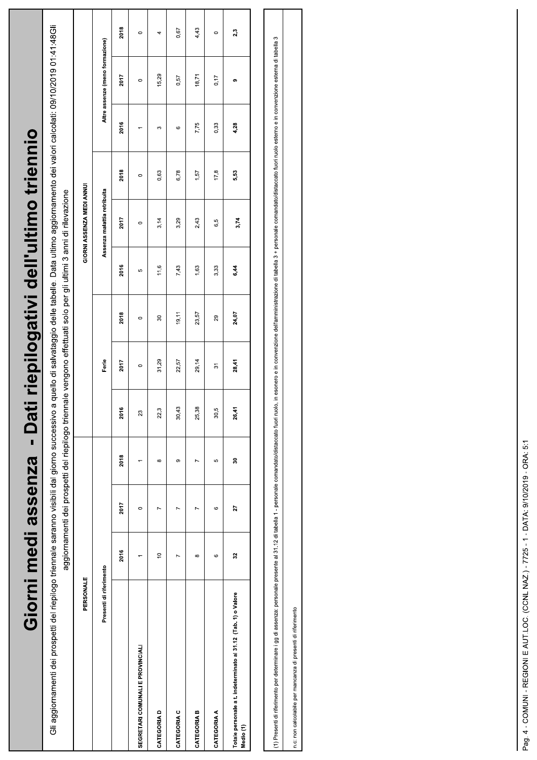# Giorni medi assenza - Dati riepilogativi dell'ultimo triennio

Gli aggiornamenti dei prospetti del riepilogo triennale saranno visibili dal giorno successivo a quello di salvataggio delle tabelle. Data ultimo aggiornamento dei valori calcolati: 09/10/2019 01:41:48Gli aggiornamenti dei prospetti del riepilogo triennale vengono effettuati solo per gli ultimi 3 anni di rilevazione

| PERSONALE | | | | GIORNI ASSENZA MEDI ANNUI | | | | | | | | |
|---|---|---|---|---|---|---|---|---|---|---|---|---|
| | Presenti di riferimento | | | Ferie | | | Assenza malattia retribuita | | | Altre assenze (meno formazione) | | |
| | 2016 | 2017 | 2018 | 2016 | 2017 | 2018 | 2016 | 2017 | 2018 | 2016 | 2017 | 2018 |
| SEGRETARI COMUNALI E PROVINCIALI | 1 | 0 | 1 | 23 | 0 | 0 | 5 | 0 | 0 | 1 | 0 | 0 |
| CATEGORIA D | 10 | 7 | 8 | 22,3 | 31,29 | 30 | 11,6 | 3,14 | 0,63 | 3 | 15,29 | 4 |
| CATEGORIA C | 7 | 7 | 9 | 30,43 | 22,57 | 19,11 | 7,43 | 3,29 | 6,78 | 6 | 0,57 | 0,67 |
| CATEGORIA B | 8 | 7 | 7 | 25,38 | 29,14 | 23,57 | 1,63 | 2,43 | 1,57 | 7,75 | 18,71 | 4,43 |
| CATEGORIA A | 6 | 6 | 5 | 30,5 | 31 | 29 | 3,33 | 6,5 | 17,8 | 0,33 | 0,17 | 0 |
| **Totale personale a t. indeterminato al 31.12 (Tab. 1) o Valore Medio (1)** | **32** | **27** | **30** | **26,41** | **28,41** | **24,07** | **6,44** | **3,74** | **5,53** | **4,28** | **9** | **2,3** |

(1) Presenti di riferimento per determinare i gg di assenza: personale presente al 31.12 di tabella 1 - personale comandato/distaccato fuori ruolo, in esonero e in convenzione dell'amministrazione di tabella 3 + personale comandato/distaccato fuori ruolo esterno e in convenzione esterna di tabella 3

n.c: non calcolabile per mancanza di presenti di riferimento

Pag. 4 - COMUNI - REGIONI E AUT.LOC. (CCNL NAZ.) - 7725 - 1 - DATA: 9/10/2019 - ORA: 5:1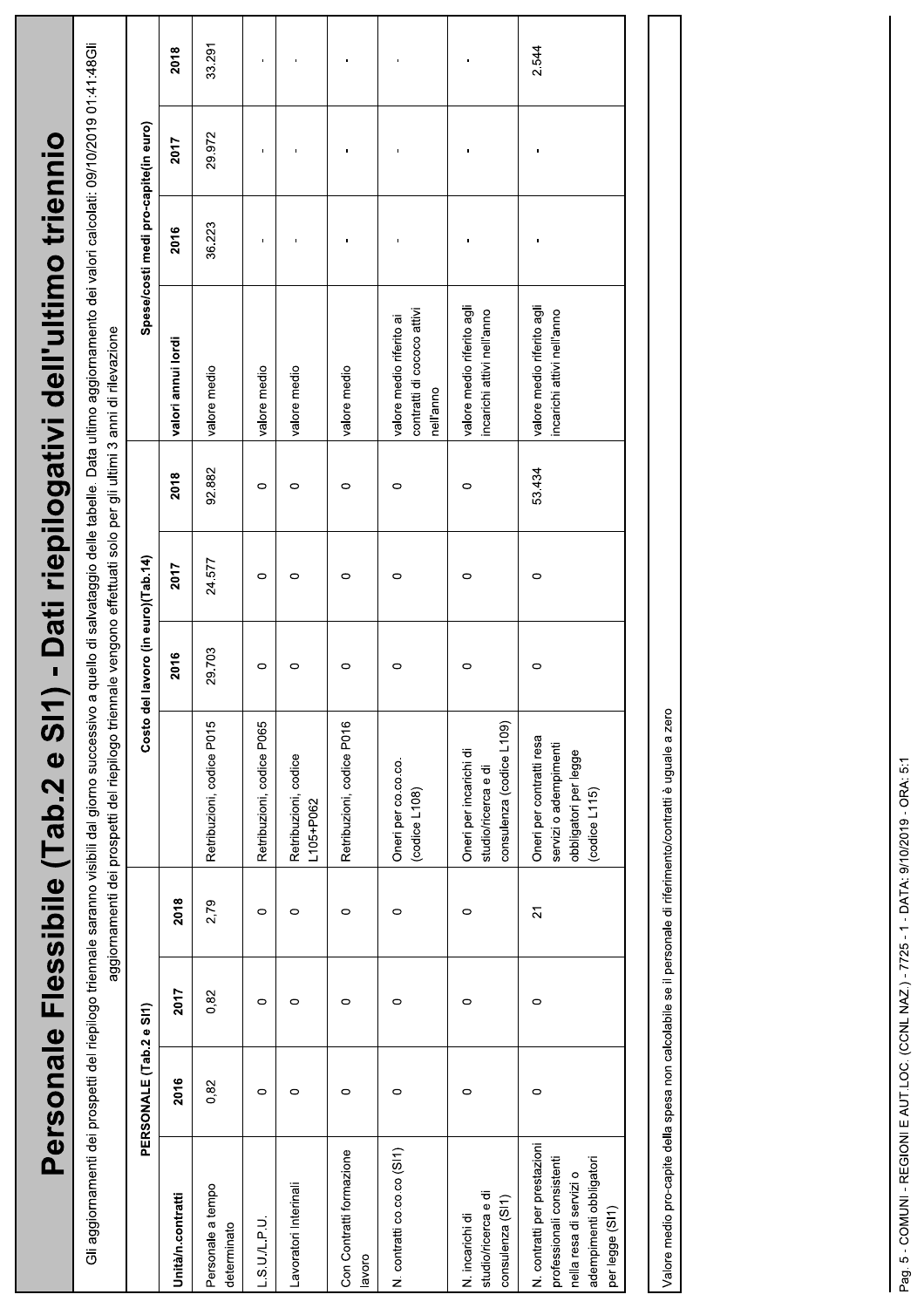# Personale Flessibile (Tab.2 e SI1) - Dati riepilogativi dell'ultimo triennio

Gli aggiornamenti dei prospetti del riepilogo triennale saranno visibili dal giorno successivo a quello di salvataggio delle tabelle. Data ultimo aggiornamento dei valori calcolati: 09/10/2019 01:41:48Gli aggiornamenti dei prospetti del riepilogo triennale vengono effettuati solo per gli ultimi 3 anni di rilevazione

| | PERSONALE (Tab.2 e SI1) | | | Costo del lavoro (in euro)(Tab.14) | | | | Spese/costi medi pro-capite(in euro) | | | |
|---|---|---|---|---|---|---|---|---|---|---|---|
| Unità/n.contratti | 2016 | 2017 | 2018 | | 2016 | 2017 | 2018 | valori annui lordi | 2016 | 2017 | 2018 |
| Personale a tempo determinato | 0,82 | 0,82 | 2,79 | Retribuzioni, codice P015 | 29.703 | 24.577 | 92.882 | valore medio | 36.223 | 29.972 | 33.291 |
| L.S.U./L.P.U. | 0 | 0 | 0 | Retribuzioni, codice P065 | 0 | 0 | 0 | valore medio | - | - | - |
| Lavoratori interinali | 0 | 0 | 0 | Retribuzioni, codice L105+P062 | 0 | 0 | 0 | valore medio | - | - | - |
| Con Contratti formazione lavoro | 0 | 0 | 0 | Retribuzioni, codice P016 | 0 | 0 | 0 | valore medio | - | - | - |
| N. contratti co.co.co (SI1) | 0 | 0 | 0 | Oneri per co.co.co. (codice L108) | 0 | 0 | 0 | valore medio riferito ai contratti di cococo attivi nell'anno | - | - | - |
| N. incarichi di studio/ricerca e di consulenza (SI1) | 0 | 0 | 0 | Oneri per incarichi di studio/ricerca e di consulenza (codice L109) | 0 | 0 | 0 | valore medio riferito agli incarichi attivi nell'anno | - | - | - |
| N. contratti per prestazioni professionali consistenti nella resa di servizi o adempimenti obbligatori per legge (SI1) | 0 | 0 | 21 | Oneri per contratti resa servizi o adempimenti obbligatori per legge (codice L115) | 0 | 0 | 53.434 | valore medio riferito agli incarichi attivi nell'anno | - | - | 2.544 |

Valore medio pro-capite della spesa non calcolabile se il personale di riferimento/contratti è uguale a zero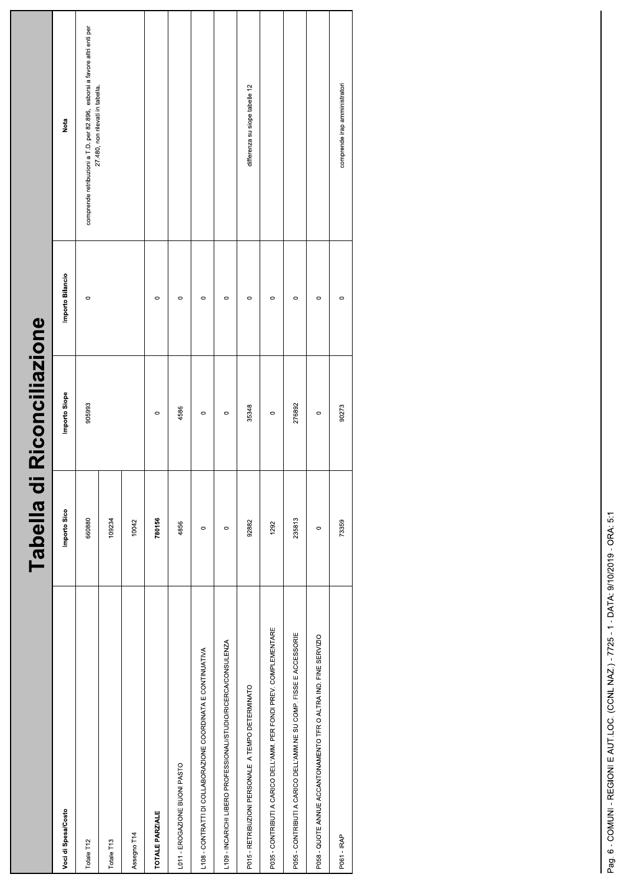# Tabella di Riconciliazione

| Voci di Spesa/Costo | Importo Sico | Importo Siope | Importo Bilancio | Nota |
|---|---|---|---|---|
| Totale T12 | 660880 | 905993 | 0 | comprende retribuzioni a T.D. per 82.896, esborsi a favore altri enti per 27.480, non rilevati in tabella. |
| Totale T13 | 109234 | | | |
| Assegno T14 | 10042 | | | |
| **TOTALE PARZIALE** | **780156** | 0 | 0 | |
| L011 - EROGAZIONE BUONI PASTO | 4856 | 4586 | 0 | |
| L108 - CONTRATTI DI COLLABORAZIONE COORDINATA E CONTINUATIVA | 0 | 0 | 0 | |
| L109 - INCARICHI LIBERO PROFESSIONALI/STUDIO/RICERCA/CONSULENZA | 0 | 0 | 0 | |
| P015 - RETRIBUZIONI PERSONALE A TEMPO DETERMINATO | 92882 | 35348 | 0 | differenza su siope tabelle 12 |
| P035 - CONTRIBUTI A CARICO DELL'AMM. PER FONDI PREV. COMPLEMENTARE | 1292 | 0 | 0 | |
| P055 - CONTRIBUTI A CARICO DELL'AMM.NE SU COMP. FISSE E ACCESSORIE | 235813 | 276892 | 0 | |
| P058 - QUOTE ANNUE ACCANTONAMENTO TFR O ALTRA IND. FINE SERVIZIO | 0 | 0 | 0 | |
| P061 - IRAP | 73359 | 90273 | 0 | comprende irap amministratori |

Pag. 6 - COMUNI - REGIONI E AUT.LOC. (CCNL NAZ.) - 7725 - 1 - DATA: 9/10/2019 - ORA: 5:1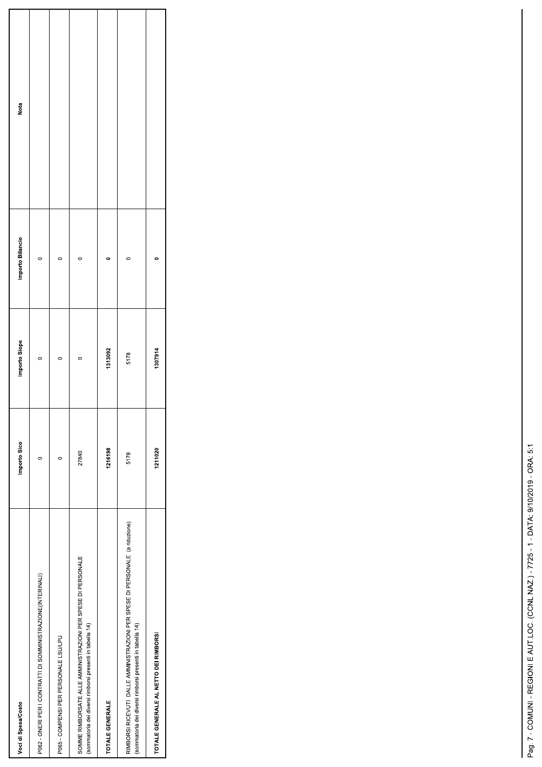| Voci di Spesa/Costo | Importo Sico | Importo Siope | Importo Bilancio | Nota |
| --- | --- | --- | --- | --- |
| P062 - ONERI PER I CONTRATTI DI SOMMINISTRAZIONE(INTERINALI) | 0 | 0 | 0 | |
| P065 - COMPENSI PER PERSONALE LSU/LPU | 0 | 0 | 0 | |
| SOMME RIMBORSATE ALLE AMMINISTRAZIONI PER SPESE DI PERSONALE (sommatoria dei diversi rimborsi presenti in tabella 14) | 27840 | 0 | 0 | |
| **TOTALE GENERALE** | **1216198** | **1313092** | **0** | |
| RIMBORSI RICEVUTI DALLE AMMINISTRAZIONI PER SPESE DI PERSONALE (a riduzione) (sommatoria dei diversi rimborsi presenti in tabella 14) | 5178 | 5178 | 0 | |
| **TOTALE GENERALE AL NETTO DEI RIMBORSI** | **1211020** | **1307914** | **0** | |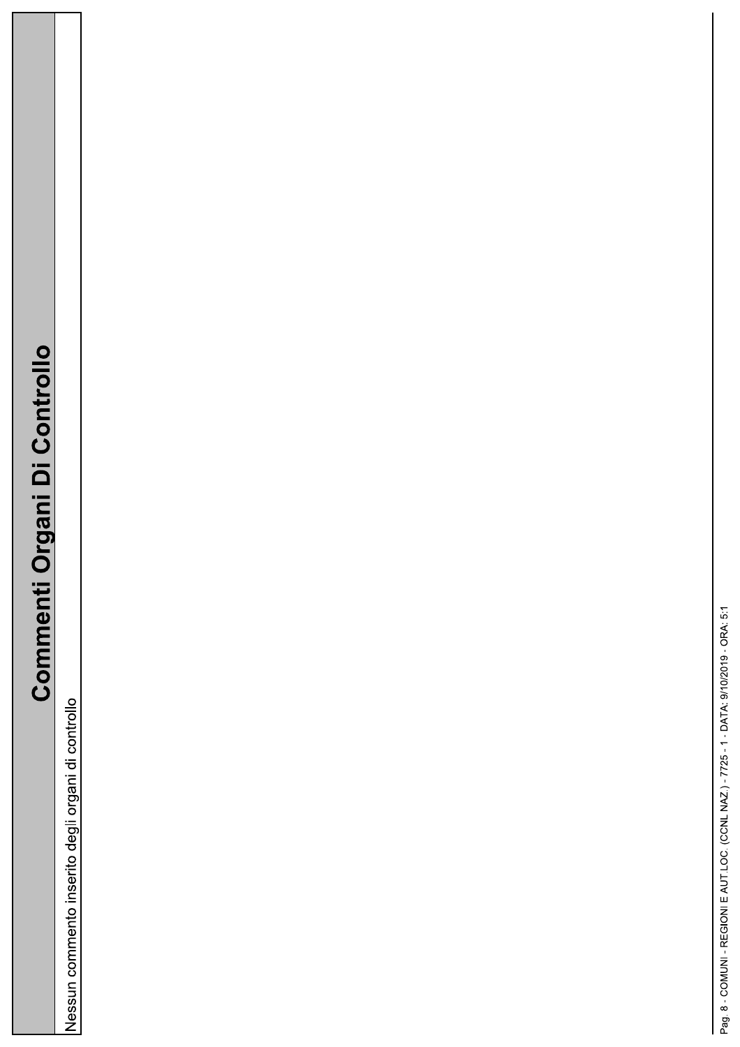# Commenti Organi Di Controllo

Nessun commento inserito degli organi di controllo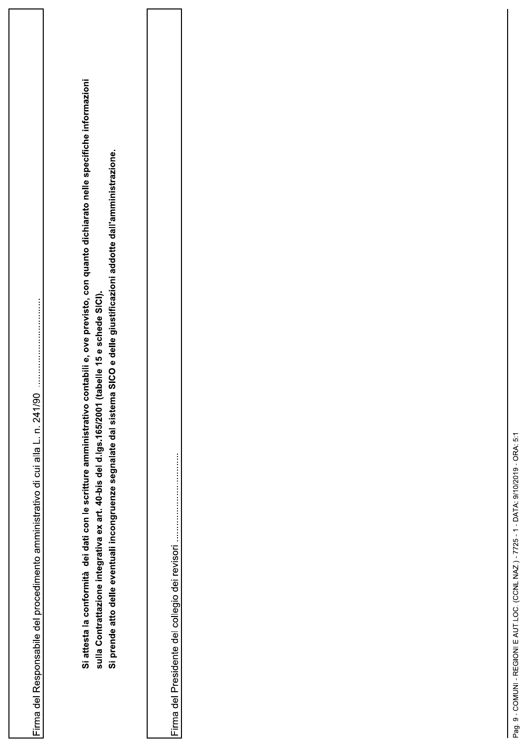Firma del Responsabile del procedimento amministrativo di cui alla L. n. 241/90 ..................................

**Si attesta la conformità dei dati con le scritture amministrativo contabili e, ove previsto, con quanto dichiarato nelle specifiche informazioni sulla Contrattazione integrativa ex art. 40-bis del d.lgs.165/2001 (tabelle 15 e schede SICI).**
**Si prende atto delle eventuali incongruenze segnalate dal sistema SICO e delle giustificazioni addotte dall'amministrazione.**

Firma del Presidente del collegio dei revisori ..................................

Pag. 9 - COMUNI - REGIONI E AUT.LOC. (CCNL NAZ.) - 7725 - 1 - DATA: 9/10/2019 - ORA: 5:1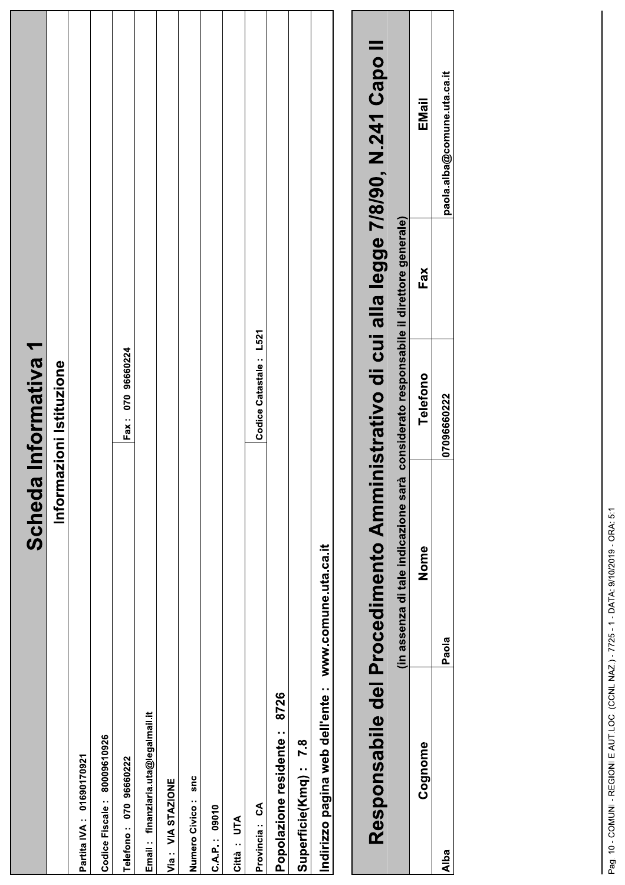# Scheda Informativa 1

## Informazioni Istituzione

Partita IVA : 01690170921

Codice Fiscale : 80009610926

Telefono : 070 96660222 | Fax : 070 96660224

Email : finanziaria.uta@legalmail.it

Via : VIA STAZIONE

Numero Civico : snc

C.A.P. : 09010

Città : UTA

Provincia : CA | Codice Catastale : L521

**Popolazione residente : 8726**

**Superficie(Kmq) : 7.8**

**Indirizzo pagina web dell'ente : www.comune.uta.ca.it**

## Responsabile del Procedimento Amministrativo di cui alla legge 7/8/90, N.241 Capo II

(in assenza di tale indicazione sarà considerato responsabile il direttore generale)

| Cognome | Nome | Telefono | Fax | EMail |
|---|---|---|---|---|
| Alba | Paola | 07096660222 | | paola.alba@comune.uta.ca.it |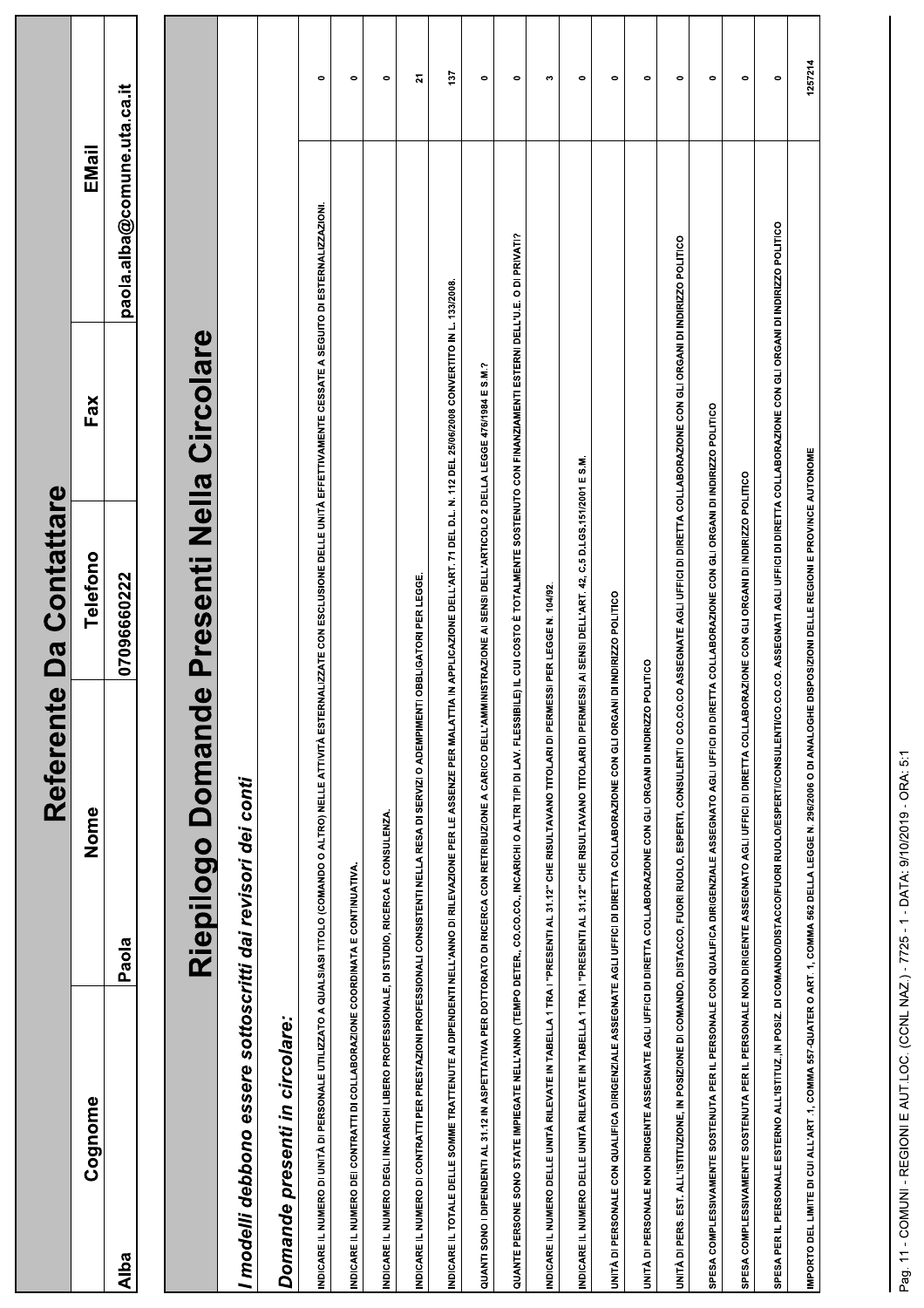# Referente Da Contattare

| Cognome | Nome | Telefono | Fax | EMail |
|---|---|---|---|---|
| Alba | Paola | 07096660222 | | paola.alba@comune.uta.ca.it |

# Riepilogo Domande Presenti Nella Circolare

*I modelli debbono essere sottoscritti dai revisori dei conti*

*Domande presenti in circolare:*

| Domanda | Valore |
|---|---|
| INDICARE IL NUMERO DI UNITÀ DI PERSONALE UTILIZZATO A QUALSIASI TITOLO (COMANDO O ALTRO) NELLE ATTIVITÀ ESTERNALIZZATE CON ESCLUSIONE DELLE UNITÀ EFFETTIVAMENTE CESSATE A SEGUITO DI ESTERNALIZZAZIONI. | 0 |
| INDICARE IL NUMERO DEI CONTRATTI DI COLLABORAZIONE COORDINATA E CONTINUATIVA. | 0 |
| INDICARE IL NUMERO DEGLI INCARICHI LIBERO PROFESSIONALE, DI STUDIO, RICERCA E CONSULENZA. | 0 |
| INDICARE IL NUMERO DI CONTRATTI PER PRESTAZIONI PROFESSIONALI CONSISTENTI NELLA RESA DI SERVIZI O ADEMPIMENTI OBBLIGATORI PER LEGGE. | 21 |
| INDICARE IL TOTALE DELLE SOMME TRATTENUTE AI DIPENDENTI NELL'ANNO DI RILEVAZIONE PER LE ASSENZE PER MALATTIA IN APPLICAZIONE DELL'ART. 71 DEL D.L. N. 112 DEL 25/06/2008 CONVERTITO IN L. 133/2008. | 137 |
| QUANTI SONO I DIPENDENTI AL 31.12 IN ASPETTATIVA PER DOTTORATO DI RICERCA CON RETRIBUZIONE A CARICO DELL'AMMINISTRAZIONE AI SENSI DELL'ARTICOLO 2 DELLA LEGGE 476/1984 E S.M.? | 0 |
| QUANTE PERSONE SONO STATE IMPIEGATE NELL'ANNO (TEMPO DETER., CO.CO.CO., INCARICHI O ALTRI TIPI DI LAV. FLESSIBILE) IL CUI COSTO È TOTALMENTE SOSTENUTO CON FINANZIAMENTI ESTERNI DELL'U.E. O DI PRIVATI? | 0 |
| INDICARE IL NUMERO DELLE UNITÀ RILEVATE IN TABELLA 1 TRA I "PRESENTI AL 31.12" CHE RISULTAVANO TITOLARI DI PERMESSI PER LEGGE N. 104/92. | 3 |
| INDICARE IL NUMERO DELLE UNITÀ RILEVATE IN TABELLA 1 TRA I "PRESENTI AL 31.12" CHE RISULTAVANO TITOLARI DI PERMESSI AI SENSI DELL'ART. 42, C.5 D.LGS.151/2001 E S.M. | 0 |
| UNITÀ DI PERSONALE CON QUALIFICA DIRIGENZIALE ASSEGNATE AGLI UFFICI DI DIRETTA COLLABORAZIONE CON GLI ORGANI DI INDIRIZZO POLITICO | 0 |
| UNITÀ DI PERSONALE NON DIRIGENTE ASSEGNATE AGLI UFFICI DI DIRETTA COLLABORAZIONE CON GLI ORGANI DI INDIRIZZO POLITICO | 0 |
| UNITÀ DI PERS. EST. ALL'ISTITUZIONE, IN POSIZIONE DI COMANDO, DISTACCO, FUORI RUOLO, ESPERTI, CONSULENTI O CO.CO.CO ASSEGNATE AGLI UFFICI DI DIRETTA COLLABORAZIONE CON GLI ORGANI DI INDIRIZZO POLITICO | 0 |
| SPESA COMPLESSIVAMENTE SOSTENUTA PER IL PERSONALE CON QUALIFICA DIRIGENZIALE ASSEGNATO AGLI UFFICI DI DIRETTA COLLABORAZIONE CON GLI ORGANI DI INDIRIZZO POLITICO | 0 |
| SPESA COMPLESSIVAMENTE SOSTENUTA PER IL PERSONALE NON DIRIGENTE ASSEGNATO AGLI UFFICI DI DIRETTA COLLABORAZIONE CON GLI ORGANI DI INDIRIZZO POLITICO | 0 |
| SPESA PER IL PERSONALE ESTERNO ALL'ISTITUZ.,IN POSIZ. DI COMANDO/DISTACCO/FUORI RUOLO/ESPERTI/CONSULENTI/CO.CO.CO. ASSEGNATI AGLI UFFICI DI DIRETTA COLLABORAZIONE CON GLI ORGANI DI INDIRIZZO POLITICO | 0 |
| IMPORTO DEL LIMITE DI CUI ALL'ART. 1, COMMA 557-QUATER O ART. 1, COMMA 562 DELLA LEGGE N. 296/2006 O DI ANALOGHE DISPOSIZIONI DELLE REGIONI E PROVINCE AUTONOME | 1257214 |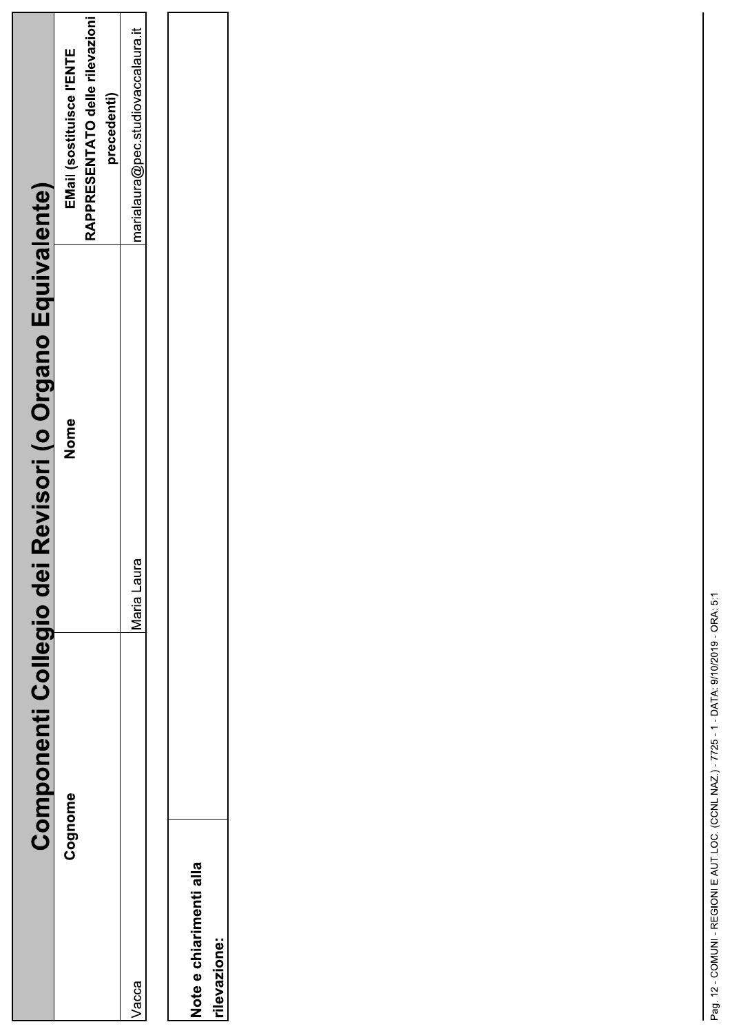## Componenti Collegio dei Revisori (o Organo Equivalente)

| Cognome | Nome | EMail (sostituisce l'ENTE RAPPRESENTATO delle rilevazioni precedenti) |
|---|---|---|
| Vacca | Maria Laura | marialaura@pec.studiovaccalaura.it |

| Note e chiarimenti alla rilevazione: | |
|---|---|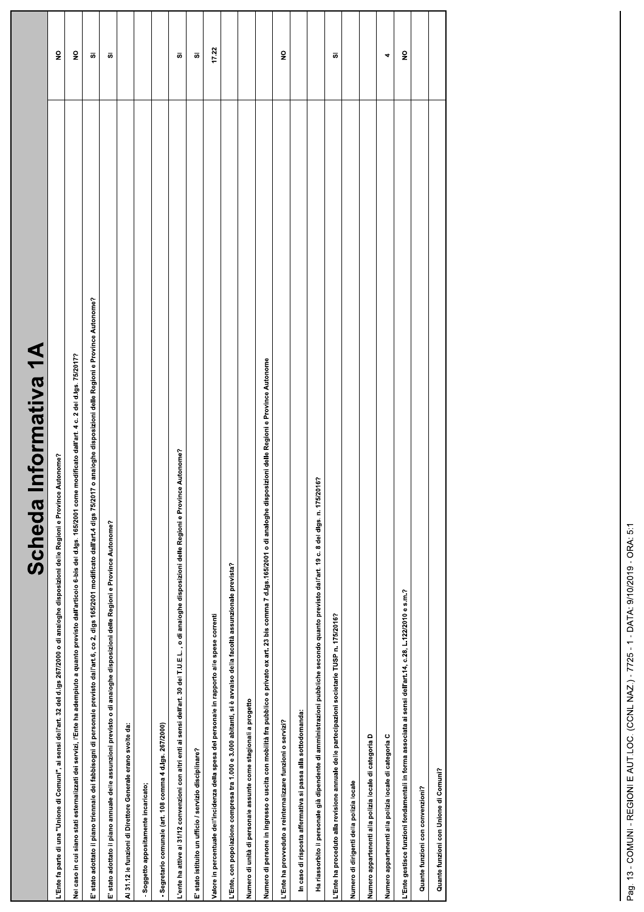# Scheda Informativa 1A

| | |
|---|---|
| L'Ente fa parte di una "Unione di Comuni", ai sensi del'art. 32 del d.lgs 267/2000 o di analoghe disposizioni delle Regioni e Province Autonome? | NO |
| Nel caso in cui siano stati esternalizzati dei servizi, l'Ente ha adempiuto a quanto previsto dall'articolo 6-bis del d.lgs. 165/2001 come modificato dall'art. 4 c. 2 del d.lgs. 75/2017? | NO |
| E' stato adottato il piano triennale dei fabbisogni di personale previsto dall'art.6, co 2, dlgs 165/2001 modificato dall'art.4 dlgs 75/2017 o analoghe disposizioni delle Regioni e Province Autonome? | SI |
| E' stato adottato il piano annuale delle assunzioni previsto o di analoghe disposizioni delle Regioni e Province Autonome? | SI |
| Al 31.12 le funzioni di Direttore Generale erano svolte da: | |
| - Soggetto appositamente incaricato; | |
| - Segretario comunale (art. 108 comma 4 d.lgs. 267/2000) | |
| L'ente ha attive al 31/12 convenzioni con altri enti ai sensi dell'art. 30 del T.U.E.L., o di analoghe disposizioni delle Regioni e Province Autonome? | SI |
| E' stato istituito un ufficio / servizio disciplinare? | SI |
| Valore in percentuale dell'incidenza della spesa del personale in rapporto alle spese correnti | 17.22 |
| L'Ente, con popolazione compresa tra 1.000 e 3.000 abitanti, si è avvalso della facoltà assunzionale prevista? | |
| Numero di unità di personale assunte come stagionali a progetto | |
| Numero di persone in ingresso o uscita con mobilità fra pubblico e privato ex art. 23 bis comma 7 d.lgs.165/2001 o di analoghe disposizioni delle Regioni e Province Autonome | |
| L'Ente ha provveduto a reinternalizzare funzioni o servizi? | NO |
| In caso di risposta affermativa si passa alla sottodomanda: | |
| Ha riassorbito il personale già dipendente di amministrazioni pubbliche secondo quanto previsto dall'art. 19 c. 8 del dlgs. n. 175/2016? | |
| L'Ente ha proceduto alla revisione annuale delle partecipazioni societarie TUSP n. 175/2016? | SI |
| Numero di dirigenti della polizia locale | |
| Numero appartenenti alla polizia locale di categoria D | |
| Numero appartenenti alla polizia locale di categoria C | 4 |
| L'Ente gestisce funzioni fondamentali in forma associata ai sensi dell'art.14, c.28, L.122/2010 e s.m.? | NO |
| Quante funzioni con convenzioni? | |
| Quante funzioni con Unione di Comuni? | |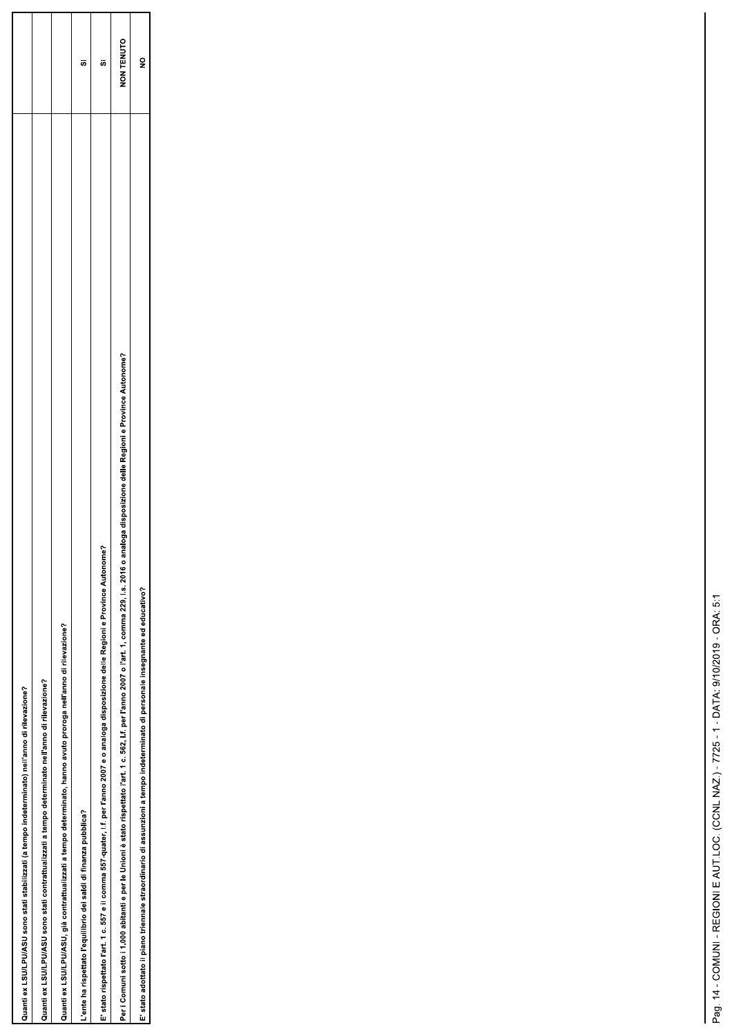| | |
|---|---|
| Quanti ex LSU/LPU/ASU sono stati stabilizzati (a tempo indeterminato) nell'anno di rilevazione? | |
| Quanti ex LSU/LPU/ASU sono stati contrattualizzati a tempo determinato nell'anno di rilevazione? | |
| Quanti ex LSU/LPU/ASU, già contrattualizzati a tempo determinato, hanno avuto proroga nell'anno di rilevazione? | |
| L'ente ha rispettato l'equilibrio dei saldi di finanza pubblica? | SI |
| E' stato rispettato l'art. 1 c. 557 e il comma 557-quater, l.f. per l'anno 2007 e o analoga disposizione delle Regioni e Province Autonome? | SI |
| Per i Comuni sotto i 1.000 abitanti e per le Unioni è stato rispettato l'art. 1 c. 562, l.f. per l'anno 2007 o l'art. 1, comma 229, l.s. 2016 o analoga disposizione delle Regioni e Province Autonome? | NON TENUTO |
| E' stato adottato il piano triennale straordinario di assunzioni a tempo indeterminato di personale insegnante ed educativo? | NO |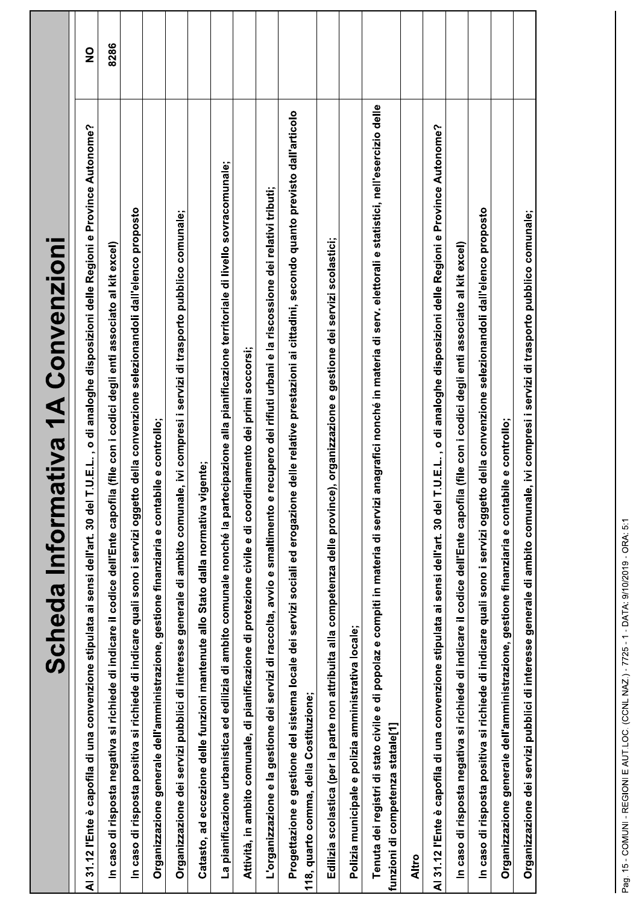# Scheda Informativa 1A Convenzioni

| | |
|---|---|
| Al 31.12 l'Ente è capofila di una convenzione stipulata ai sensi dell'art. 30 del T.U.E.L. , o di analoghe disposizioni delle Regioni e Province Autonome? | NO |
| In caso di risposta negativa si richiede di indicare il codice dell'Ente capofila (file con i codici degli enti associato al kit excel) | 8286 |
| In caso di risposta positiva si richiede di indicare quali sono i servizi oggetto della convenzione selezionandoli dall'elenco proposto | |
| Organizzazione generale dell'amministrazione, gestione finanziaria e contabile e controllo; | |
| Organizzazione dei servizi pubblici di interesse generale di ambito comunale, ivi compresi i servizi di trasporto pubblico comunale; | |
| Catasto, ad eccezione delle funzioni mantenute allo Stato dalla normativa vigente; | |
| La pianificazione urbanistica ed edilizia di ambito comunale nonché la partecipazione alla pianificazione territoriale di livello sovracomunale; | |
| Attività, in ambito comunale, di pianificazione di protezione civile e di coordinamento dei primi soccorsi; | |
| L'organizzazione e la gestione dei servizi di raccolta, avvio e smaltimento e recupero dei rifiuti urbani e la riscossione dei relativi tributi; | |
| Progettazione e gestione del sistema locale dei servizi sociali ed erogazione delle relative prestazioni ai cittadini, secondo quanto previsto dall'articolo 118, quarto comma, della Costituzione; | |
| Edilizia scolastica (per la parte non attribuita alla competenza delle province), organizzazione e gestione dei servizi scolastici; | |
| Polizia municipale e polizia amministrativa locale; | |
| Tenuta dei registri di stato civile e di popolaz e compiti in materia di servizi anagrafici nonché in materia di serv. elettorali e statistici, nell'esercizio delle funzioni di competenza statale[1] | |
| Altro | |
| Al 31.12 l'Ente è capofila di una convenzione stipulata ai sensi dell'art. 30 del T.U.E.L. , o di analoghe disposizioni delle Regioni e Province Autonome? | |
| In caso di risposta negativa si richiede di indicare il codice dell'Ente capofila (file con i codici degli enti associato al kit excel) | |
| In caso di risposta positiva si richiede di indicare quali sono i servizi oggetto della convenzione selezionandoli dall'elenco proposto | |
| Organizzazione generale dell'amministrazione, gestione finanziaria e contabile e controllo; | |
| Organizzazione dei servizi pubblici di interesse generale di ambito comunale, ivi compresi i servizi di trasporto pubblico comunale; | |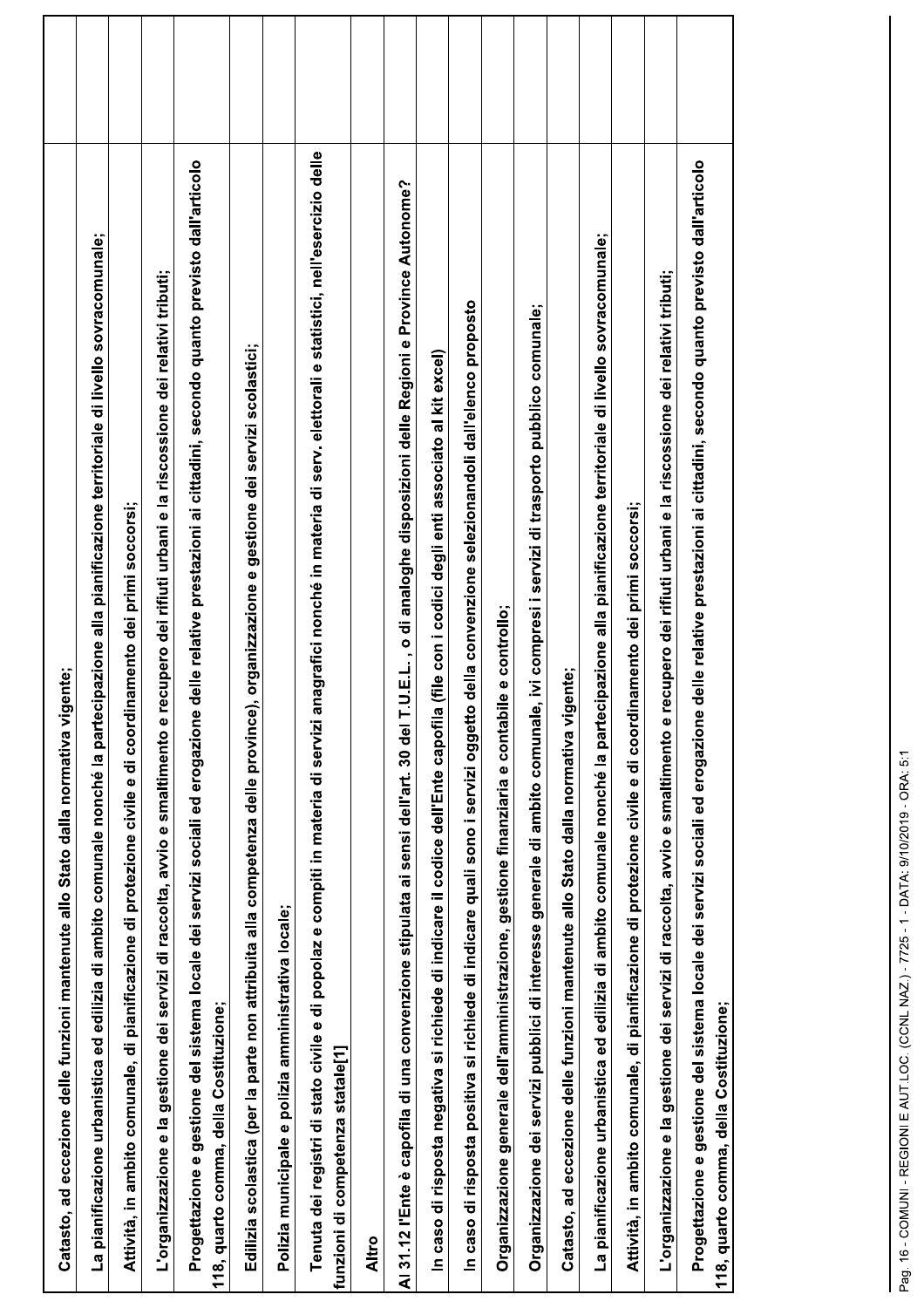| |
|---|
| Catasto, ad eccezione delle funzioni mantenute allo Stato dalla normativa vigente; |
| La pianificazione urbanistica ed edilizia di ambito comunale nonché la partecipazione alla pianificazione territoriale di livello sovracomunale; |
| Attività, in ambito comunale, di pianificazione di protezione civile e di coordinamento dei primi soccorsi; |
| L'organizzazione e la gestione dei servizi di raccolta, avvio e smaltimento e recupero dei rifiuti urbani e la riscossione dei relativi tributi; |
| Progettazione e gestione del sistema locale dei servizi sociali ed erogazione delle relative prestazioni ai cittadini, secondo quanto previsto dall'articolo 118, quarto comma, della Costituzione; |
| Edilizia scolastica (per la parte non attribuita alla competenza delle province), organizzazione e gestione dei servizi scolastici; |
| Polizia municipale e polizia amministrativa locale; |
| Tenuta dei registri di stato civile e di popolaz e compiti in materia di servizi anagrafici nonché in materia di serv. elettorali e statistici, nell'esercizio delle funzioni di competenza statale[1] |
| Altro |
| Al 31.12 l'Ente è capofila di una convenzione stipulata ai sensi dell'art. 30 del T.U.E.L. , o di analoghe disposizioni delle Regioni e Province Autonome? |
| In caso di risposta negativa si richiede di indicare il codice dell'Ente capofila (file con i codici degli enti associato al kit excel) |
| In caso di risposta positiva si richiede di indicare quali sono i servizi oggetto della convenzione selezionandoli dall'elenco proposto |
| Organizzazione generale dell'amministrazione, gestione finanziaria e contabile e controllo; |
| Organizzazione dei servizi pubblici di interesse generale di ambito comunale, ivi compresi i servizi di trasporto pubblico comunale; |
| Catasto, ad eccezione delle funzioni mantenute allo Stato dalla normativa vigente; |
| La pianificazione urbanistica ed edilizia di ambito comunale nonché la partecipazione alla pianificazione territoriale di livello sovracomunale; |
| Attività, in ambito comunale, di pianificazione di protezione civile e di coordinamento dei primi soccorsi; |
| L'organizzazione e la gestione dei servizi di raccolta, avvio e smaltimento e recupero dei rifiuti urbani e la riscossione dei relativi tributi; |
| Progettazione e gestione del sistema locale dei servizi sociali ed erogazione delle relative prestazioni ai cittadini, secondo quanto previsto dall'articolo 118, quarto comma, della Costituzione; |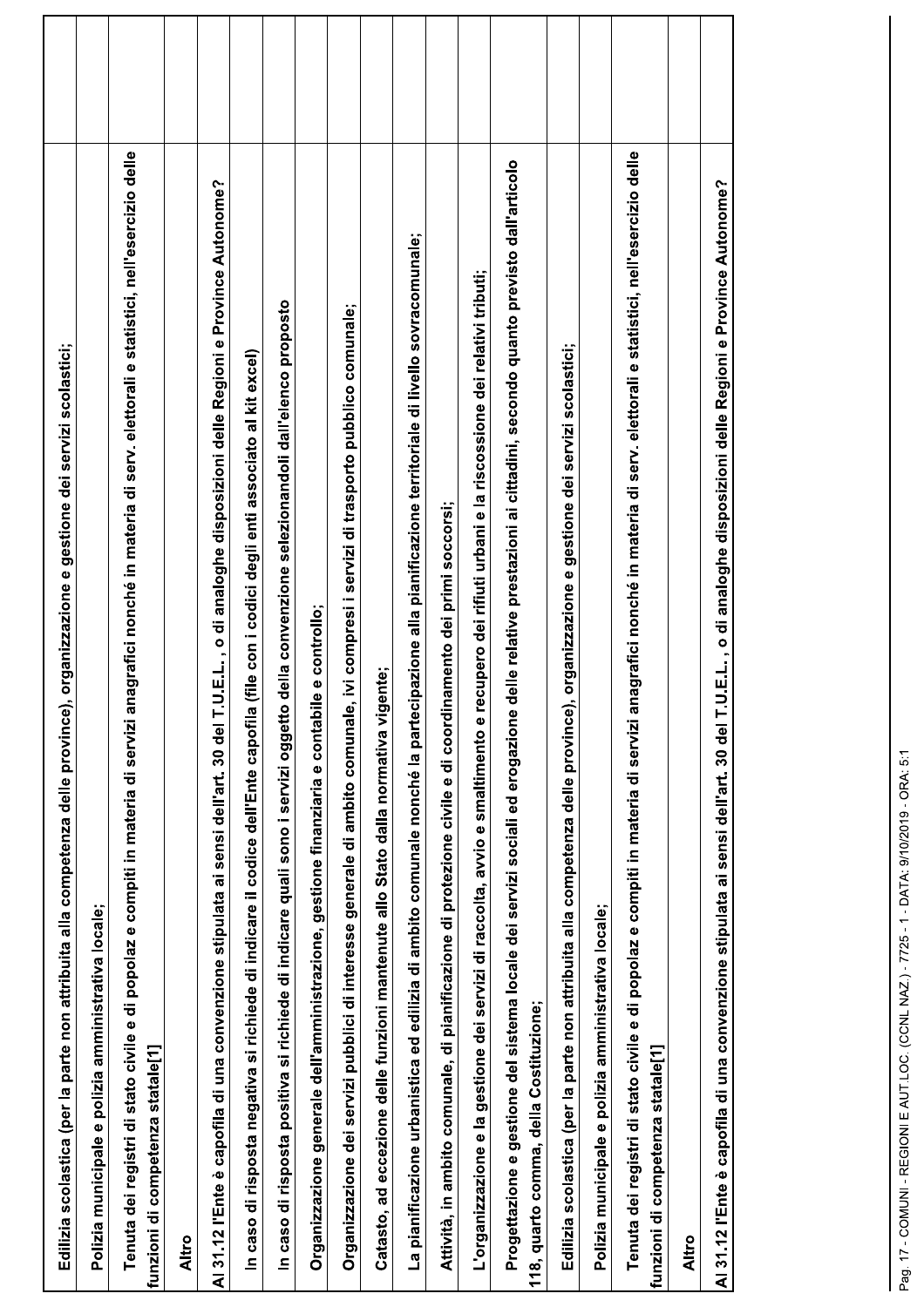| | |
|---|---|
| Edilizia scolastica (per la parte non attribuita alla competenza delle province), organizzazione e gestione dei servizi scolastici; | |
| Polizia municipale e polizia amministrativa locale; | |
| Tenuta dei registri di stato civile e di popolaz e compiti in materia di servizi anagrafici nonché in materia di serv. elettorali e statistici, nell'esercizio delle funzioni di competenza statale[1] | |
| Altro | |
| **Al 31.12 l'Ente è capofila di una convenzione stipulata ai sensi dell'art. 30 del T.U.E.L. , o di analoghe disposizioni delle Regioni e Province Autonome?** | |
| In caso di risposta negativa si richiede di indicare il codice dell'Ente capofila (file con i codici degli enti associato al kit excel) | |
| In caso di risposta positiva si richiede di indicare quali sono i servizi oggetto della convenzione selezionandoli dall'elenco proposto | |
| Organizzazione generale dell'amministrazione, gestione finanziaria e contabile e controllo; | |
| Organizzazione dei servizi pubblici di interesse generale di ambito comunale, ivi compresi i servizi di trasporto pubblico comunale; | |
| Catasto, ad eccezione delle funzioni mantenute allo Stato dalla normativa vigente; | |
| La pianificazione urbanistica ed edilizia di ambito comunale nonché la partecipazione alla pianificazione territoriale di livello sovracomunale; | |
| Attività, in ambito comunale, di pianificazione di protezione civile e di coordinamento dei primi soccorsi; | |
| L'organizzazione e la gestione dei servizi di raccolta, avvio e smaltimento e recupero dei rifiuti urbani e la riscossione dei relativi tributi; | |
| Progettazione e gestione del sistema locale dei servizi sociali ed erogazione delle relative prestazioni ai cittadini, secondo quanto previsto dall'articolo 118, quarto comma, della Costituzione; | |
| Edilizia scolastica (per la parte non attribuita alla competenza delle province), organizzazione e gestione dei servizi scolastici; | |
| Polizia municipale e polizia amministrativa locale; | |
| Tenuta dei registri di stato civile e di popolaz e compiti in materia di servizi anagrafici nonché in materia di serv. elettorali e statistici, nell'esercizio delle funzioni di competenza statale[1] | |
| Altro | |
| **Al 31.12 l'Ente è capofila di una convenzione stipulata ai sensi dell'art. 30 del T.U.E.L. , o di analoghe disposizioni delle Regioni e Province Autonome?** | |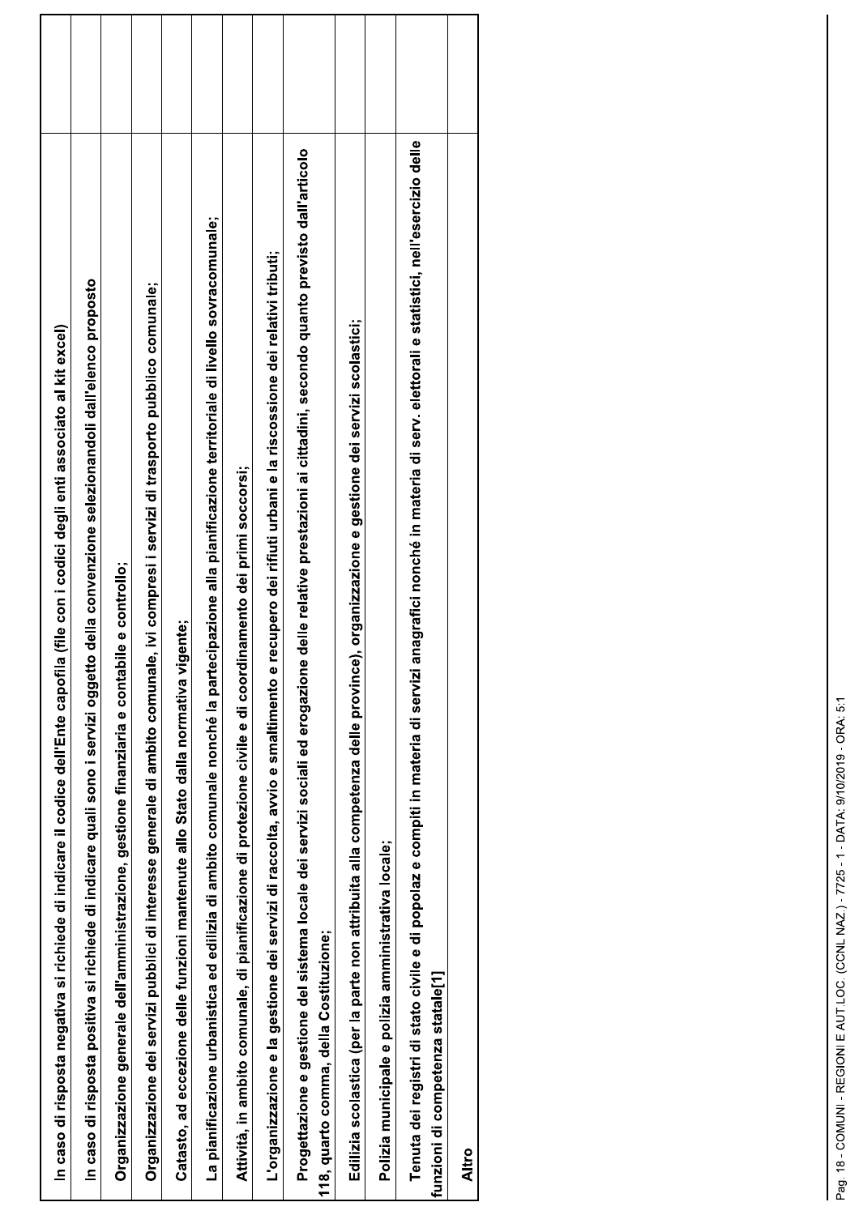| | |
|---|---|
| In caso di risposta negativa si richiede di indicare il codice dell'Ente capofila (file con i codici degli enti associato al kit excel) | |
| In caso di risposta positiva si richiede di indicare quali sono i servizi oggetto della convenzione selezionandoli dall'elenco proposto | |
| Organizzazione generale dell'amministrazione, gestione finanziaria e contabile e controllo; | |
| Organizzazione dei servizi pubblici di interesse generale di ambito comunale, ivi compresi i servizi di trasporto pubblico comunale; | |
| Catasto, ad eccezione delle funzioni mantenute allo Stato dalla normativa vigente; | |
| La pianificazione urbanistica ed edilizia di ambito comunale nonché la partecipazione alla pianificazione territoriale di livello sovracomunale; | |
| Attività, in ambito comunale, di pianificazione di protezione civile e di coordinamento dei primi soccorsi; | |
| L'organizzazione e la gestione dei servizi di raccolta, avvio e smaltimento e recupero dei rifiuti urbani e la riscossione dei relativi tributi; | |
| Progettazione e gestione del sistema locale dei servizi sociali ed erogazione delle relative prestazioni ai cittadini, secondo quanto previsto dall'articolo 118, quarto comma, della Costituzione; | |
| Edilizia scolastica (per la parte non attribuita alla competenza delle province), organizzazione e gestione dei servizi scolastici; | |
| Polizia municipale e polizia amministrativa locale; | |
| Tenuta dei registri di stato civile e di popolaz e compiti in materia di servizi anagrafici nonché in materia di serv. elettorali e statistici, nell'esercizio delle funzioni di competenza statale[1] | |
| **Altro** | |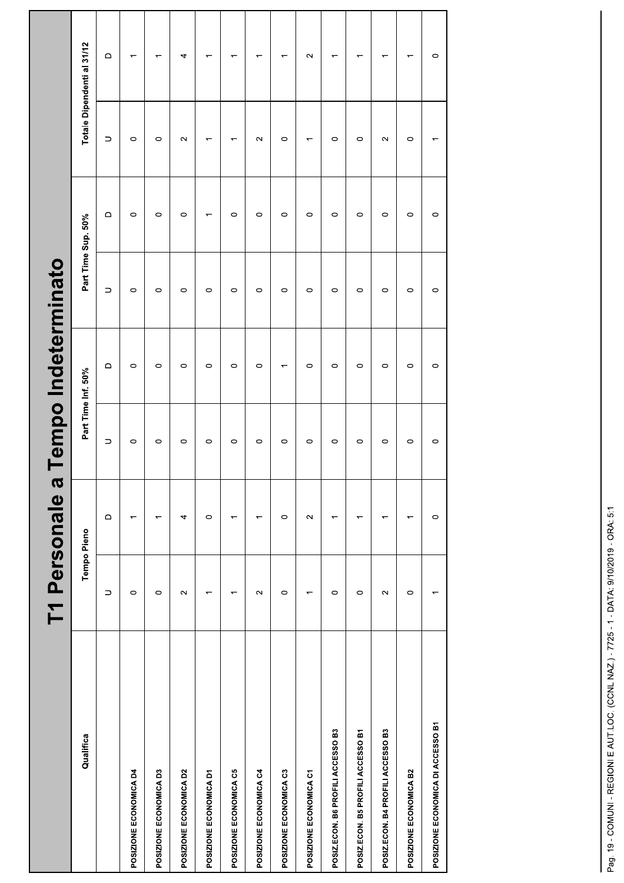# T1 Personale a Tempo Indeterminato

| Qualifica | Tempo Pieno | | Part Time Inf. 50% | | Part Time Sup. 50% | | Totale Dipendenti al 31/12 | |
|---|---|---|---|---|---|---|---|---|
| | U | D | U | D | U | D | U | D |
| POSIZIONE ECONOMICA D4 | 0 | 1 | 0 | 0 | 0 | 0 | 0 | 1 |
| POSIZIONE ECONOMICA D3 | 0 | 1 | 0 | 0 | 0 | 0 | 0 | 1 |
| POSIZIONE ECONOMICA D2 | 2 | 4 | 0 | 0 | 0 | 0 | 2 | 4 |
| POSIZIONE ECONOMICA D1 | 1 | 0 | 0 | 0 | 0 | 1 | 1 | 1 |
| POSIZIONE ECONOMICA C5 | 1 | 1 | 0 | 0 | 0 | 0 | 1 | 1 |
| POSIZIONE ECONOMICA C4 | 2 | 1 | 0 | 0 | 0 | 0 | 2 | 1 |
| POSIZIONE ECONOMICA C3 | 0 | 0 | 0 | 1 | 0 | 0 | 0 | 1 |
| POSIZIONE ECONOMICA C1 | 1 | 2 | 0 | 0 | 0 | 0 | 1 | 2 |
| POSIZ.ECON. B6 PROFILI ACCESSO B3 | 0 | 1 | 0 | 0 | 0 | 0 | 0 | 1 |
| POSIZ.ECON. B5 PROFILI ACCESSO B1 | 0 | 1 | 0 | 0 | 0 | 0 | 0 | 1 |
| POSIZ.ECON. B4 PROFILI ACCESSO B3 | 2 | 1 | 0 | 0 | 0 | 0 | 2 | 1 |
| POSIZIONE ECONOMICA B2 | 0 | 1 | 0 | 0 | 0 | 0 | 0 | 1 |
| POSIZIONE ECONOMICA DI ACCESSO B1 | 1 | 0 | 0 | 0 | 0 | 0 | 1 | 0 |

Pag. 19 - COMUNI - REGIONI E AUT.LOC. (CCNL NAZ.) - 7725 - 1 - DATA: 9/10/2019 - ORA: 5:1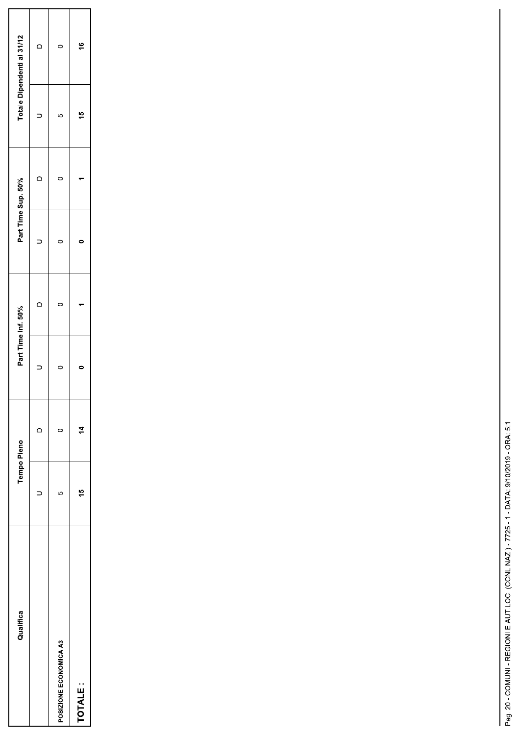| Qualifica | Tempo Pieno | | Part Time Inf. 50% | | Part Time Sup. 50% | | Totale Dipendenti al 31/12 | |
|---|---|---|---|---|---|---|---|---|
| | U | D | U | D | U | D | U | D |
| POSIZIONE ECONOMICA A3 | 5 | 0 | 0 | 0 | 0 | 0 | 5 | 0 |
| **TOTALE :** | **15** | **14** | **0** | **1** | **0** | **1** | **15** | **16** |

Pag. 20 - COMUNI - REGIONI E AUT.LOC. (CCNL NAZ.) - 7725 - 1 - DATA: 9/10/2019 - ORA: 5:1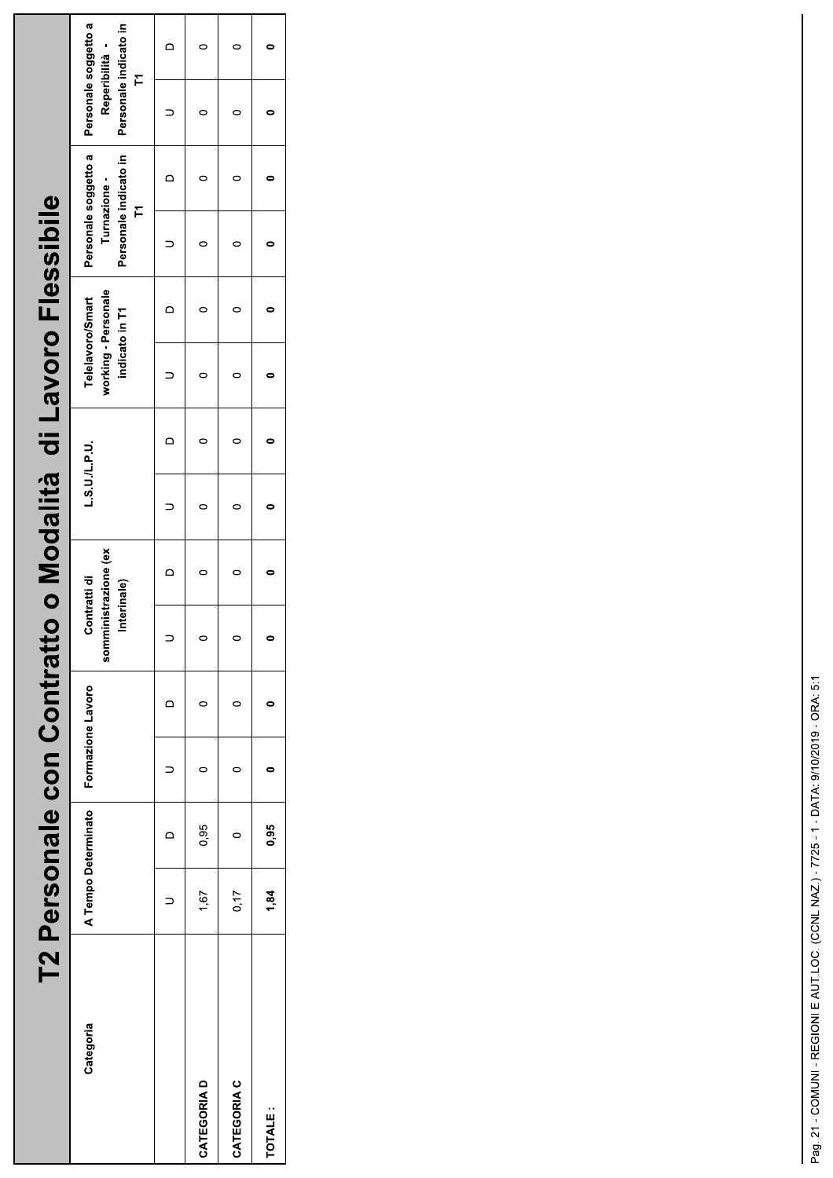# T2 Personale con Contratto o Modalità di Lavoro Flessibile

| Categoria | A Tempo Determinato | | Formazione Lavoro | | Contratti di somministrazione (ex Interinale) | | L.S.U./L.P.U. | | Telelavoro/Smart working - Personale indicato in T1 | | Personale soggetto a Turnazione - Personale indicato in T1 | | Personale soggetto a Reperibilità - Personale indicato in T1 | |
|---|---|---|---|---|---|---|---|---|---|---|---|---|---|---|
| | U | D | U | D | U | D | U | D | U | D | U | D | U | D |
| CATEGORIA D | 1,67 | 0,95 | 0 | 0 | 0 | 0 | 0 | 0 | 0 | 0 | 0 | 0 | 0 | 0 |
| CATEGORIA C | 0,17 | 0 | 0 | 0 | 0 | 0 | 0 | 0 | 0 | 0 | 0 | 0 | 0 | 0 |
| **TOTALE :** | **1,84** | **0,95** | **0** | **0** | **0** | **0** | **0** | **0** | **0** | **0** | **0** | **0** | **0** | **0** |

Pag. 21 - COMUNI - REGIONI E AUT.LOC. (CCNL NAZ.) - 7725 - 1 - DATA: 9/10/2019 - ORA: 5:1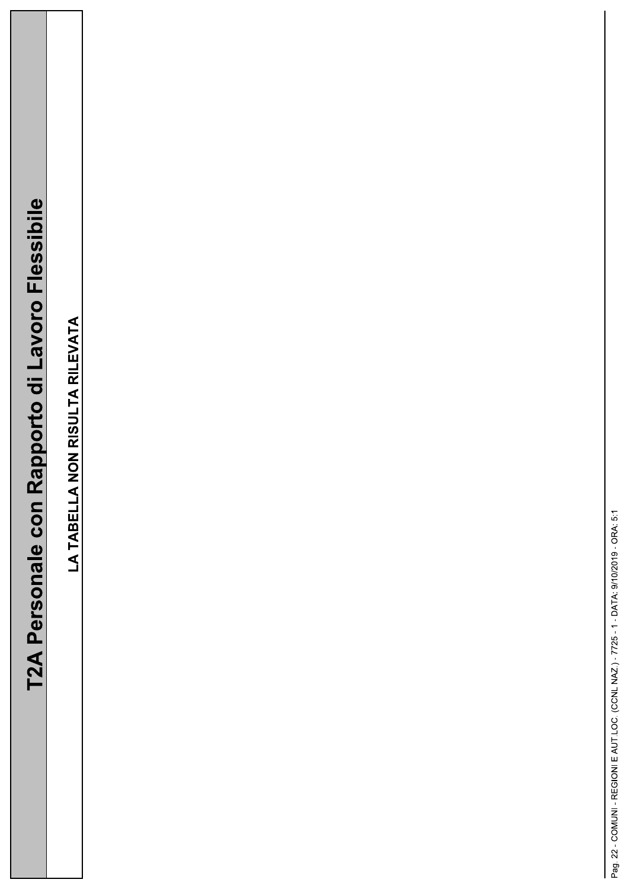# T2A Personale con Rapporto di Lavoro Flessibile

**LA TABELLA NON RISULTA RILEVATA**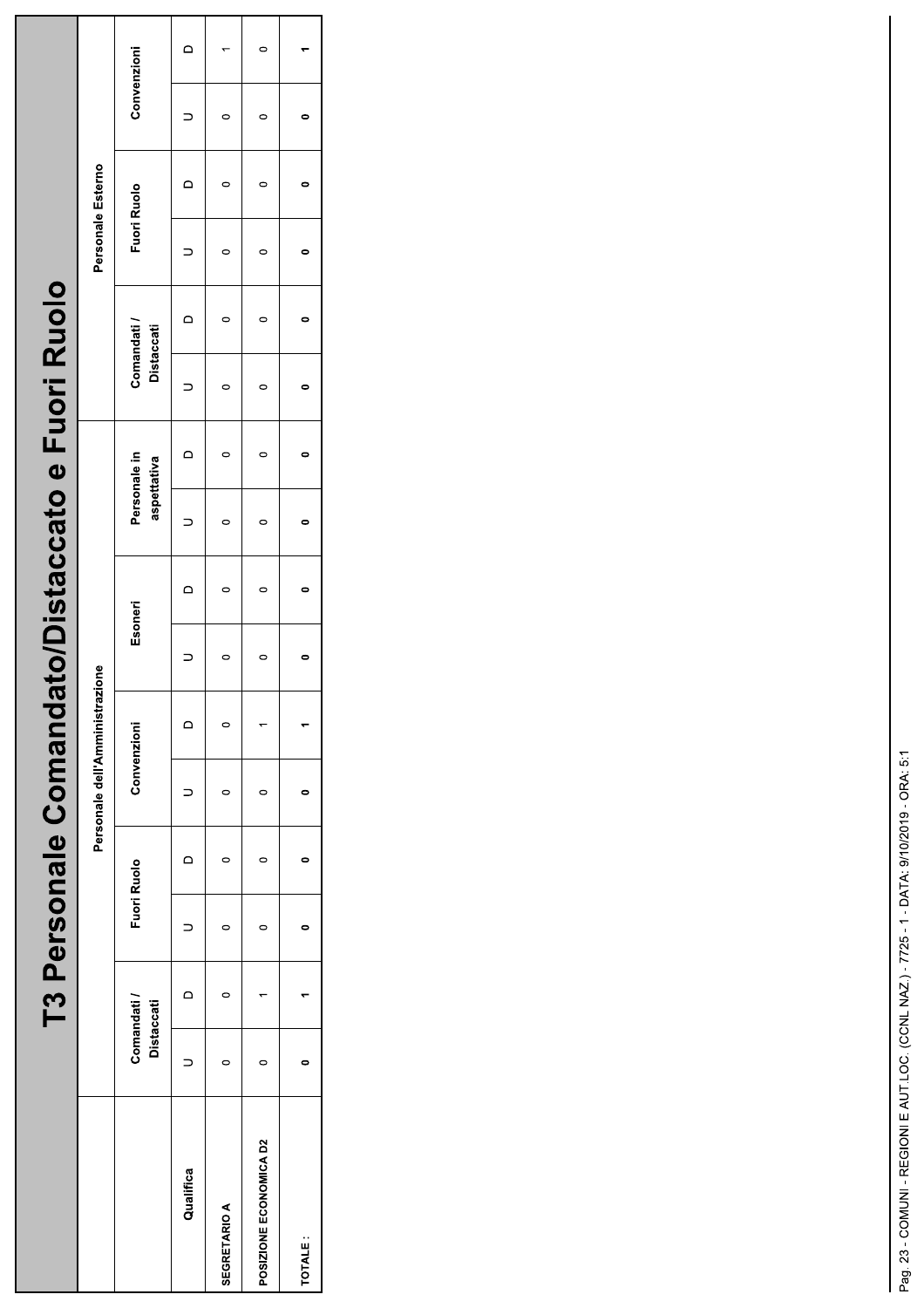# T3 Personale Comandato/Distaccato e Fuori Ruolo

| Qualifica | Personale dell'Amministrazione | | | | | | | | | | Personale Esterno | | | | | |
|---|---|---|---|---|---|---|---|---|---|---|---|---|---|---|---|---|
| | Comandati / Distaccati | | Fuori Ruolo | | Convenzioni | | Esoneri | | Personale in aspettativa | | Comandati / Distaccati | | Fuori Ruolo | | Convenzioni | |
| | U | D | U | D | U | D | U | D | U | D | U | D | U | D | U | D |
| SEGRETARIO A | 0 | 0 | 0 | 0 | 0 | 0 | 0 | 0 | 0 | 0 | 0 | 0 | 0 | 0 | 0 | 1 |
| POSIZIONE ECONOMICA D2 | 0 | 1 | 0 | 0 | 0 | 1 | 0 | 0 | 0 | 0 | 0 | 0 | 0 | 0 | 0 | 0 |
| TOTALE : | **0** | **1** | **0** | **0** | **0** | **1** | **0** | **0** | **0** | **0** | **0** | **0** | **0** | **0** | **0** | **1** |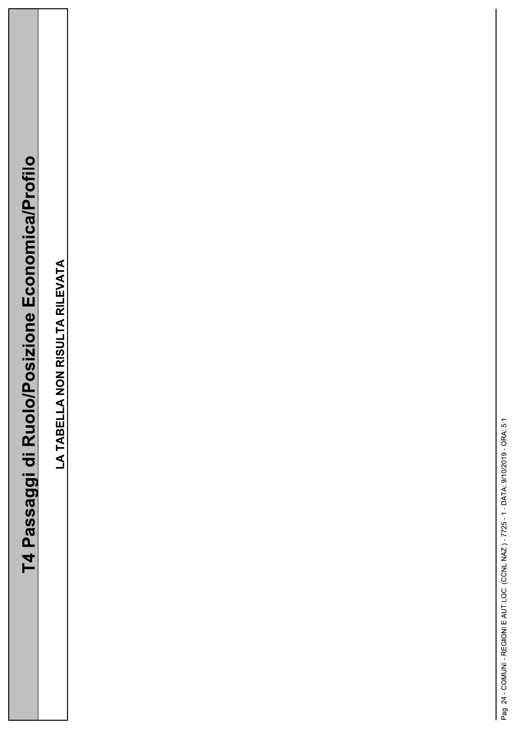# T4 Passaggi di Ruolo/Posizione Economica/Profilo

**LA TABELLA NON RISULTA RILEVATA**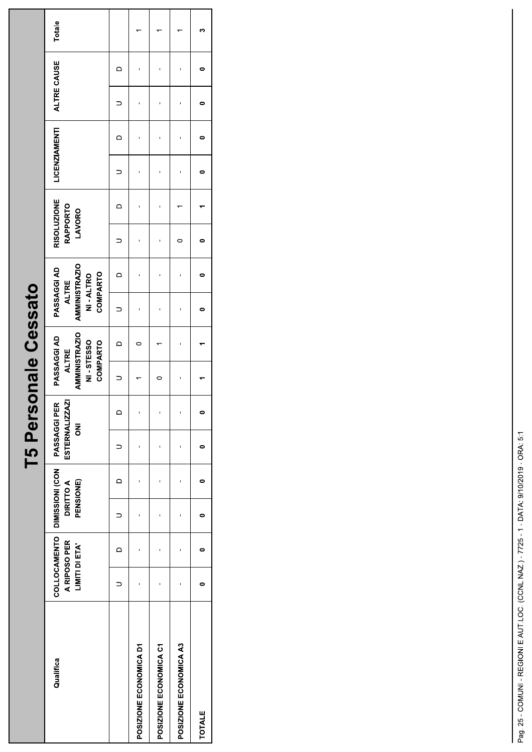# T5 Personale Cessato

| Qualifica | COLLOCAMENTO A RIPOSO PER LIMITI DI ETA' | | DIMISSIONI (CON DIRITTO A PENSIONE) | | PASSAGGI PER ESTERNALIZZAZIONI | | PASSAGGI AD ALTRE AMMINISTRAZIONI - STESSO COMPARTO | | PASSAGGI AD ALTRE AMMINISTRAZIONI - ALTRO COMPARTO | | RISOLUZIONE RAPPORTO LAVORO | | LICENZIAMENTI | | ALTRE CAUSE | | Totale |
|---|---|---|---|---|---|---|---|---|---|---|---|---|---|---|---|---|---|
| | U | D | U | D | U | D | U | D | U | D | U | D | U | D | U | D | |
| POSIZIONE ECONOMICA D1 | - | - | - | - | - | - | 1 | 0 | - | - | - | - | - | - | - | - | 1 |
| POSIZIONE ECONOMICA C1 | - | - | - | - | - | - | 0 | 1 | - | - | - | - | - | - | - | - | 1 |
| POSIZIONE ECONOMICA A3 | - | - | - | - | - | - | - | - | - | - | 0 | 1 | - | - | - | - | 1 |
| TOTALE | 0 | 0 | 0 | 0 | 0 | 0 | 1 | 1 | 0 | 0 | 0 | 1 | 0 | 0 | 0 | 0 | 3 |

Pag. 25 - COMUNI - REGIONI E AUT.LOC. (CCNL NAZ.) - 7725 - 1 - DATA: 9/10/2019 - ORA: 5:1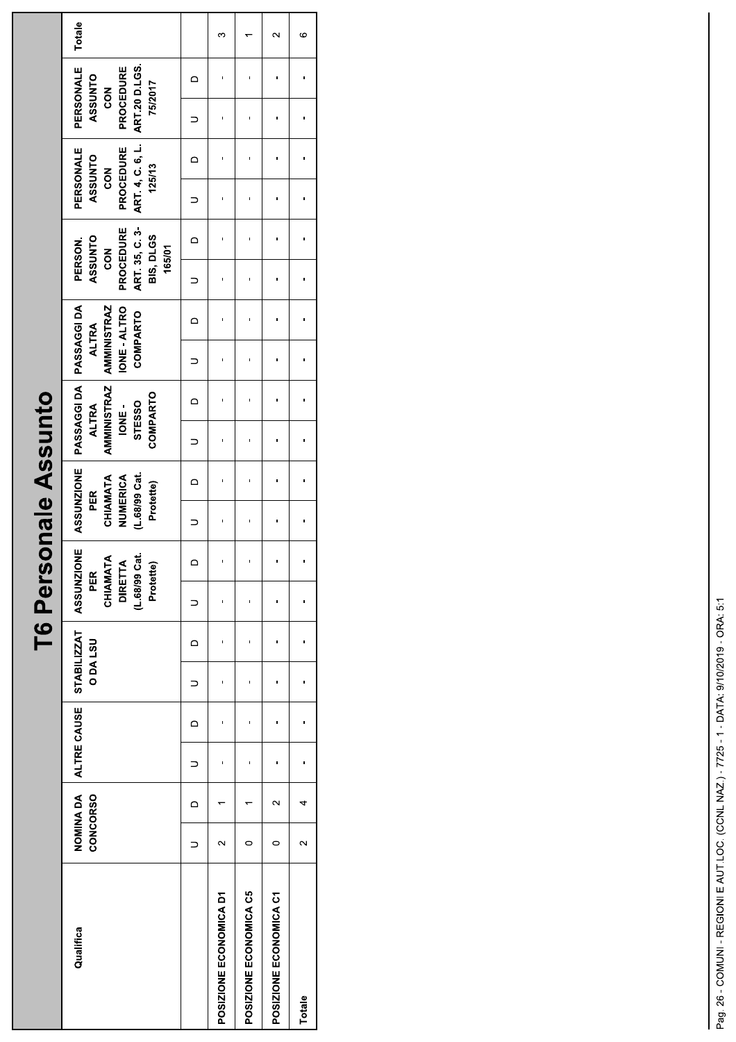# T6 Personale Assunto

| Qualifica | NOMINA DA CONCORSO | | ALTRE CAUSE | | STABILIZZATO DA LSU | | ASSUNZIONE PER CHIAMATA DIRETTA (L.68/99 Cat. Protette) | | ASSUNZIONE PER CHIAMATA NUMERICA (L.68/99 Cat. Protette) | | PASSAGGI DA ALTRA AMMINISTRAZIONE - STESSO COMPARTO | | PASSAGGI DA ALTRA AMMINISTRAZIONE - ALTRO COMPARTO | | PERSON. ASSUNTO CON PROCEDURE ART. 35, C. 3-BIS, DLGS 165/01 | | PERSONALE ASSUNTO CON PROCEDURE ART. 4, C. 6, L. 125/13 | | PERSONALE ASSUNTO CON PROCEDURE ART.20 D.LGS. 75/2017 | | Totale |
|---|---|---|---|---|---|---|---|---|---|---|---|---|---|---|---|---|---|---|---|---|---|
| | U | D | U | D | U | D | U | D | U | D | U | D | U | D | U | D | U | D | U | D | |
| POSIZIONE ECONOMICA D1 | 2 | 1 | - | - | - | - | - | - | - | - | - | - | - | - | - | - | - | - | - | - | 3 |
| POSIZIONE ECONOMICA C5 | 0 | 1 | - | - | - | - | - | - | - | - | - | - | - | - | - | - | - | - | - | - | 1 |
| POSIZIONE ECONOMICA C1 | 0 | 2 | - | - | - | - | - | - | - | - | - | - | - | - | - | - | - | - | - | - | 2 |
| Totale | 2 | 4 | - | - | - | - | - | - | - | - | - | - | - | - | - | - | - | - | - | - | 6 |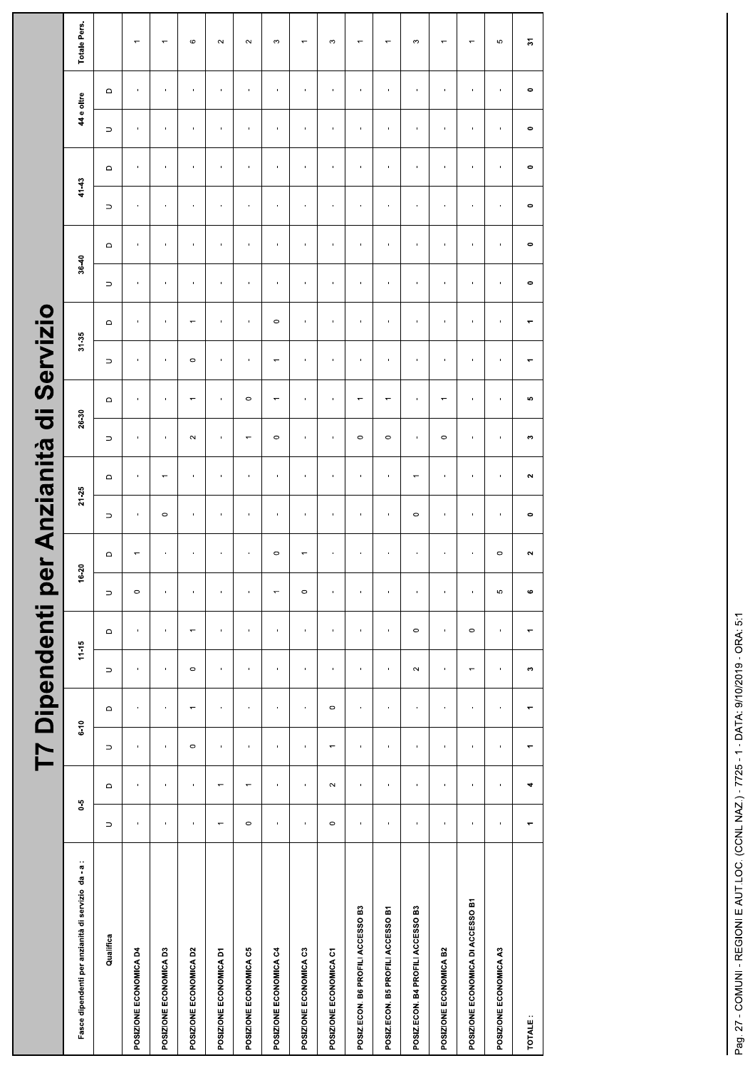# T7 Dipendenti per Anzianità di Servizio

| Fasce dipendenti per anzianità di servizio da - a : | 0-5 | | 6-10 | | 11-15 | | 16-20 | | 21-25 | | 26-30 | | 31-35 | | 36-40 | | 41-43 | | 44 e oltre | | Totale Pers. |
|---|---|---|---|---|---|---|---|---|---|---|---|---|---|---|---|---|---|---|---|---|---|
| Qualifica | U | D | U | D | U | D | U | D | U | D | U | D | U | D | U | D | U | D | U | D | |
| POSIZIONE ECONOMICA D4 | - | - | - | - | - | - | 0 | 1 | - | - | - | - | - | - | - | - | - | - | - | - | 1 |
| POSIZIONE ECONOMICA D3 | - | - | - | - | - | - | - | - | 0 | 1 | - | - | - | - | - | - | - | - | - | - | 1 |
| POSIZIONE ECONOMICA D2 | - | - | 0 | 1 | 0 | 1 | - | - | - | - | 2 | 1 | 0 | 1 | - | - | - | - | - | - | 6 |
| POSIZIONE ECONOMICA D1 | 1 | 1 | - | - | - | - | - | - | - | - | - | - | - | - | - | - | - | - | - | - | 2 |
| POSIZIONE ECONOMICA C5 | 0 | 1 | - | - | - | - | - | - | - | - | 1 | 0 | - | - | - | - | - | - | - | - | 2 |
| POSIZIONE ECONOMICA C4 | - | - | - | - | - | - | 1 | 0 | - | - | 0 | 1 | 1 | 0 | - | - | - | - | - | - | 3 |
| POSIZIONE ECONOMICA C3 | - | - | - | - | - | - | 0 | 1 | - | - | - | - | - | - | - | - | - | - | - | - | 1 |
| POSIZIONE ECONOMICA C1 | 0 | 2 | 1 | 0 | - | - | - | - | - | - | - | - | - | - | - | - | - | - | - | - | 3 |
| POSIZ.ECON. B6 PROFILI ACCESSO B3 | - | - | - | - | - | - | - | - | - | - | 0 | 1 | - | - | - | - | - | - | - | - | 1 |
| POSIZ.ECON. B5 PROFILI ACCESSO B1 | - | - | - | - | - | - | - | - | - | - | 0 | 1 | - | - | - | - | - | - | - | - | 1 |
| POSIZ.ECON. B4 PROFILI ACCESSO B3 | - | - | - | - | 2 | 0 | - | - | 0 | 1 | - | - | - | - | - | - | - | - | - | - | 3 |
| POSIZIONE ECONOMICA B2 | - | - | - | - | - | - | - | - | - | - | 0 | 1 | - | - | - | - | - | - | - | - | 1 |
| POSIZIONE ECONOMICA DI ACCESSO B1 | - | - | - | - | 1 | 0 | - | - | - | - | - | - | - | - | - | - | - | - | - | - | 1 |
| POSIZIONE ECONOMICA A3 | - | - | - | - | - | - | 5 | 0 | - | - | - | - | - | - | - | - | - | - | - | - | 5 |
| TOTALE : | 1 | 4 | 1 | 1 | 3 | 1 | 6 | 2 | 0 | 2 | 3 | 5 | 1 | 1 | 0 | 0 | 0 | 0 | 0 | 0 | 31 |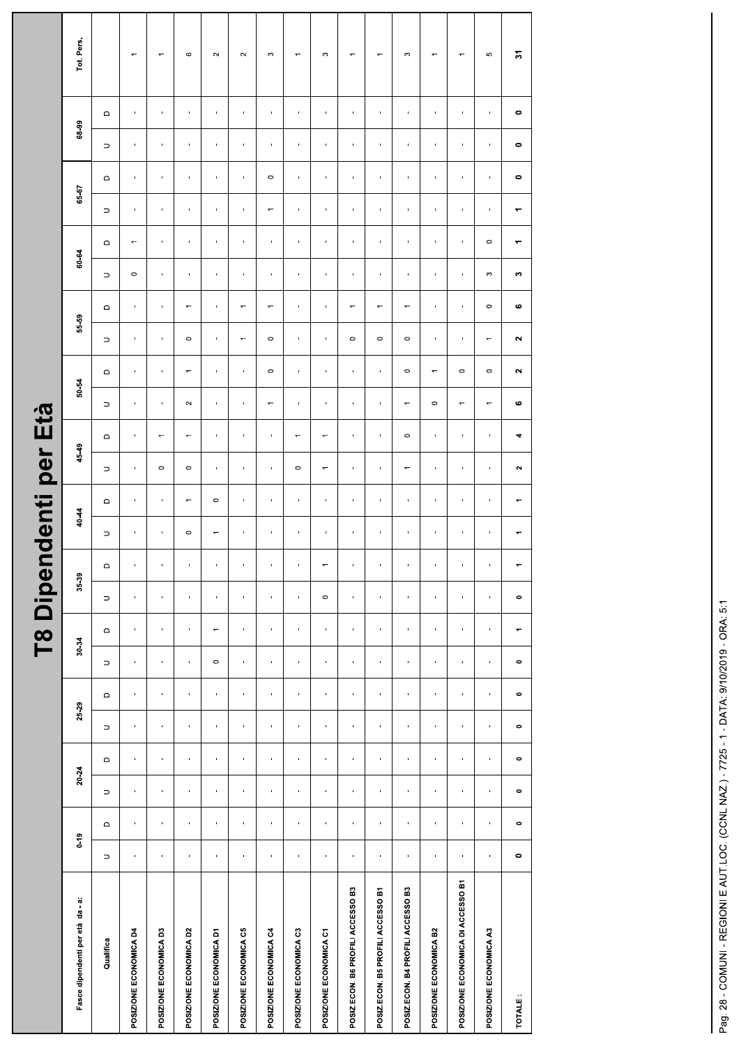# T8 Dipendenti per Età

| Fasce dipendenti per età da - a: | 0-19 | | 20-24 | | 25-29 | | 30-34 | | 35-39 | | 40-44 | | 45-49 | | 50-54 | | 55-59 | | 60-64 | | 65-67 | | 68-99 | | Tot. Pers. |
|---|---|---|---|---|---|---|---|---|---|---|---|---|---|---|---|---|---|---|---|---|---|---|---|---|---|
| Qualifica | U | D | U | D | U | D | U | D | U | D | U | D | U | D | U | D | U | D | U | D | U | D | U | D | |
| POSIZIONE ECONOMICA D4 | - | - | - | - | - | - | - | - | - | - | - | - | - | - | - | - | - | - | 0 | 1 | - | - | - | - | 1 |
| POSIZIONE ECONOMICA D3 | - | - | - | - | - | - | - | - | - | - | - | - | 0 | 1 | - | - | - | - | - | - | - | - | - | - | 1 |
| POSIZIONE ECONOMICA D2 | - | - | - | - | - | - | - | - | - | - | 0 | 1 | 0 | 1 | 2 | 1 | 0 | 1 | - | - | - | - | - | - | 6 |
| POSIZIONE ECONOMICA D1 | - | - | - | - | - | - | 0 | 1 | - | - | 1 | 0 | - | - | - | - | - | - | - | - | - | - | - | - | 2 |
| POSIZIONE ECONOMICA C5 | - | - | - | - | - | - | - | - | - | - | - | - | - | - | - | - | 1 | 1 | - | - | - | - | - | - | 2 |
| POSIZIONE ECONOMICA C4 | - | - | - | - | - | - | - | - | - | - | - | - | - | - | 1 | 0 | 0 | 1 | - | - | 1 | 0 | - | - | 3 |
| POSIZIONE ECONOMICA C3 | - | - | - | - | - | - | - | - | - | - | - | - | 0 | 1 | - | - | - | - | - | - | - | - | - | - | 1 |
| POSIZIONE ECONOMICA C1 | - | - | - | - | - | - | - | - | 0 | 1 | - | - | 1 | 1 | - | - | - | - | - | - | - | - | - | - | 3 |
| POSIZ.ECON. B6 PROFILI ACCESSO B3 | - | - | - | - | - | - | - | - | - | - | - | - | - | - | - | - | 0 | 1 | - | - | - | - | - | - | 1 |
| POSIZ.ECON. B5 PROFILI ACCESSO B1 | - | - | - | - | - | - | - | - | - | - | - | - | - | - | - | - | 0 | 1 | - | - | - | - | - | - | 1 |
| POSIZ.ECON. B4 PROFILI ACCESSO B3 | - | - | - | - | - | - | - | - | - | - | - | - | 1 | 0 | 1 | 0 | 0 | 1 | - | - | - | - | - | - | 3 |
| POSIZIONE ECONOMICA B2 | - | - | - | - | - | - | - | - | - | - | - | - | - | - | 0 | 1 | - | - | - | - | - | - | - | - | 1 |
| POSIZIONE ECONOMICA DI ACCESSO B1 | - | - | - | - | - | - | - | - | - | - | - | - | - | - | 1 | 0 | - | - | - | - | - | - | - | - | 1 |
| POSIZIONE ECONOMICA A3 | - | - | - | - | - | - | - | - | - | - | - | - | - | - | 1 | 0 | 1 | 0 | 3 | 0 | - | - | - | - | 5 |
| TOTALE : | **0** | **0** | **0** | **0** | **0** | **0** | **0** | **1** | **0** | **1** | **1** | **1** | **2** | **4** | **6** | **2** | **2** | **6** | **3** | **1** | **1** | **0** | **0** | **0** | **31** |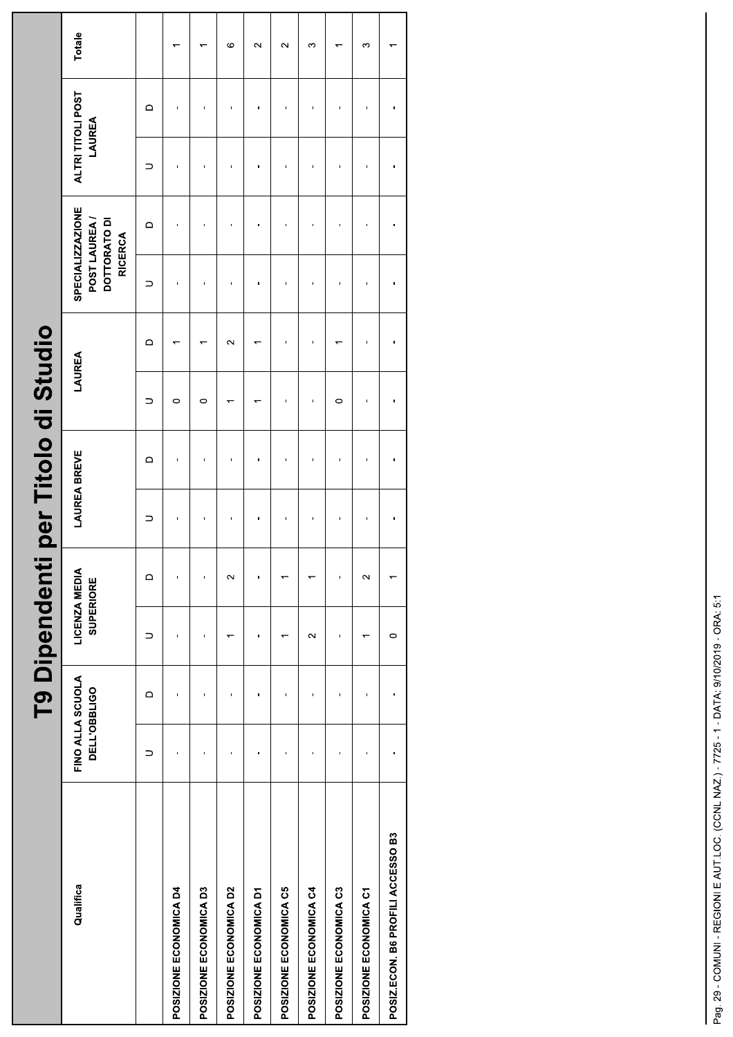# T9 Dipendenti per Titolo di Studio

| Qualifica | FINO ALLA SCUOLA DELL'OBBLIGO | | LICENZA MEDIA SUPERIORE | | LAUREA BREVE | | LAUREA | | SPECIALIZZAZIONE POST LAUREA / DOTTORATO DI RICERCA | | ALTRI TITOLI POST LAUREA | | Totale |
|---|---|---|---|---|---|---|---|---|---|---|---|---|---|
| | U | D | U | D | U | D | U | D | U | D | U | D | |
| POSIZIONE ECONOMICA D4 | - | - | - | - | - | - | 0 | 1 | - | - | - | - | 1 |
| POSIZIONE ECONOMICA D3 | - | - | - | - | - | - | 0 | 1 | - | - | - | - | 1 |
| POSIZIONE ECONOMICA D2 | - | - | 1 | 2 | - | - | 1 | 2 | - | - | - | - | 6 |
| POSIZIONE ECONOMICA D1 | - | - | - | - | - | - | 1 | 1 | - | - | - | - | 2 |
| POSIZIONE ECONOMICA C5 | - | - | 1 | 1 | - | - | - | - | - | - | - | - | 2 |
| POSIZIONE ECONOMICA C4 | - | - | 2 | 1 | - | - | - | - | - | - | - | - | 3 |
| POSIZIONE ECONOMICA C3 | - | - | - | - | - | - | 0 | 1 | - | - | - | - | 1 |
| POSIZIONE ECONOMICA C1 | - | - | 1 | 2 | - | - | - | - | - | - | - | - | 3 |
| POSIZ.ECON. B6 PROFILI ACCESSO B3 | - | - | 0 | 1 | - | - | - | - | - | - | - | - | 1 |

Pag. 29 - COMUNI - REGIONI E AUT.LOC. (CCNL NAZ.) - 7725 - 1 - DATA: 9/10/2019 - ORA: 5:1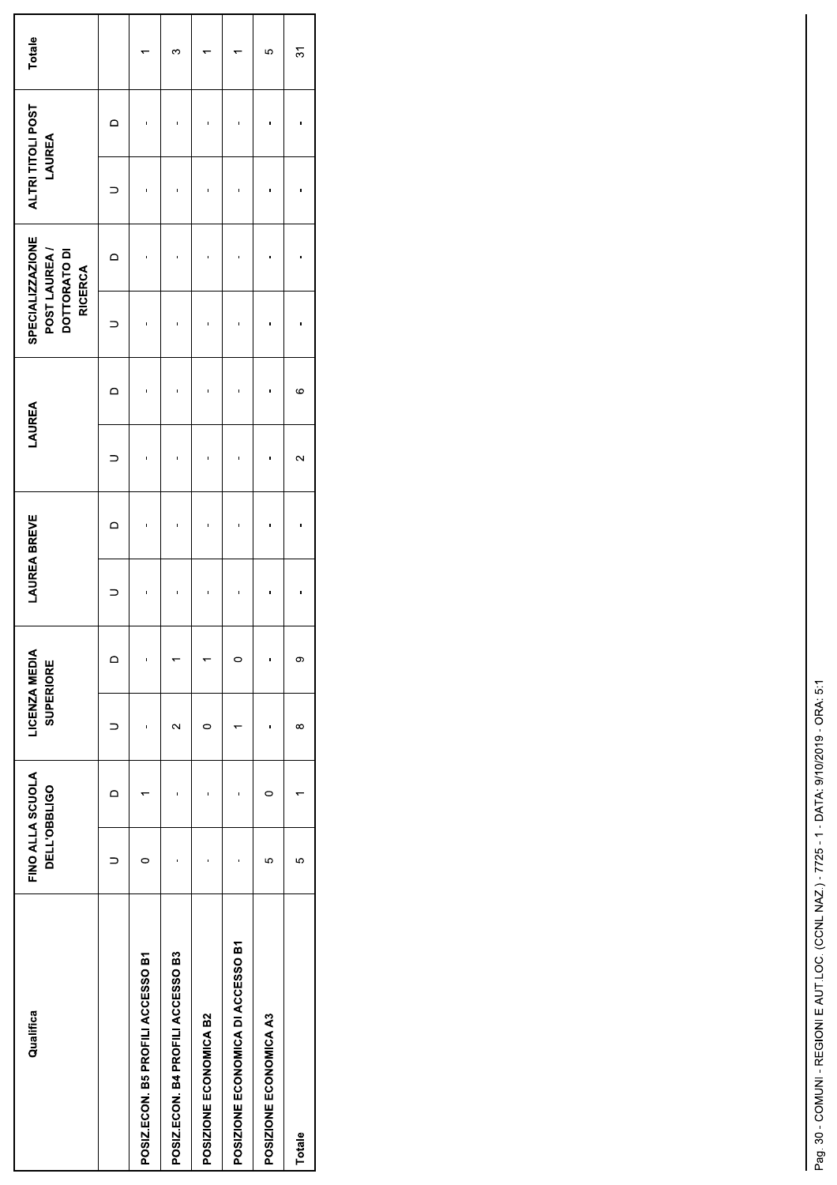| Qualifica | FINO ALLA SCUOLA DELL'OBBLIGO | | LICENZA MEDIA SUPERIORE | | LAUREA BREVE | | LAUREA | | SPECIALIZZAZIONE POST LAUREA / DOTTORATO DI RICERCA | | ALTRI TITOLI POST LAUREA | | Totale |
|---|---|---|---|---|---|---|---|---|---|---|---|---|---|
| | U | D | U | D | U | D | U | D | U | D | U | D | |
| POSIZ.ECON. B5 PROFILI ACCESSO B1 | 0 | 1 | - | - | - | - | - | - | - | - | - | - | 1 |
| POSIZ.ECON. B4 PROFILI ACCESSO B3 | - | - | 2 | 1 | - | - | - | - | - | - | - | - | 3 |
| POSIZIONE ECONOMICA B2 | - | - | 0 | 1 | - | - | - | - | - | - | - | - | 1 |
| POSIZIONE ECONOMICA DI ACCESSO B1 | - | - | 1 | 0 | - | - | - | - | - | - | - | - | 1 |
| POSIZIONE ECONOMICA A3 | 5 | 0 | - | - | - | - | - | - | - | - | - | - | 5 |
| Totale | 5 | 1 | 8 | 9 | - | - | 2 | 6 | - | - | - | - | 31 |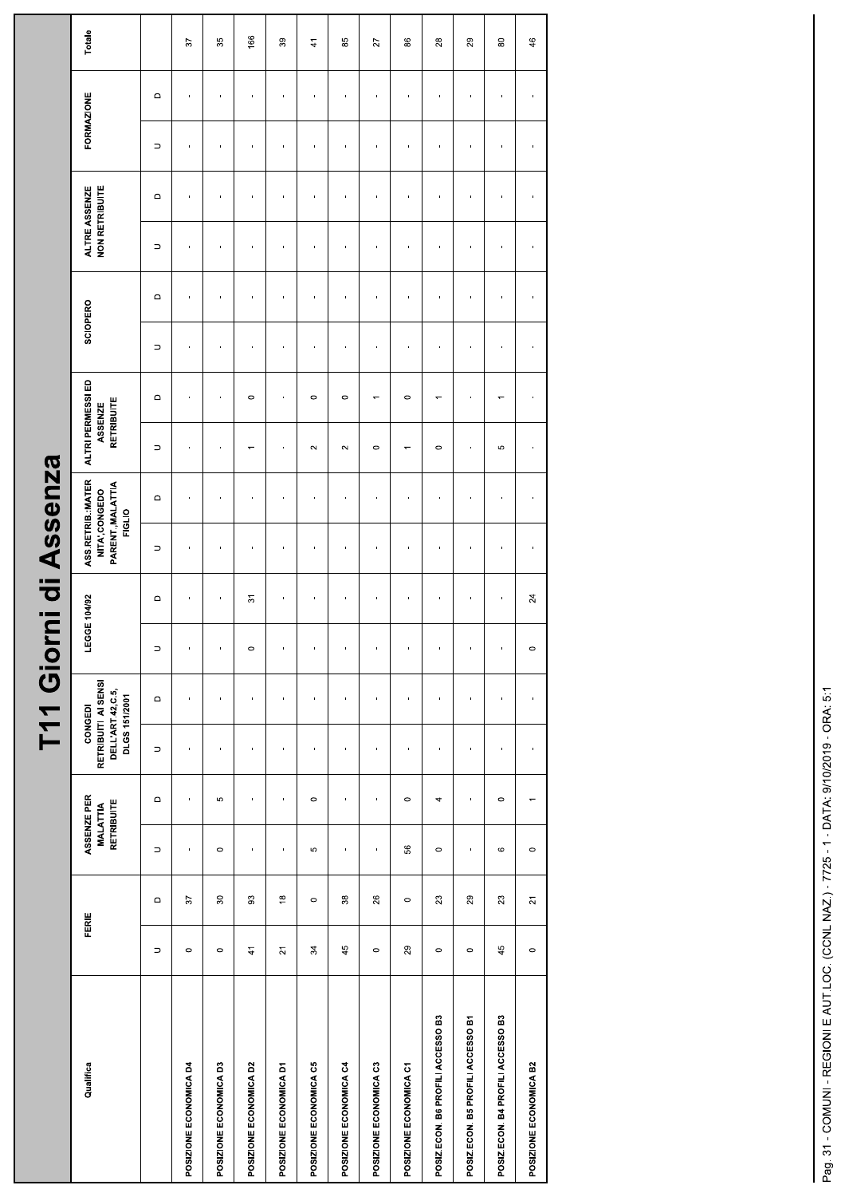# T11 Giorni di Assenza

| Qualifica | FERIE | | ASSENZE PER MALATTIA RETRIBUITE | | CONGEDI RETRIBUITI AI SENSI DELL'ART.42,C.5, DLGS 151/2001 | | LEGGE 104/92 | | ASS.RETRIB.:MATERNITA',CONGEDO PARENT.,MALATTIA FIGLIO | | ALTRI PERMESSI ED ASSENZE RETRIBUITE | | SCIOPERO | | ALTRE ASSENZE NON RETRIBUITE | | FORMAZIONE | | Totale |
|---|---|---|---|---|---|---|---|---|---|---|---|---|---|---|---|---|---|---|---|
| | U | D | U | D | U | D | U | D | U | D | U | D | U | D | U | D | U | D | |
| POSIZIONE ECONOMICA D4 | 0 | 37 | - | - | - | - | - | - | - | - | - | - | - | - | - | - | - | - | 37 |
| POSIZIONE ECONOMICA D3 | 0 | 30 | 0 | 5 | - | - | - | - | - | - | - | - | - | - | - | - | - | - | 35 |
| POSIZIONE ECONOMICA D2 | 41 | 93 | - | - | - | - | 0 | 31 | - | - | 1 | 0 | - | - | - | - | - | - | 166 |
| POSIZIONE ECONOMICA D1 | 21 | 18 | - | - | - | - | - | - | - | - | - | - | - | - | - | - | - | - | 39 |
| POSIZIONE ECONOMICA C5 | 34 | 0 | 5 | 0 | - | - | - | - | - | - | 2 | 0 | - | - | - | - | - | - | 41 |
| POSIZIONE ECONOMICA C4 | 45 | 38 | - | - | - | - | - | - | - | - | 2 | 0 | - | - | - | - | - | - | 85 |
| POSIZIONE ECONOMICA C3 | 0 | 26 | - | - | - | - | - | - | - | - | 0 | 1 | - | - | - | - | - | - | 27 |
| POSIZIONE ECONOMICA C1 | 29 | 0 | 56 | 0 | - | - | - | - | - | - | 1 | 0 | - | - | - | - | - | - | 86 |
| POSIZ.ECON. B6 PROFILI ACCESSO B3 | 0 | 23 | 0 | 4 | - | - | - | - | - | - | 0 | 1 | - | - | - | - | - | - | 28 |
| POSIZ.ECON. B5 PROFILI ACCESSO B1 | 0 | 29 | - | - | - | - | - | - | - | - | - | - | - | - | - | - | - | - | 29 |
| POSIZ.ECON. B4 PROFILI ACCESSO B3 | 45 | 23 | 6 | 0 | - | - | - | - | - | - | 5 | 1 | - | - | - | - | - | - | 80 |
| POSIZIONE ECONOMICA B2 | 0 | 21 | 0 | 1 | - | - | 0 | 24 | - | - | - | - | - | - | - | - | - | - | 46 |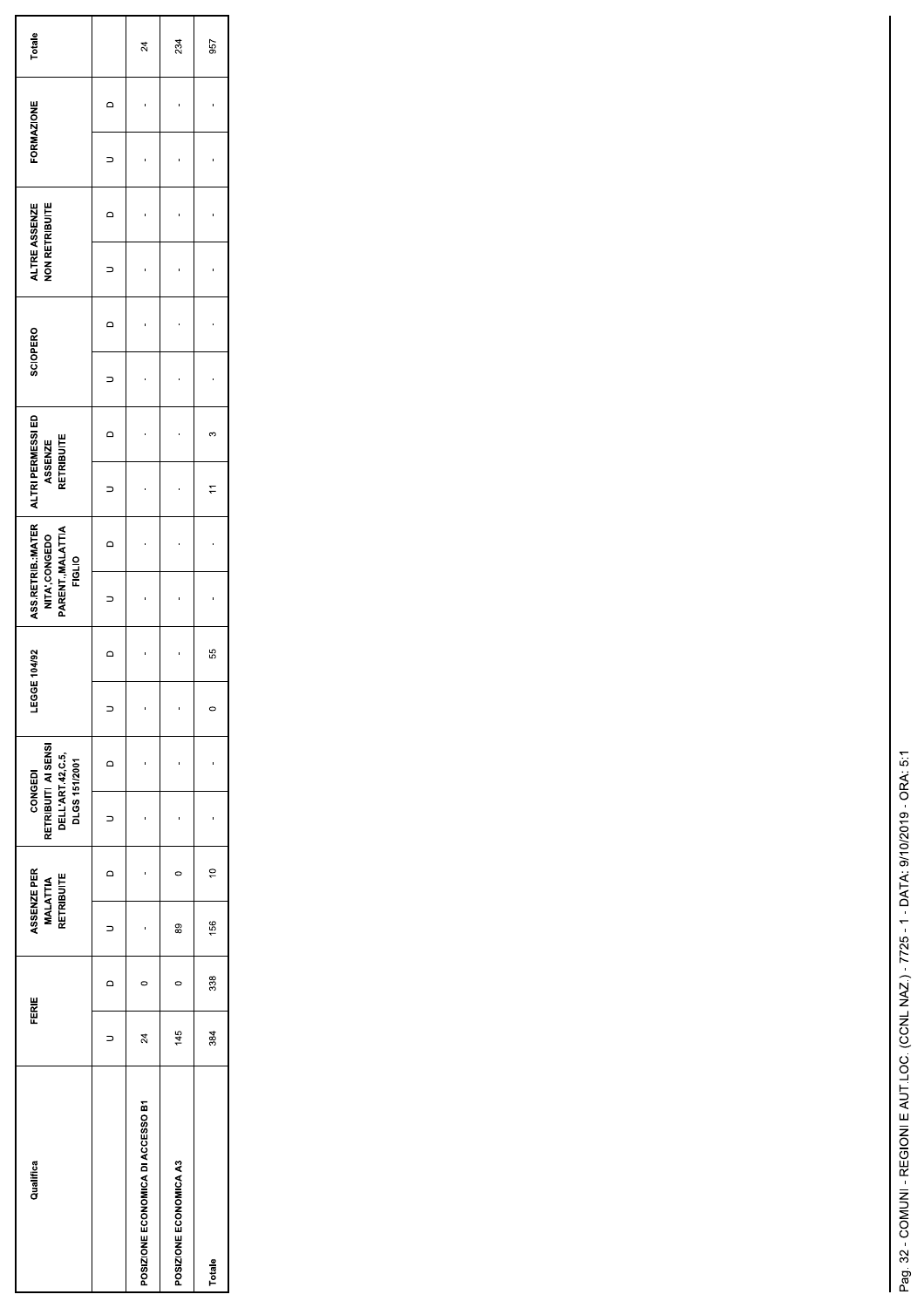| Qualifica | FERIE | | ASSENZE PER MALATTIA RETRIBUITE | | CONGEDI RETRIBUITI AI SENSI DELL'ART.42,C.5, DLGS 151/2001 | | LEGGE 104/92 | | ASS.RETRIB.:MATERNITA',CONGEDO PARENT.,MALATTIA FIGLIO | | ALTRI PERMESSI ED ASSENZE RETRIBUITE | | SCIOPERO | | ALTRE ASSENZE NON RETRIBUITE | | FORMAZIONE | | Totale |
|---|---|---|---|---|---|---|---|---|---|---|---|---|---|---|---|---|---|---|---|
| | U | D | U | D | U | D | U | D | U | D | U | D | U | D | U | D | U | D | |
| POSIZIONE ECONOMICA DI ACCESSO B1 | 24 | 0 | - | - | - | - | - | - | - | - | - | - | - | - | - | - | - | - | 24 |
| POSIZIONE ECONOMICA A3 | 145 | 0 | 89 | 0 | - | - | - | - | - | - | - | - | - | - | - | - | - | - | 234 |
| Totale | 384 | 338 | 156 | 10 | - | - | 0 | 55 | - | - | 11 | 3 | - | - | - | - | - | - | 957 |

Pag. 32 - COMUNI - REGIONI E AUT.LOC. (CCNL NAZ.) - 7725 - 1 - DATA: 9/10/2019 - ORA: 5:1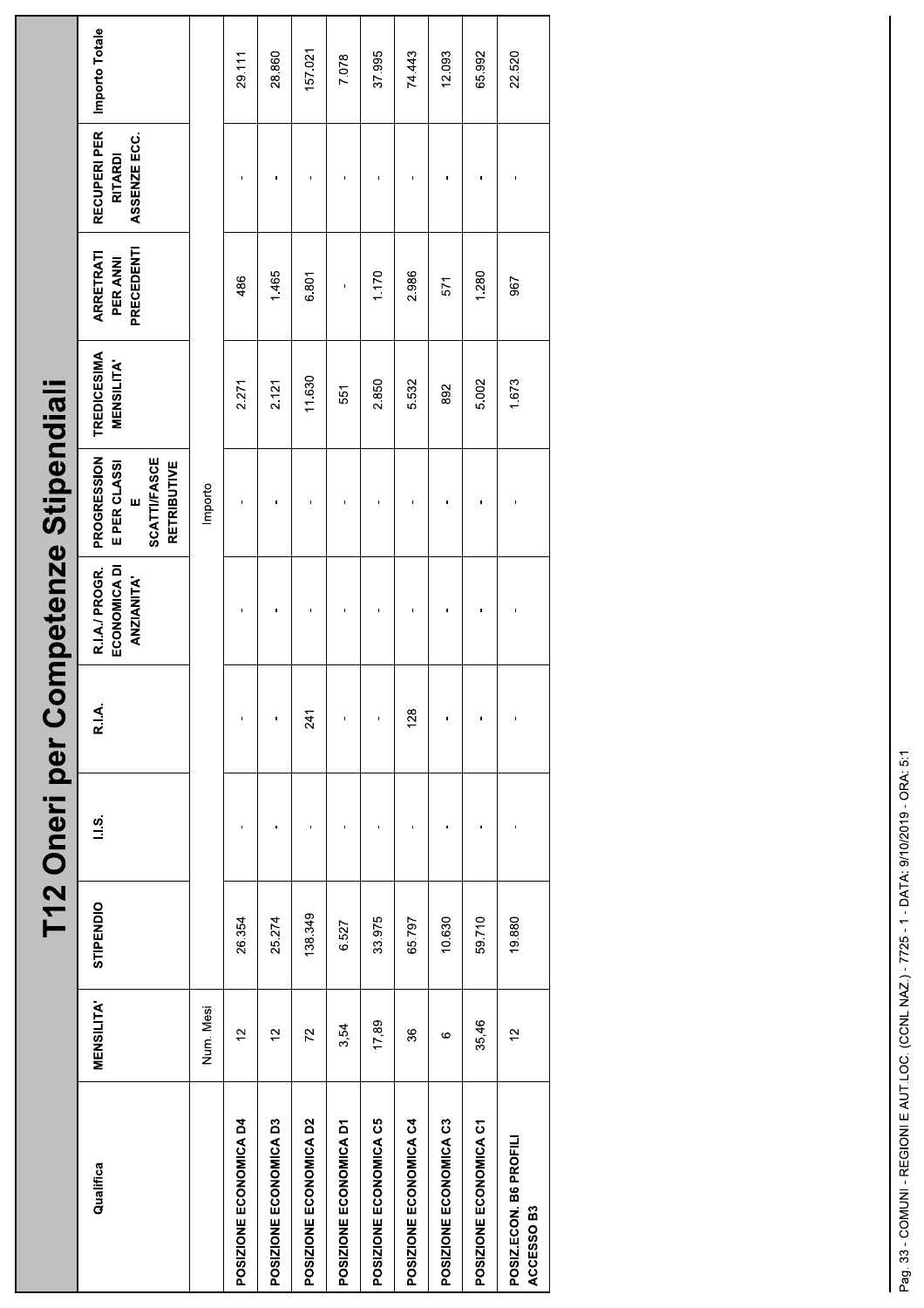# T12 Oneri per Competenze Stipendiali

| Qualifica | MENSILITA' | STIPENDIO | I.I.S. | R.I.A. | R.I.A./ PROGR. ECONOMICA DI ANZIANITA' | PROGRESSION E PER CLASSI E SCATTI/FASCE RETRIBUTIVE | TREDICESIMA MENSILITA' | ARRETRATI PER ANNI PRECEDENTI | RECUPERI PER RITARDI ASSENZE ECC. | Importo Totale |
|---|---|---|---|---|---|---|---|---|---|---|
| | Num. Mesi | Importo | | | | | | | | |
| POSIZIONE ECONOMICA D4 | 12 | 26.354 | - | - | - | - | 2.271 | 486 | - | 29.111 |
| POSIZIONE ECONOMICA D3 | 12 | 25.274 | - | - | - | - | 2.121 | 1.465 | - | 28.860 |
| POSIZIONE ECONOMICA D2 | 72 | 138.349 | - | 241 | - | - | 11.630 | 6.801 | - | 157.021 |
| POSIZIONE ECONOMICA D1 | 3,54 | 6.527 | - | - | - | - | 551 | - | - | 7.078 |
| POSIZIONE ECONOMICA C5 | 17,89 | 33.975 | - | - | - | - | 2.850 | 1.170 | - | 37.995 |
| POSIZIONE ECONOMICA C4 | 36 | 65.797 | - | 128 | - | - | 5.532 | 2.986 | - | 74.443 |
| POSIZIONE ECONOMICA C3 | 6 | 10.630 | - | - | - | - | 892 | 571 | - | 12.093 |
| POSIZIONE ECONOMICA C1 | 35,46 | 59.710 | - | - | - | - | 5.002 | 1.280 | - | 65.992 |
| POSIZ.ECON. B6 PROFILI ACCESSO B3 | 12 | 19.880 | - | - | - | - | 1.673 | 967 | - | 22.520 |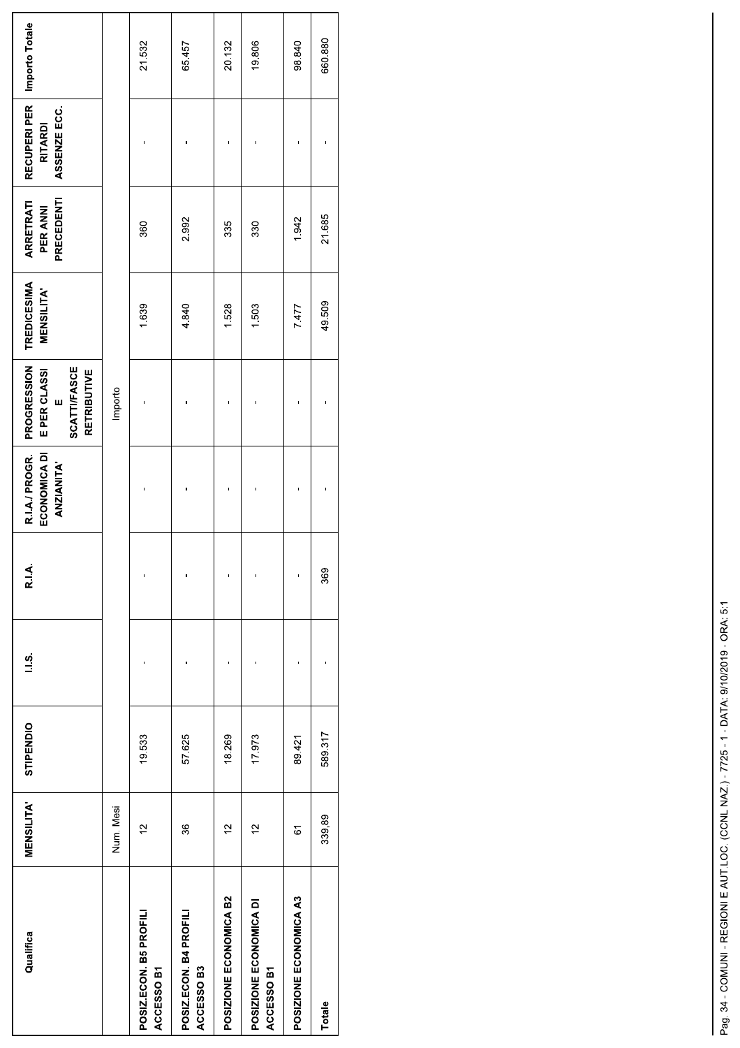| Qualifica | MENSILITA' | STIPENDIO | I.I.S. | R.I.A. | R.I.A./ PROGR. ECONOMICA DI ANZIANITA' | PROGRESSIONE PER CLASSI E SCATTI/FASCE RETRIBUTIVE | TREDICESIMA MENSILITA' | ARRETRATI PER ANNI PRECEDENTI | RECUPERI PER RITARDI ASSENZE ECC. | Importo Totale |
|---|---|---|---|---|---|---|---|---|---|---|
| | Num. Mesi | | | | | Importo | | | | |
| POSIZ.ECON. B5 PROFILI ACCESSO B1 | 12 | 19.533 | - | - | - | - | 1.639 | 360 | - | 21.532 |
| POSIZ.ECON. B4 PROFILI ACCESSO B3 | 36 | 57.625 | - | - | - | - | 4.840 | 2.992 | - | 65.457 |
| POSIZIONE ECONOMICA B2 | 12 | 18.269 | - | - | - | - | 1.528 | 335 | - | 20.132 |
| POSIZIONE ECONOMICA DI ACCESSO B1 | 12 | 17.973 | - | - | - | - | 1.503 | 330 | - | 19.806 |
| POSIZIONE ECONOMICA A3 | 61 | 89.421 | - | - | - | - | 7.477 | 1.942 | - | 98.840 |
| Totale | 339,89 | 589.317 | - | 369 | - | - | 49.509 | 21.685 | - | 660.880 |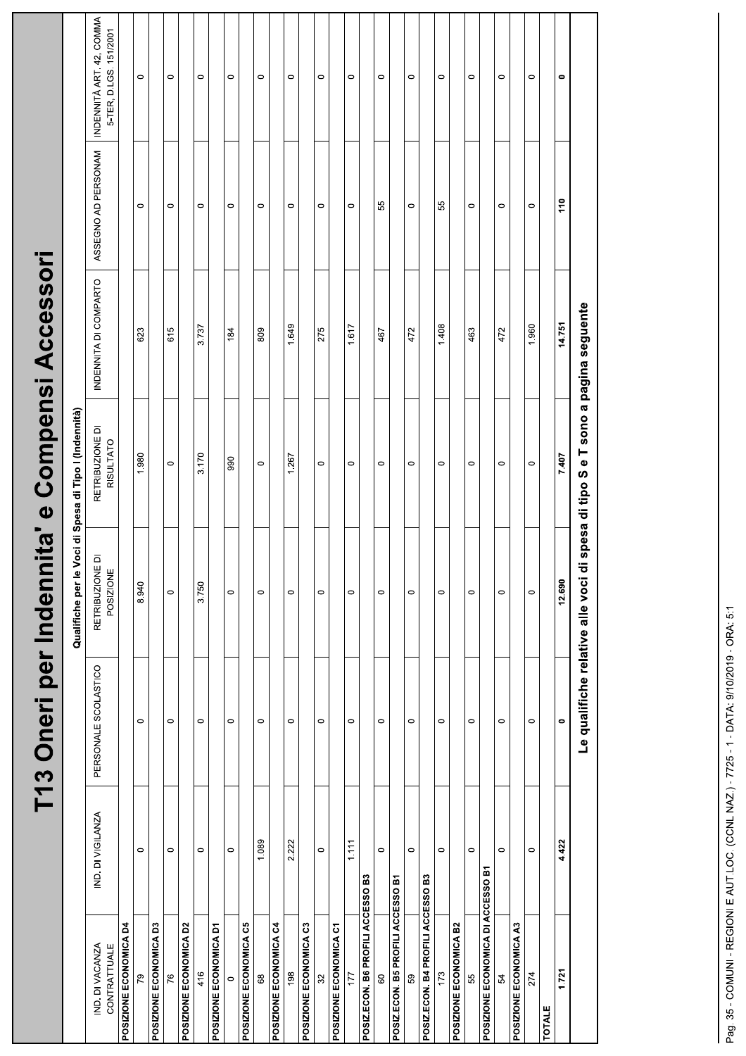# T13 Oneri per Indennita' e Compensi Accessori

| | Qualifiche per le Voci di Spesa di Tipo I (Indennità) | | | | | | | |
|---|---|---|---|---|---|---|---|---|
| IND. DI VACANZA CONTRATTUALE | IND. DI VIGILANZA | PERSONALE SCOLASTICO | RETRIBUZIONE DI POSIZIONE | RETRIBUZIONE DI RISULTATO | INDENNITA DI COMPARTO | ASSEGNO AD PERSONAM | INDENNITÀ ART. 42, COMMA 5-TER, D.LGS. 151/2001 |
| **POSIZIONE ECONOMICA D4** | | | | | | | |
| 79 | 0 | 0 | 8.940 | 1.980 | 623 | 0 | 0 |
| **POSIZIONE ECONOMICA D3** | | | | | | | |
| 76 | 0 | 0 | 0 | 0 | 615 | 0 | 0 |
| **POSIZIONE ECONOMICA D2** | | | | | | | |
| 416 | 0 | 0 | 3.750 | 3.170 | 3.737 | 0 | 0 |
| **POSIZIONE ECONOMICA D1** | | | | | | | |
| 0 | 0 | 0 | 0 | 990 | 184 | 0 | 0 |
| **POSIZIONE ECONOMICA C5** | | | | | | | |
| 68 | 1.089 | 0 | 0 | 0 | 809 | 0 | 0 |
| **POSIZIONE ECONOMICA C4** | | | | | | | |
| 198 | 2.222 | 0 | 0 | 1.267 | 1.649 | 0 | 0 |
| **POSIZIONE ECONOMICA C3** | | | | | | | |
| 32 | 0 | 0 | 0 | 0 | 275 | 0 | 0 |
| **POSIZIONE ECONOMICA C1** | | | | | | | |
| 177 | 1.111 | 0 | 0 | 0 | 1.617 | 0 | 0 |
| **POSIZ.ECON. B6 PROFILI ACCESSO B3** | | | | | | | |
| 60 | 0 | 0 | 0 | 0 | 467 | 55 | 0 |
| **POSIZ.ECON. B5 PROFILI ACCESSO B1** | | | | | | | |
| 59 | 0 | 0 | 0 | 0 | 472 | 0 | 0 |
| **POSIZ.ECON. B4 PROFILI ACCESSO B3** | | | | | | | |
| 173 | 0 | 0 | 0 | 0 | 1.408 | 55 | 0 |
| **POSIZIONE ECONOMICA B2** | | | | | | | |
| 55 | 0 | 0 | 0 | 0 | 463 | 0 | 0 |
| **POSIZIONE ECONOMICA DI ACCESSO B1** | | | | | | | |
| 54 | 0 | 0 | 0 | 0 | 472 | 0 | 0 |
| **POSIZIONE ECONOMICA A3** | | | | | | | |
| 274 | 0 | 0 | 0 | 0 | 1.960 | 0 | 0 |
| **TOTALE** | | | | | | | |
| **1.721** | **4.422** | **0** | **12.690** | **7.407** | **14.751** | **110** | **0** |

**Le qualifiche relative alle voci di spesa di tipo S e T sono a pagina seguente**

Pag. 35 - COMUNI - REGIONI E AUT.LOC. (CCNL NAZ.) - 7725 - 1 - DATA: 9/10/2019 - ORA: 5:1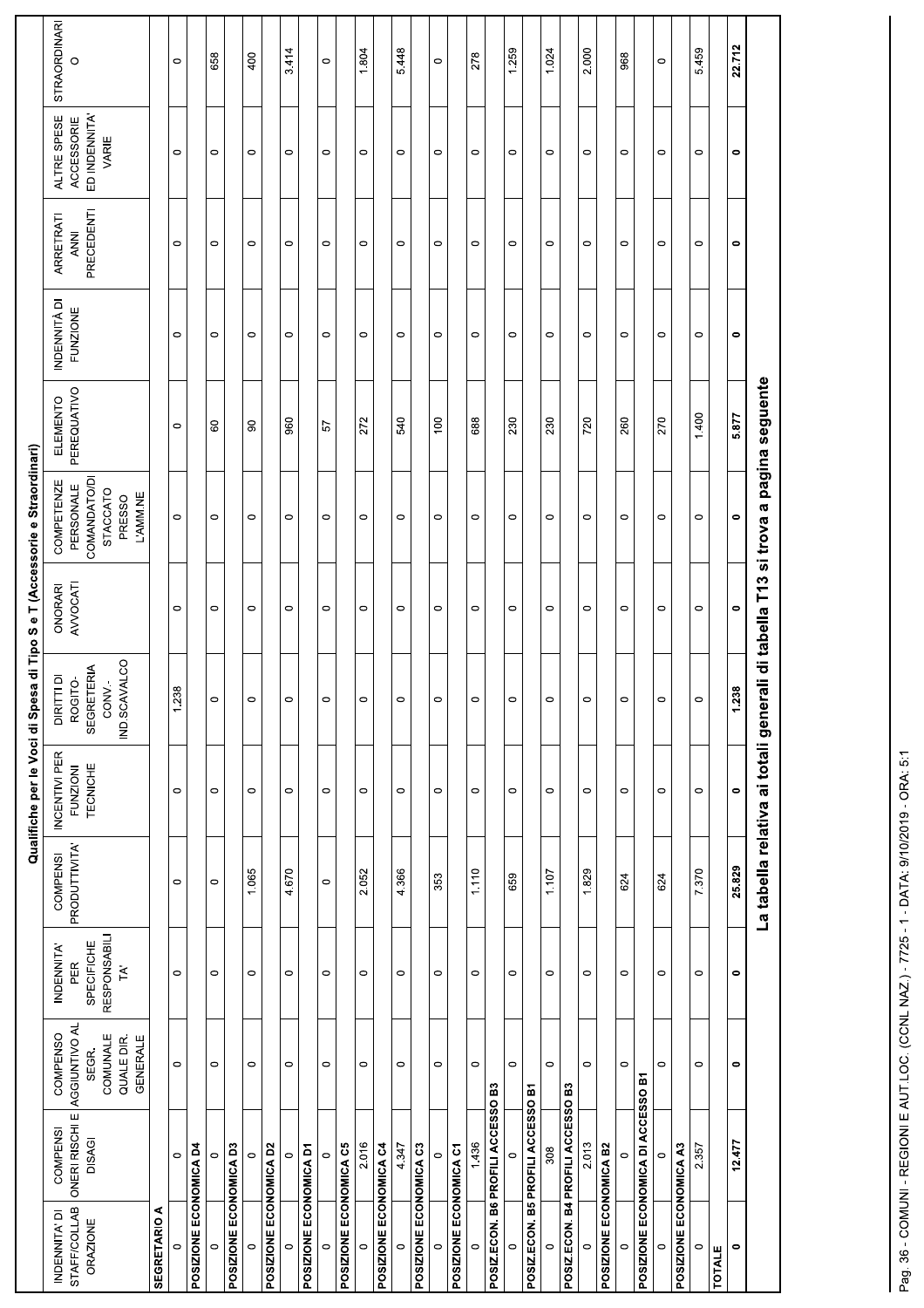## Qualifiche per le Voci di Spesa di Tipo S e T (Accessorie e Straordinari)

| INDENNITA' DI STAFF/COLLABORAZIONE | COMPENSI ONERI RISCHI E DISAGI | COMPENSO AGGIUNTIVO AL SEGR. COMUNALE QUALE DIR. GENERALE | INDENNITA' PER SPECIFICHE RESPONSABILITA' | COMPENSI PRODUTTIVITA' | INCENTIVI PER FUNZIONI TECNICHE | DIRITTI DI ROGITO-SEGRETERIA CONV.-IND.SCAVALCO | ONORARI AVVOCATI | COMPETENZE PERSONALE COMANDATO/DISTACCATO PRESSO L'AMM.NE | ELEMENTO PEREQUATIVO | INDENNITÀ DI FUNZIONE | ARRETRATI ANNI PRECEDENTI | ALTRE SPESE ACCESSORIE ED INDENNITA' VARIE | STRAORDINARIO |
|---|---|---|---|---|---|---|---|---|---|---|---|---|---|
| **SEGRETARIO A** | | | | | | | | | | | | | |
| 0 | 0 | 0 | 0 | 0 | 0 | 1.238 | 0 | 0 | 0 | 0 | 0 | 0 | 0 |
| **POSIZIONE ECONOMICA D4** | | | | | | | | | | | | | |
| 0 | 0 | 0 | 0 | 0 | 0 | 0 | 0 | 0 | 60 | 0 | 0 | 0 | 658 |
| **POSIZIONE ECONOMICA D3** | | | | | | | | | | | | | |
| 0 | 0 | 0 | 0 | 1.065 | 0 | 0 | 0 | 0 | 90 | 0 | 0 | 0 | 400 |
| **POSIZIONE ECONOMICA D2** | | | | | | | | | | | | | |
| 0 | 0 | 0 | 0 | 4.670 | 0 | 0 | 0 | 0 | 960 | 0 | 0 | 0 | 3.414 |
| **POSIZIONE ECONOMICA D1** | | | | | | | | | | | | | |
| 0 | 0 | 0 | 0 | 0 | 0 | 0 | 0 | 0 | 57 | 0 | 0 | 0 | 0 |
| **POSIZIONE ECONOMICA C5** | | | | | | | | | | | | | |
| 0 | 2.016 | 0 | 0 | 2.052 | 0 | 0 | 0 | 0 | 272 | 0 | 0 | 0 | 1.804 |
| **POSIZIONE ECONOMICA C4** | | | | | | | | | | | | | |
| 0 | 4.347 | 0 | 0 | 4.366 | 0 | 0 | 0 | 0 | 540 | 0 | 0 | 0 | 5.448 |
| **POSIZIONE ECONOMICA C3** | | | | | | | | | | | | | |
| 0 | 0 | 0 | 0 | 353 | 0 | 0 | 0 | 0 | 100 | 0 | 0 | 0 | 0 |
| **POSIZIONE ECONOMICA C1** | | | | | | | | | | | | | |
| 0 | 1.436 | 0 | 0 | 1.110 | 0 | 0 | 0 | 0 | 688 | 0 | 0 | 0 | 278 |
| **POSIZ.ECON. B6 PROFILI ACCESSO B3** | | | | | | | | | | | | | |
| 0 | 0 | 0 | 0 | 659 | 0 | 0 | 0 | 0 | 230 | 0 | 0 | 0 | 1.259 |
| **POSIZ.ECON. B5 PROFILI ACCESSO B1** | | | | | | | | | | | | | |
| 0 | 308 | 0 | 0 | 1.107 | 0 | 0 | 0 | 0 | 230 | 0 | 0 | 0 | 1.024 |
| **POSIZ.ECON. B4 PROFILI ACCESSO B3** | | | | | | | | | | | | | |
| 0 | 2.013 | 0 | 0 | 1.829 | 0 | 0 | 0 | 0 | 720 | 0 | 0 | 0 | 2.000 |
| **POSIZIONE ECONOMICA B2** | | | | | | | | | | | | | |
| 0 | 0 | 0 | 0 | 624 | 0 | 0 | 0 | 0 | 260 | 0 | 0 | 0 | 968 |
| **POSIZIONE ECONOMICA DI ACCESSO B1** | | | | | | | | | | | | | |
| 0 | 0 | 0 | 0 | 624 | 0 | 0 | 0 | 0 | 270 | 0 | 0 | 0 | 0 |
| **POSIZIONE ECONOMICA A3** | | | | | | | | | | | | | |
| 0 | 2.357 | 0 | 0 | 7.370 | 0 | 0 | 0 | 0 | 1.400 | 0 | 0 | 0 | 5.459 |
| **TOTALE** | | | | | | | | | | | | | |
| **0** | **12.477** | **0** | **0** | **25.829** | **0** | **1.238** | **0** | **0** | **5.877** | **0** | **0** | **0** | **22.712** |

**La tabella relativa ai totali generali di tabella T13 si trova a pagina seguente**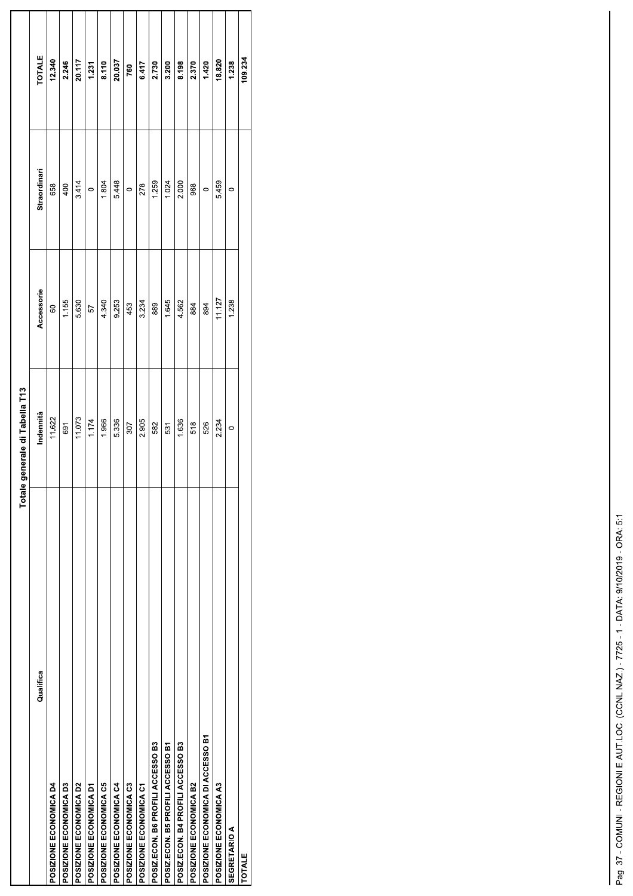| Qualifica | Totale generale di Tabella T13 | | | |
|---|---|---|---|---|
| | Indennità | Accessorie | Straordinari | TOTALE |
| POSIZIONE ECONOMICA D4 | 11.622 | 60 | 658 | **12.340** |
| POSIZIONE ECONOMICA D3 | 691 | 1.155 | 400 | **2.246** |
| POSIZIONE ECONOMICA D2 | 11.073 | 5.630 | 3.414 | **20.117** |
| POSIZIONE ECONOMICA D1 | 1.174 | 57 | 0 | **1.231** |
| POSIZIONE ECONOMICA C5 | 1.966 | 4.340 | 1.804 | **8.110** |
| POSIZIONE ECONOMICA C4 | 5.336 | 9.253 | 5.448 | **20.037** |
| POSIZIONE ECONOMICA C3 | 307 | 453 | 0 | **760** |
| POSIZIONE ECONOMICA C1 | 2.905 | 3.234 | 278 | **6.417** |
| POSIZ.ECON. B6 PROFILI ACCESSO B3 | 582 | 889 | 1.259 | **2.730** |
| POSIZ.ECON. B5 PROFILI ACCESSO B1 | 531 | 1.645 | 1.024 | **3.200** |
| POSIZ.ECON. B4 PROFILI ACCESSO B3 | 1.636 | 4.562 | 2.000 | **8.198** |
| POSIZIONE ECONOMICA B2 | 518 | 884 | 968 | **2.370** |
| POSIZIONE ECONOMICA DI ACCESSO B1 | 526 | 894 | 0 | **1.420** |
| POSIZIONE ECONOMICA A3 | 2.234 | 11.127 | 5.459 | **18.820** |
| SEGRETARIO A | 0 | 1.238 | 0 | **1.238** |
| **TOTALE** | | | | **109.234** |

Pag. 37 - COMUNI - REGIONI E AUT.LOC. (CCNL NAZ.) - 7725 - 1 - DATA: 9/10/2019 - ORA: 5:1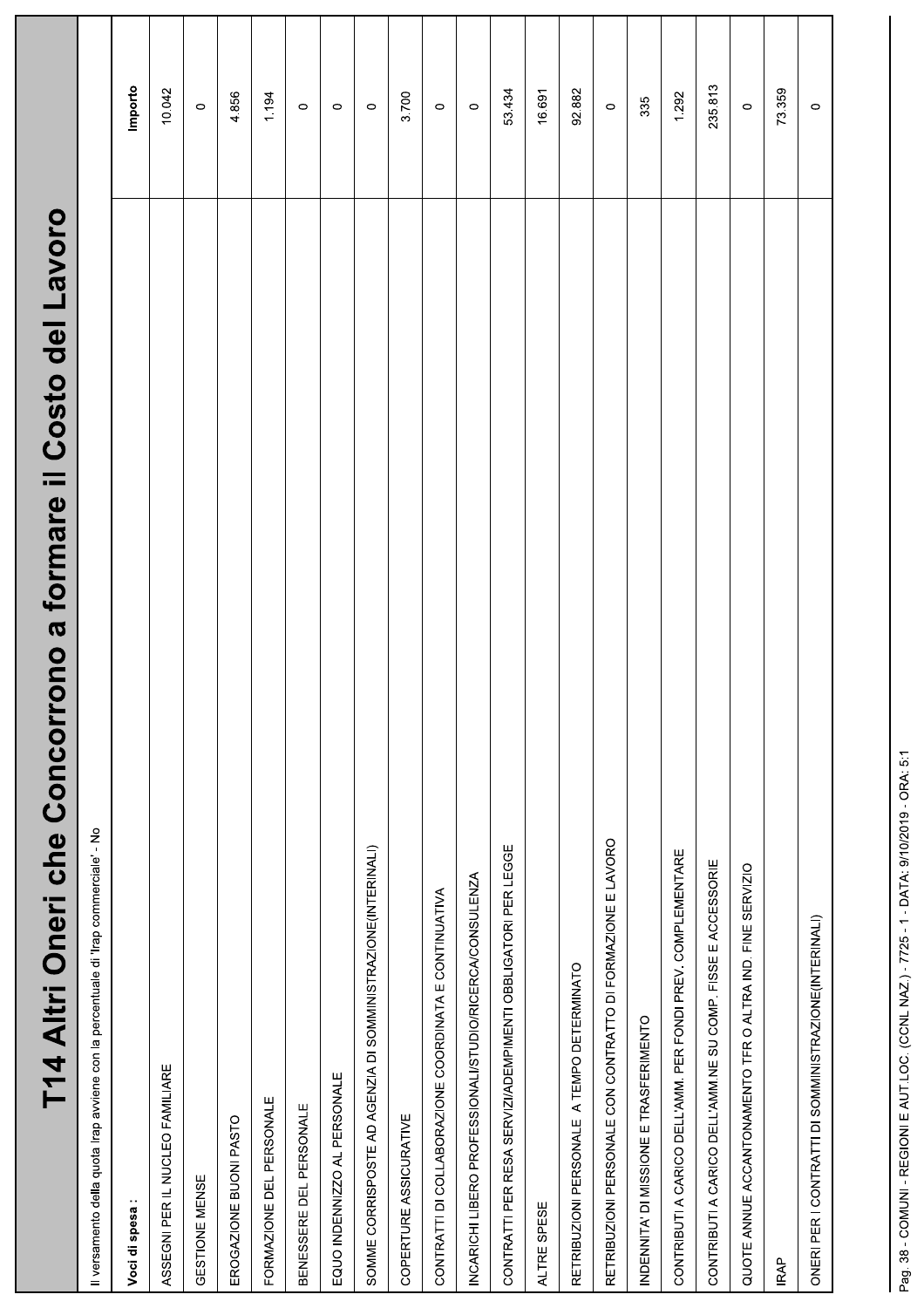# T14 Altri Oneri che Concorrono a formare il Costo del Lavoro

Il versamento della quota Irap avviene con la percentuale di 'Irap commerciale' - No

| Voci di spesa : | Importo |
|---|---|
| ASSEGNI PER IL NUCLEO FAMILIARE | 10.042 |
| GESTIONE MENSE | 0 |
| EROGAZIONE BUONI PASTO | 4.856 |
| FORMAZIONE DEL PERSONALE | 1.194 |
| BENESSERE DEL PERSONALE | 0 |
| EQUO INDENNIZZO AL PERSONALE | 0 |
| SOMME CORRISPOSTE AD AGENZIA DI SOMMINISTRAZIONE(INTERINALI) | 0 |
| COPERTURE ASSICURATIVE | 3.700 |
| CONTRATTI DI COLLABORAZIONE COORDINATA E CONTINUATIVA | 0 |
| INCARICHI LIBERO PROFESSIONALI/STUDIO/RICERCA/CONSULENZA | 0 |
| CONTRATTI PER RESA SERVIZI/ADEMPIMENTI OBBLIGATORI PER LEGGE | 53.434 |
| ALTRE SPESE | 16.691 |
| RETRIBUZIONI PERSONALE A TEMPO DETERMINATO | 92.882 |
| RETRIBUZIONI PERSONALE CON CONTRATTO DI FORMAZIONE E LAVORO | 0 |
| INDENNITA' DI MISSIONE E TRASFERIMENTO | 335 |
| CONTRIBUTI A CARICO DELL'AMM. PER FONDI PREV. COMPLEMENTARE | 1.292 |
| CONTRIBUTI A CARICO DELL'AMM.NE SU COMP. FISSE E ACCESSORIE | 235.813 |
| QUOTE ANNUE ACCANTONAMENTO TFR O ALTRA IND. FINE SERVIZIO | 0 |
| IRAP | 73.359 |
| ONERI PER I CONTRATTI DI SOMMINISTRAZIONE(INTERINALI) | 0 |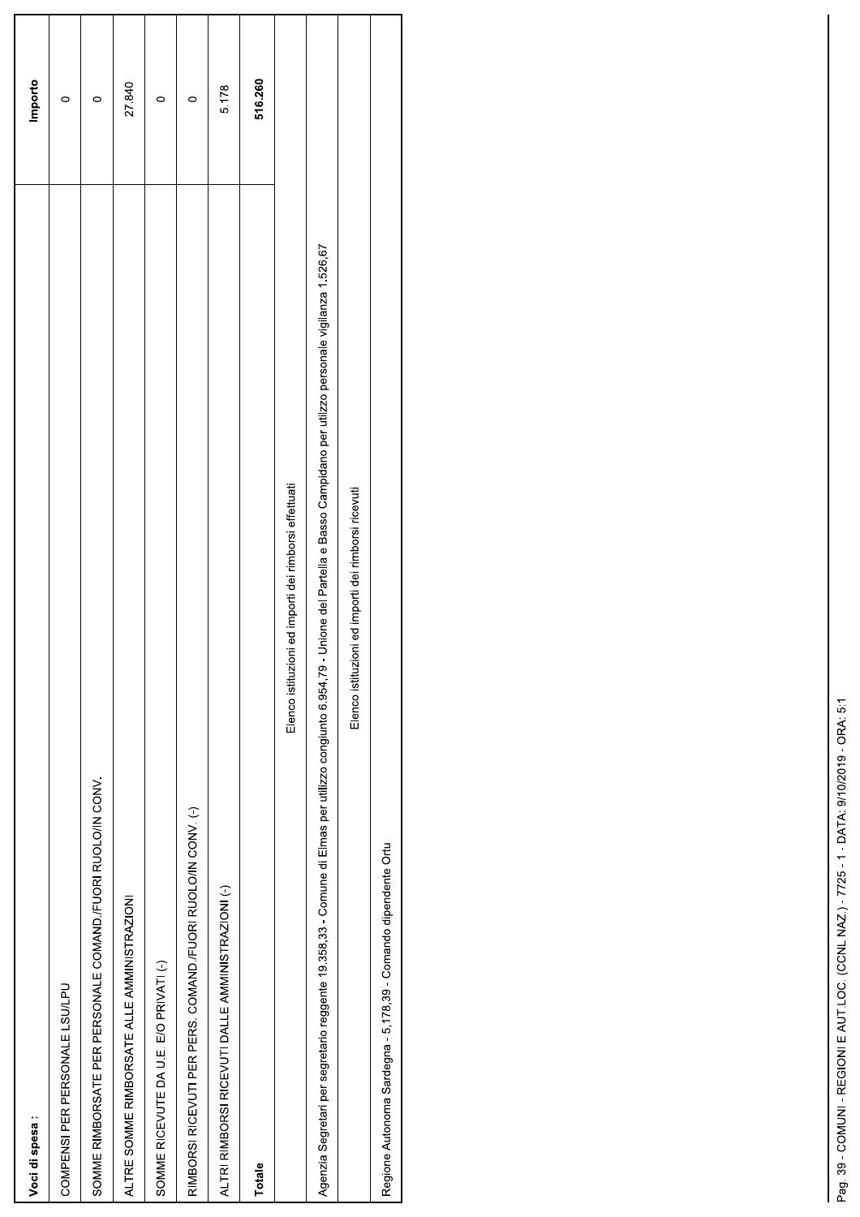| Voci di spesa : | Importo |
|---|---|
| COMPENSI PER PERSONALE LSU/LPU | 0 |
| SOMME RIMBORSATE PER PERSONALE COMAND./FUORI RUOLO/IN CONV. | 0 |
| ALTRE SOMME RIMBORSATE ALLE AMMINISTRAZIONI | 27.840 |
| SOMME RICEVUTE DA U.E. E/O PRIVATI (-) | 0 |
| RIMBORSI RICEVUTI PER PERS. COMAND./FUORI RUOLO/IN CONV. (-) | 0 |
| ALTRI RIMBORSI RICEVUTI DALLE AMMINISTRAZIONI (-) | 5.178 |
| **Totale** | **516.260** |

| Elenco istituzioni ed importi dei rimborsi effettuati |
|---|
| Agenzia Segretari per segretario reggente 19.358,33 - Comune di Elmas per utilizzo congiunto 6.954,79 - Unione del Partella e Basso Campidano per utilizzo personale vigilanza 1.526,67 |

| Elenco istituzioni ed importi dei rimborsi ricevuti |
|---|
| Regione Autonoma Sardegna - 5.178,39 - Comando dipendente Ortu |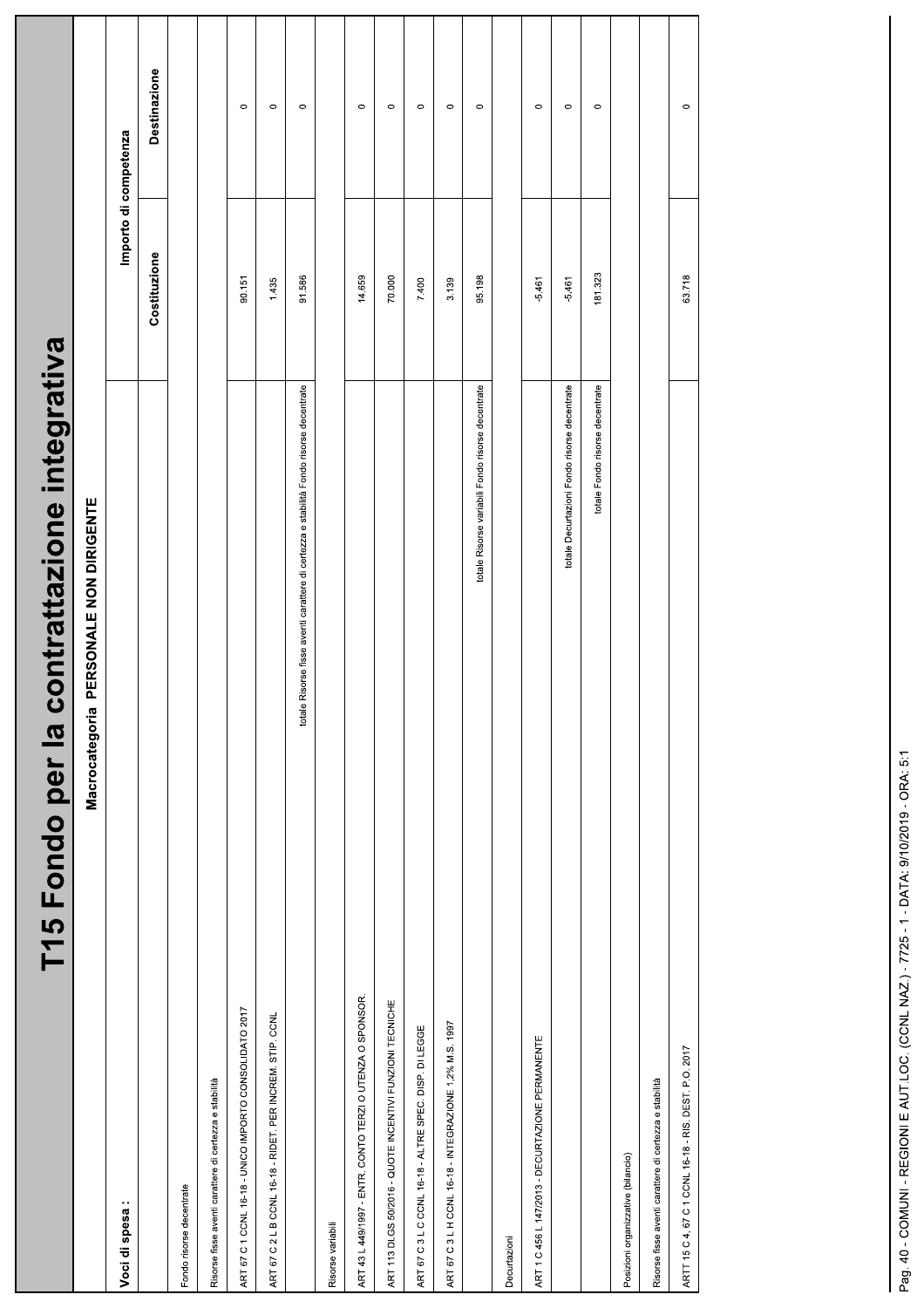# T15 Fondo per la contrattazione integrativa

Macrocategoria PERSONALE NON DIRIGENTE

| Voci di spesa : | | Importo di competenza | |
|---|---|---|---|
| | | Costituzione | Destinazione |
| Fondo risorse decentrate | | | |
| Risorse fisse aventi carattere di certezza e stabilità | | | |
| ART 67 C 1 CCNL 16-18 - UNICO IMPORTO CONSOLIDATO 2017 | | 90.151 | 0 |
| ART 67 C 2 L B CCNL 16-18 - RIDET. PER INCREM. STIP. CCNL | | 1.435 | 0 |
| | totale Risorse fisse aventi carattere di certezza e stabilità Fondo risorse decentrate | 91.586 | 0 |
| Risorse variabili | | | |
| ART 43 L 449/1997 - ENTR. CONTO TERZI O UTENZA O SPONSOR. | | 14.659 | 0 |
| ART 113 DLGS 50/2016 - QUOTE INCENTIVI FUNZIONI TECNICHE | | 70.000 | 0 |
| ART 67 C 3 L C CCNL 16-18 - ALTRE SPEC. DISP. DI LEGGE | | 7.400 | 0 |
| ART 67 C 3 L H CCNL 16-18 - INTEGRAZIONE 1,2% M.S. 1997 | | 3.139 | 0 |
| | totale Risorse variabili Fondo risorse decentrate | 95.198 | 0 |
| Decurtazioni | | | |
| ART 1 C 456 L 147/2013 - DECURTAZIONE PERMANENTE | | -5.461 | 0 |
| | totale Decurtazioni Fondo risorse decentrate | -5.461 | 0 |
| | totale Fondo risorse decentrate | 181.323 | 0 |
| Posizioni organizzative (bilancio) | | | |
| Risorse fisse aventi carattere di certezza e stabilità | | | |
| ARTT 15 C 4, 67 C 1 CCNL 16-18 - RIS. DEST. P.O. 2017 | | 63.718 | 0 |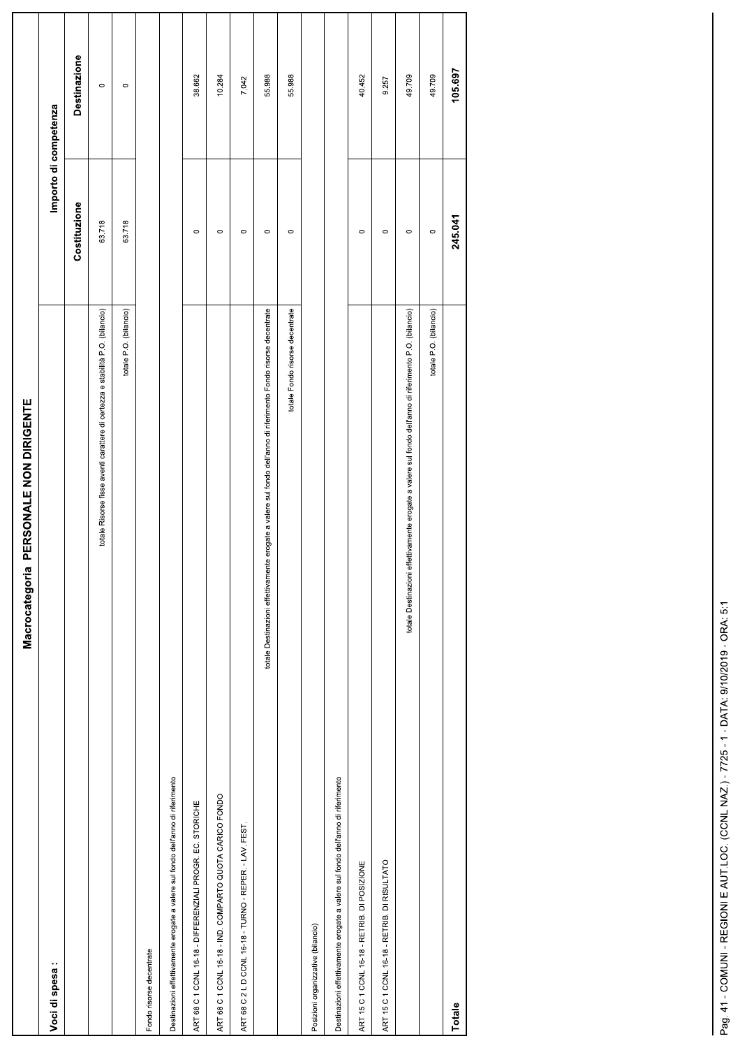## Macrocategoria PERSONALE NON DIRIGENTE

| Voci di spesa : | Importo di competenza | |
|---|---|---|
| | Costituzione | Destinazione |
| totale Risorse fisse aventi carattere di certezza e stabilità P.O. (bilancio) | 63.718 | 0 |
| totale P.O. (bilancio) | 63.718 | 0 |
| Fondo risorse decentrate | | |
| Destinazioni effettivamente erogate a valere sul fondo dell'anno di riferimento | | |
| ART 68 C 1 CCNL 16-18 - DIFFERENZIALI PROGR. EC. STORICHE | 0 | 38.662 |
| ART 68 C 1 CCNL 16-18 - IND. COMPARTO QUOTA CARICO FONDO | 0 | 10.284 |
| ART 68 C 2 L D CCNL 16-18 - TURNO - REPER. - LAV. FEST. | 0 | 7.042 |
| totale Destinazioni effettivamente erogate a valere sul fondo dell'anno di riferimento Fondo risorse decentrate | 0 | 55.988 |
| totale Fondo risorse decentrate | 0 | 55.988 |
| Posizioni organizzative (bilancio) | | |
| Destinazioni effettivamente erogate a valere sul fondo dell'anno di riferimento | | |
| ART 15 C 1 CCNL 16-18 - RETRIB. DI POSIZIONE | 0 | 40.452 |
| ART 15 C 1 CCNL 16-18 - RETRIB. DI RISULTATO | 0 | 9.257 |
| totale Destinazioni effettivamente erogate a valere sul fondo dell'anno di riferimento P.O. (bilancio) | 0 | 49.709 |
| totale P.O. (bilancio) | 0 | 49.709 |
| **Totale** | **245.041** | **105.697** |

Pag. 41 - COMUNI - REGIONI E AUT.LOC. (CCNL NAZ.) - 7725 - 1 - DATA: 9/10/2019 - ORA: 5:1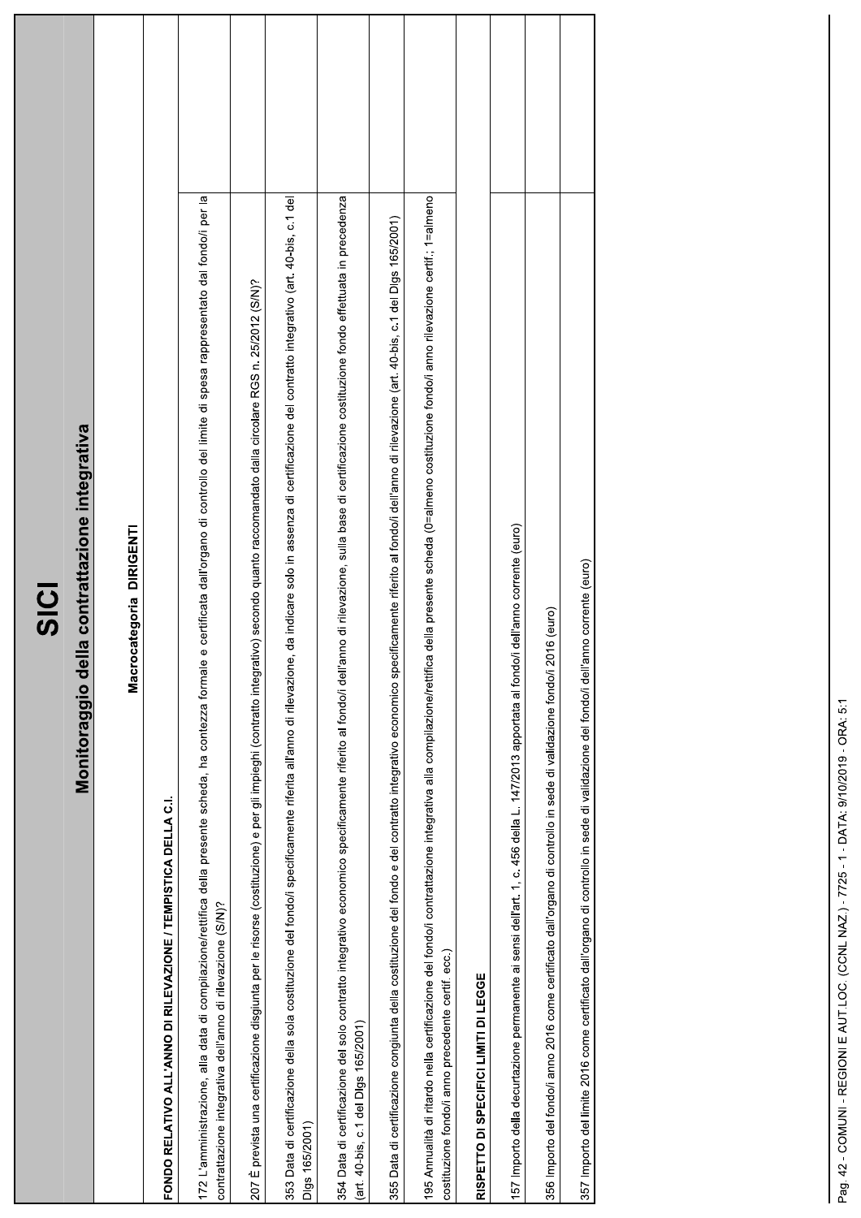# SICI

## Monitoraggio della contrattazione integrativa

### Macrocategoria DIRIGENTI

| | |
|---|---|
| **FONDO RELATIVO ALL'ANNO DI RILEVAZIONE / TEMPISTICA DELLA C.I.** | |
| 172 L'amministrazione, alla data di compilazione/rettifica della presente scheda, ha contezza formale e certificata dall'organo di controllo del limite di spesa rappresentato dal fondo/i per la contrattazione integrativa dell'anno di rilevazione (S/N)? | |
| 207 È prevista una certificazione disgiunta per le risorse (costituzione) e per gli impieghi (contratto integrativo) secondo quanto raccomandato dalla circolare RGS n. 25/2012 (S/N)? | |
| 353 Data di certificazione della sola costituzione del fondo/i specificamente riferita all'anno di rilevazione, da indicare solo in assenza di certificazione del contratto integrativo (art. 40-bis, c.1 del Dlgs 165/2001) | |
| 354 Data di certificazione del solo contratto integrativo economico specificamente riferito al fondo/i dell'anno di rilevazione, sulla base di certificazione costituzione fondo effettuata in precedenza (art. 40-bis, c.1 del Dlgs 165/2001) | |
| 355 Data di certificazione congiunta della costituzione del fondo e del contratto integrativo economico specificamente riferito al fondo/i dell'anno di rilevazione (art. 40-bis, c.1 del Dlgs 165/2001) | |
| 195 Annualità di ritardo nella certificazione del fondo/i contrattazione integrativa alla compilazione/rettifica della presente scheda (0=almeno costituzione fondo/i anno rilevazione certif.; 1=almeno costituzione fondo/i anno precedente certif. ecc.) | |
| **RISPETTO DI SPECIFICI LIMITI DI LEGGE** | |
| 157 Importo della decurtazione permanente ai sensi dell'art. 1, c. 456 della L. 147/2013 apportata al fondo/i dell'anno corrente (euro) | |
| 356 Importo del fondo/i anno 2016 come certificato dall'organo di controllo in sede di validazione fondo/i 2016 (euro) | |
| 357 Importo del limite 2016 come certificato dall'organo di controllo in sede di validazione del fondo/i dell'anno corrente (euro) | |

Pag. 42 - COMUNI - REGIONI E AUT.LOC. (CCNL NAZ.) - 7725 - 1 - DATA: 9/10/2019 - ORA: 5:1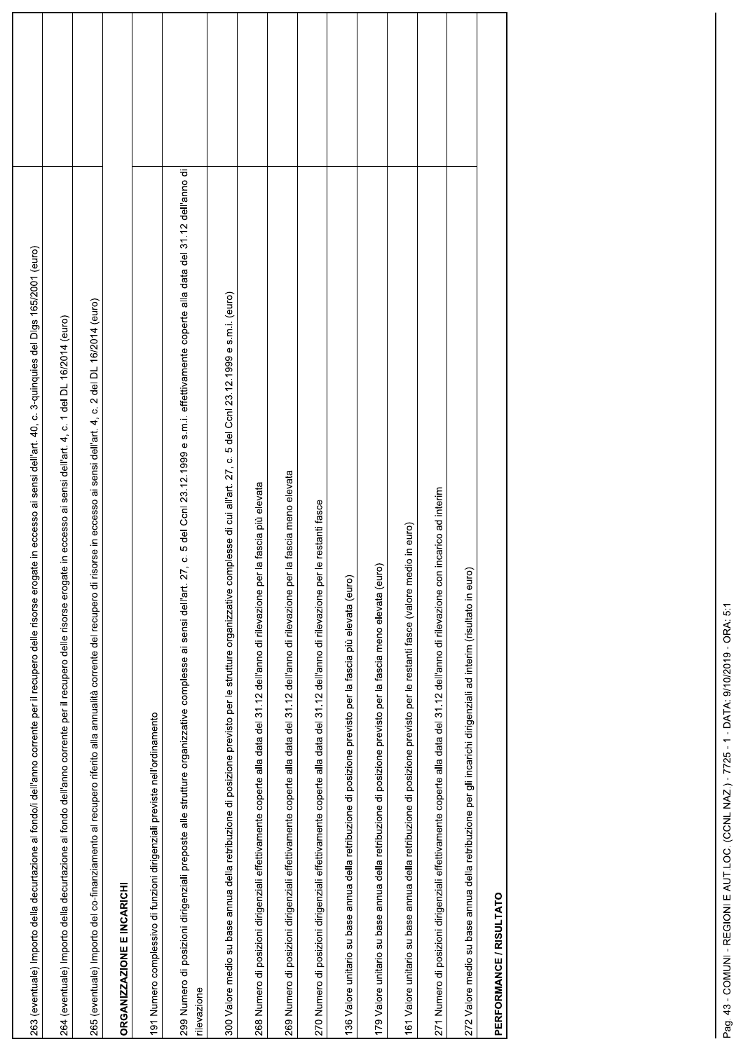| | |
|---|---|
| 263 (eventuale) Importo della decurtazione al fondo/i dell'anno corrente per il recupero delle risorse erogate in eccesso ai sensi dell'art. 40, c. 3-quinquies del Dlgs 165/2001 (euro) | |
| 264 (eventuale) Importo della decurtazione al fondo dell'anno corrente per il recupero delle risorse erogate in eccesso ai sensi dell'art. 4, c. 1 del DL 16/2014 (euro) | |
| 265 (eventuale) Importo del co-finanziamento al recupero riferito alla annualità corrente del recupero di risorse in eccesso ai sensi dell'art. 4, c. 2 del DL 16/2014 (euro) | |
| **ORGANIZZAZIONE E INCARICHI** | |
| 191 Numero complessivo di funzioni dirigenziali previste nell'ordinamento | |
| 299 Numero di posizioni dirigenziali preposte alle strutture organizzative complesse ai sensi dell'art. 27, c. 5 del Ccnl 23.12.1999 e s.m.i. effettivamente coperte alla data del 31.12 dell'anno di rilevazione | |
| 300 Valore medio su base annua della retribuzione di posizione previsto per le strutture organizzative complesse di cui all'art. 27, c. 5 del Ccnl 23.12.1999 e s.m.i. (euro) | |
| 268 Numero di posizioni dirigenziali effettivamente coperte alla data del 31.12 dell'anno di rilevazione per la fascia più elevata | |
| 269 Numero di posizioni dirigenziali effettivamente coperte alla data del 31.12 dell'anno di rilevazione per la fascia meno elevata | |
| 270 Numero di posizioni dirigenziali effettivamente coperte alla data del 31.12 dell'anno di rilevazione per le restanti fasce | |
| 136 Valore unitario su base annua della retribuzione di posizione previsto per la fascia più elevata (euro) | |
| 179 Valore unitario su base annua della retribuzione di posizione previsto per la fascia meno elevata (euro) | |
| 161 Valore unitario su base annua della retribuzione di posizione previsto per le restanti fasce (valore medio in euro) | |
| 271 Numero di posizioni dirigenziali effettivamente coperte alla data del 31.12 dell'anno di rilevazione con incarico ad interim | |
| 272 Valore medio su base annua della retribuzione per gli incarichi dirigenziali ad interim (risultato in euro) | |
| **PERFORMANCE / RISULTATO** | |

Pag. 43 - COMUNI - REGIONI E AUT.LOC. (CCNL NAZ.) - 7725 - 1 - DATA: 9/10/2019 - ORA: 5:1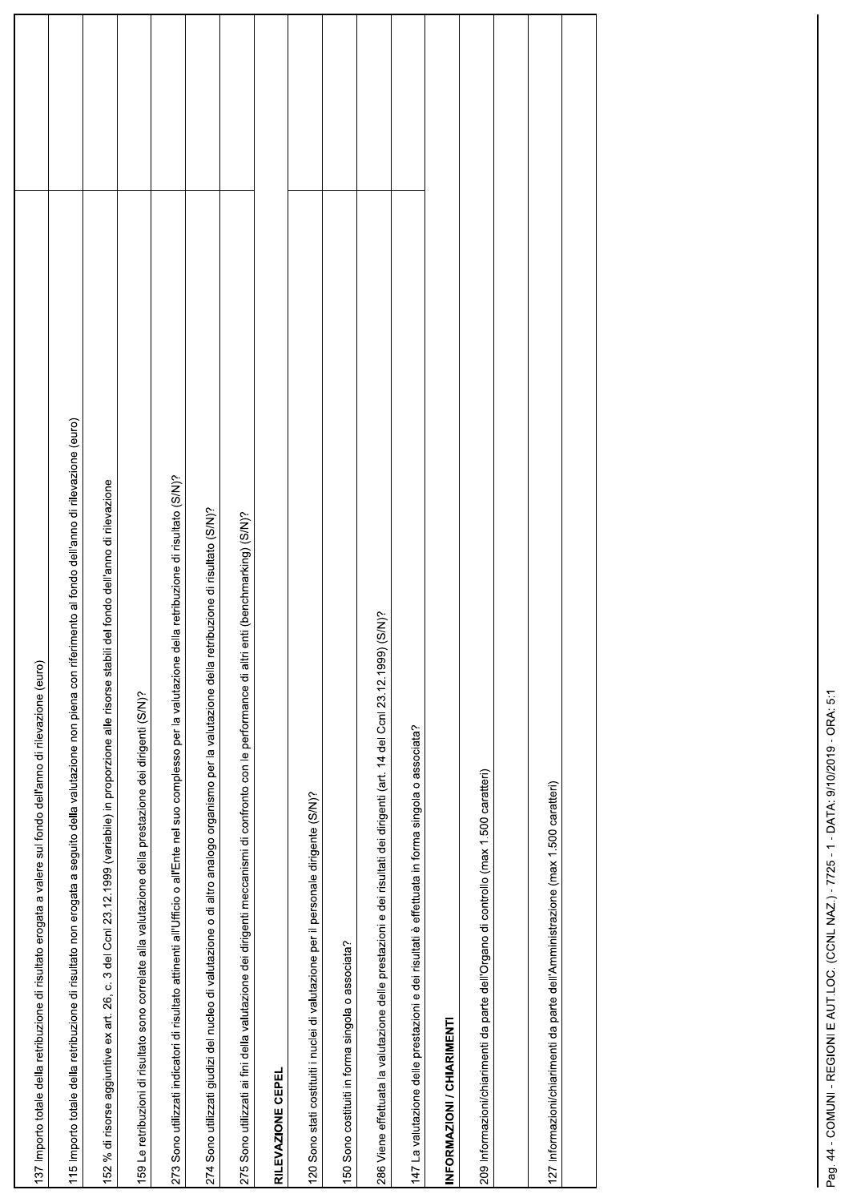| | |
|---|---|
| 137 Importo totale della retribuzione di risultato erogata a valere sul fondo dell'anno di rilevazione (euro) | |
| 115 Importo totale della retribuzione di risultato non erogata a seguito della valutazione non piena con riferimento al fondo dell'anno di rilevazione (euro) | |
| 152 % di risorse aggiuntive ex art. 26, c. 3 del Ccnl 23.12.1999 (variabile) in proporzione alle risorse stabili del fondo dell'anno di rilevazione | |
| 159 Le retribuzioni di risultato sono correlate alla valutazione della prestazione dei dirigenti (S/N)? | |
| 273 Sono utilizzati indicatori di risultato attinenti all'Ufficio o all'Ente nel suo complesso per la valutazione della retribuzione di risultato (S/N)? | |
| 274 Sono utilizzati giudizi del nucleo di valutazione o di altro analogo organismo per la valutazione della retribuzione di risultato (S/N)? | |
| 275 Sono utilizzati ai fini della valutazione dei dirigenti meccanismi di confronto con le performance di altri enti (benchmarking) (S/N)? | |
| **RILEVAZIONE CEPEL** | |
| 120 Sono stati costituiti i nuclei di valutazione per il personale dirigente (S/N)? | |
| 150 Sono costituiti in forma singola o associata? | |
| 286 Viene effettuata la valutazione delle prestazioni e dei risultati dei dirigenti (art. 14 del Ccnl 23.12.1999) (S/N)? | |
| 147 La valutazione delle prestazioni e dei risultati è effettuata in forma singola o associata? | |
| **INFORMAZIONI / CHIARIMENTI** | |
| 209 Informazioni/chiarimenti da parte dell'Organo di controllo (max 1.500 caratteri) | |
| | |
| 127 Informazioni/chiarimenti da parte dell'Amministrazione (max 1.500 caratteri) | |
| | |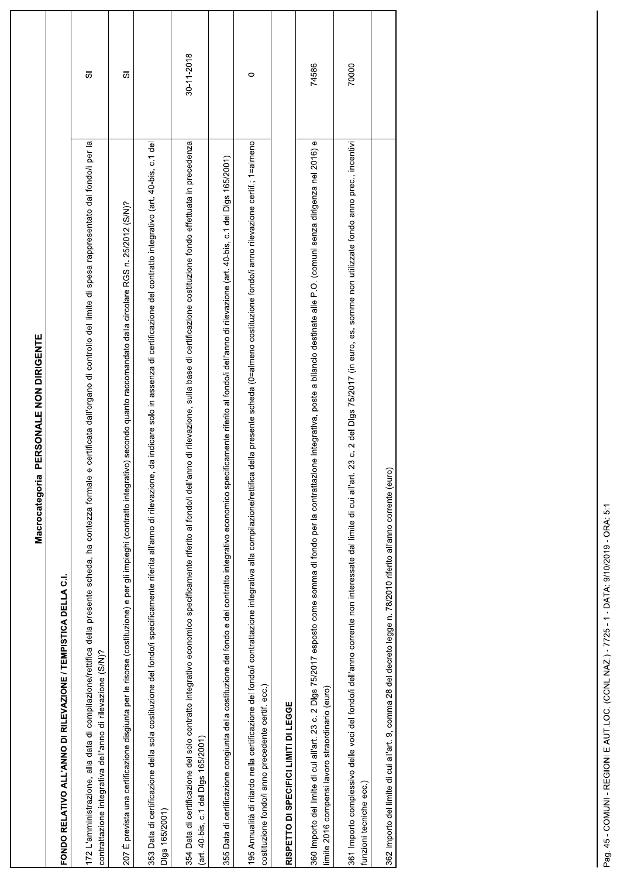| Macrocategoria PERSONALE NON DIRIGENTE | |
|---|---|
| **FONDO RELATIVO ALL'ANNO DI RILEVAZIONE / TEMPISTICA DELLA C.I.** | |
| 172 L'amministrazione, alla data di compilazione/rettifica della presente scheda, ha contezza formale e certificata dall'organo di controllo del limite di spesa rappresentato dal fondo/i per la contrattazione integrativa dell'anno di rilevazione (S/N)? | SI |
| 207 È prevista una certificazione disgiunta per le risorse (costituzione) e per gli impieghi (contratto integrativo) secondo quanto raccomandato dalla circolare RGS n. 25/2012 (S/N)? | SI |
| 353 Data di certificazione della sola costituzione del fondo/i specificamente riferita all'anno di rilevazione, da indicare solo in assenza di certificazione del contratto integrativo (art. 40-bis, c.1 del Dlgs 165/2001) | |
| 354 Data di certificazione del solo contratto integrativo economico specificamente riferito al fondo/i dell'anno di rilevazione, sulla base di certificazione costituzione fondo effettuata in precedenza (art. 40-bis, c.1 del Dlgs 165/2001) | 30-11-2018 |
| 355 Data di certificazione congiunta della costituzione del fondo e del contratto integrativo economico specificamente riferito al fondo/i dell'anno di rilevazione (art. 40-bis, c.1 del Dlgs 165/2001) | |
| 195 Annualità di ritardo nella certificazione del fondo/i contrattazione integrativa alla compilazione/rettifica della presente scheda (0=almeno costituzione fondo/i anno rilevazione certif.; 1=almeno costituzione fondo/i anno precedente certif. ecc.) | 0 |
| **RISPETTO DI SPECIFICI LIMITI DI LEGGE** | |
| 360 Importo del limite di cui all'art. 23 c. 2 Dlgs 75/2017 esposto come somma di fondo per la contrattazione integrativa, poste a bilancio destinate alle P.O. (comuni senza dirigenza nel 2016) e limite 2016 compensi lavoro straordinario (euro) | 74586 |
| 361 Importo complessivo delle voci del fondo/i dell'anno corrente non interessate dal limite di cui all'art. 23 c. 2 del Dlgs 75/2017 (in euro, es. somme non utilizzate fondo anno prec., incentivi funzioni tecniche ecc.) | 70000 |
| 362 Importo del limite di cui all'art. 9, comma 28 del decreto legge n. 78/2010 riferito all'anno corrente (euro) | |

Pag. 45 - COMUNI - REGIONI E AUT.LOC. (CCNL NAZ.) - 7725 - 1 - DATA: 9/10/2019 - ORA: 5:1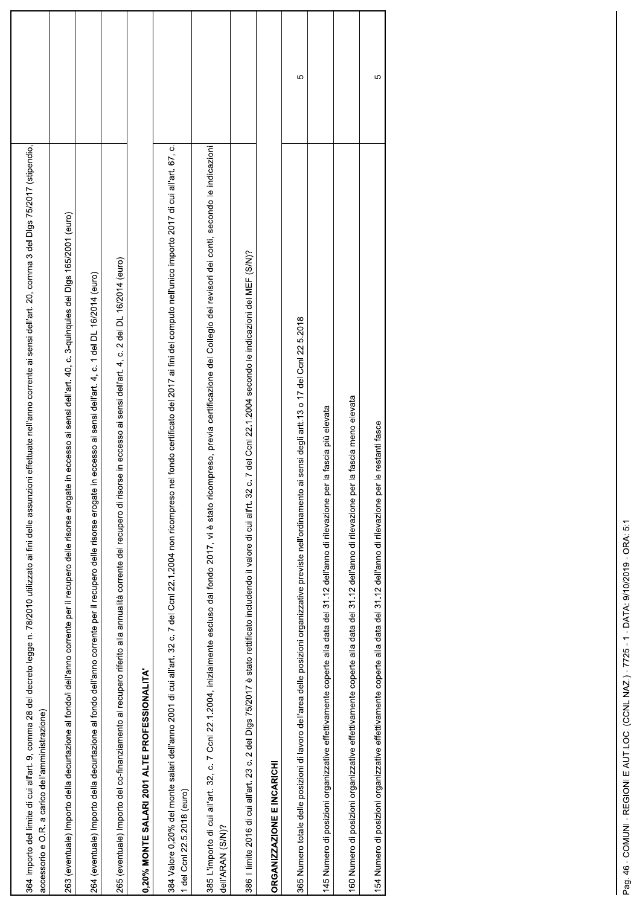| | |
|---|---|
| 364 Importo del limite di cui all'art. 9, comma 28 del decreto legge n. 78/2010 utilizzato ai fini delle assunzioni effettuate nell'anno corrente ai sensi dell'art. 20, comma 3 del Dlgs 75/2017 (stipendio, accessorio e O.R. a carico dell'amministrazione) | |
| 263 (eventuale) Importo della decurtazione al fondo/i dell'anno corrente per il recupero delle risorse erogate in eccesso ai sensi dell'art. 40, c. 3-quinquies del Dlgs 165/2001 (euro) | |
| 264 (eventuale) Importo della decurtazione al fondo dell'anno corrente per il recupero delle risorse erogate in eccesso ai sensi dell'art. 4, c. 1 del DL 16/2014 (euro) | |
| 265 (eventuale) Importo del co-finanziamento al recupero riferito alla annualità corrente del recupero di risorse in eccesso ai sensi dell'art. 4, c. 2 del DL 16/2014 (euro) | |
| **0,20% MONTE SALARI 2001 ALTE PROFESSIONALITA'** | |
| 384 Valore 0,20% del monte salari dell'anno 2001 di cui all'art. 32 c. 7 del Ccnl 22.1.2004 non ricompreso nel fondo certificato del 2017 ai fini del computo nell'unico importo 2017 di cui all'art. 67, c. 1 del Ccnl 22.5.2018 (euro) | |
| 385 L'importo di cui all'art. 32, c. 7 Ccnl 22.1.2004, inizialmente escluso dal fondo 2017, vi è stato ricompreso, previa certificazione del Collegio dei revisori dei conti, secondo le indicazioni dell'ARAN (S/N)? | |
| 386 Il limite 2016 di cui all'art. 23 c. 2 del Dlgs 75/2017 è stato rettificato includendo il valore di cui all'rt. 32 c. 7 del Ccnl 22.1.2004 secondo le indicazioni del MEF (S/N)? | |
| **ORGANIZZAZIONE E INCARICHI** | |
| 365 Numero totale delle posizioni di lavoro dell'area delle posizioni organizzative previste nell'ordinamento ai sensi degli artt.13 o 17 del Ccnl 22.5.2018 | 5 |
| 145 Numero di posizioni organizzative effettivamente coperte alla data del 31.12 dell'anno di rilevazione per la fascia più elevata | |
| 160 Numero di posizioni organizzative effettivamente coperte alla data del 31.12 dell'anno di rilevazione per la fascia meno elevata | |
| 154 Numero di posizioni organizzative effettivamente coperte alla data del 31.12 dell'anno di rilevazione per le restanti fasce | 5 |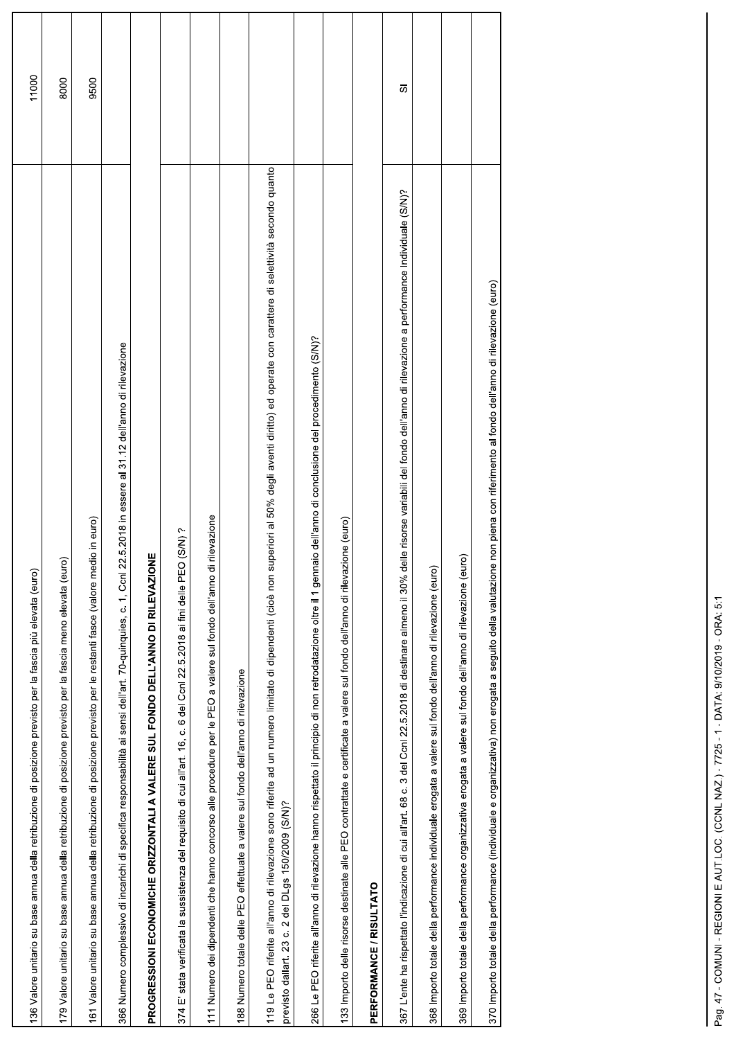| | |
|---|---|
| 136 Valore unitario su base annua della retribuzione di posizione previsto per la fascia più elevata (euro) | 11000 |
| 179 Valore unitario su base annua della retribuzione di posizione previsto per la fascia meno elevata (euro) | 8000 |
| 161 Valore unitario su base annua della retribuzione di posizione previsto per le restanti fasce (valore medio in euro) | 9500 |
| 366 Numero complessivo di incarichi di specifica responsabilità ai sensi dell'art. 70-quinquies, c. 1, Ccnl 22.5.2018 in essere al 31.12 dell'anno di rilevazione | |
| **PROGRESSIONI ECONOMICHE ORIZZONTALI A VALERE SUL FONDO DELL'ANNO DI RILEVAZIONE** | |
| 374 E' stata verificata la sussistenza del requisito di cui all'art. 16, c. 6 del Ccnl 22.5.2018 ai fini delle PEO (S/N) ? | |
| 111 Numero dei dipendenti che hanno concorso alle procedure per le PEO a valere sul fondo dell'anno di rilevazione | |
| 188 Numero totale delle PEO effettuate a valere sul fondo dell'anno di rilevazione | |
| 119 Le PEO riferite all'anno di rilevazione sono riferite ad un numero limitato di dipendenti (cioè non superiori al 50% degli aventi diritto) ed operate con carattere di selettività secondo quanto previsto dallart. 23 c. 2 del DLgs 150/2009 (S/N)? | |
| 266 Le PEO riferite all'anno di rilevazione hanno rispettato il principio di non retrodatazione oltre il 1 gennaio dell'anno di conclusione del procedimento (S/N)? | |
| 133 Importo delle risorse destinate alle PEO contrattate e certificate a valere sul fondo dell'anno di rilevazione (euro) | |
| **PERFORMANCE / RISULTATO** | |
| 367 L'ente ha rispettato l'indicazione di cui all'art. 68 c. 3 del Ccnl 22.5.2018 di destinare almeno il 30% delle risorse variabili del fondo dell'anno di rilevazione a performance Individuale (S/N)? | SI |
| 368 Importo totale della performance individuale erogata a valere sul fondo dell'anno di rilevazione (euro) | |
| 369 Importo totale della performance organizzativa erogata a valere sul fondo dell'anno di rilevazione (euro) | |
| 370 Importo totale della performance (individuale e organizzativa) non erogata a seguito della valutazione non piena con riferimento al fondo dell'anno di rilevazione (euro) | |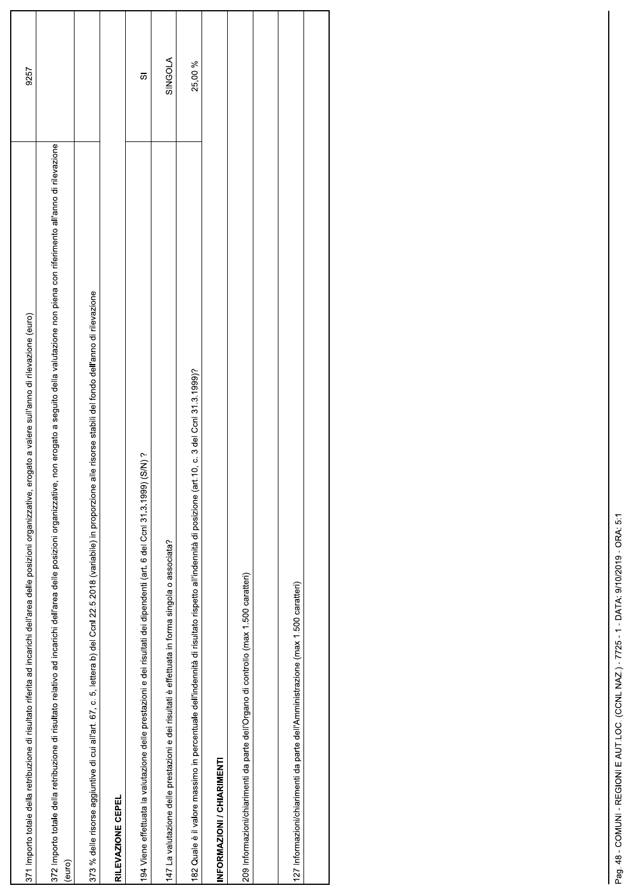| | |
|---|---|
| 371 Importo totale della retribuzione di risultato riferita ad incarichi dell'area delle posizioni organizzative, erogato a valere sull'anno di rilevazione (euro) | 9257 |
| 372 Importo totale della retribuzione di risultato relativo ad incarichi dell'area delle posizioni organizzative, non erogato a seguito della valutazione non piena con riferimento all'anno di rilevazione (euro) | |
| 373 % delle risorse aggiuntive di cui all'art. 67, c. 5, lettera b) del Ccnl 22.5.2018 (variabile) in proporzione alle risorse stabili del fondo dell'anno di rilevazione | |
| **RILEVAZIONE CEPEL** | |
| 194 Viene effettuata la valutazione delle prestazioni e dei risultati dei dipendenti (art. 6 del Ccnl 31.3.1999) (S/N) ? | SI |
| 147 La valutazione delle prestazioni e dei risultati è effettuata in forma singola o associata? | SINGOLA |
| 182 Quale è il valore massimo in percentuale dell'indennità di risultato rispetto all'indennità di posizione (art.10, c. 3 del Ccnl 31.3.1999)? | 25,00 % |
| **INFORMAZIONI / CHIARIMENTI** | |
| 209 Informazioni/chiarimenti da parte dell'Organo di controllo (max 1.500 caratteri) | |
| | |
| 127 Informazioni/chiarimenti da parte dell'Amministrazione (max 1.500 caratteri) | |
| | |